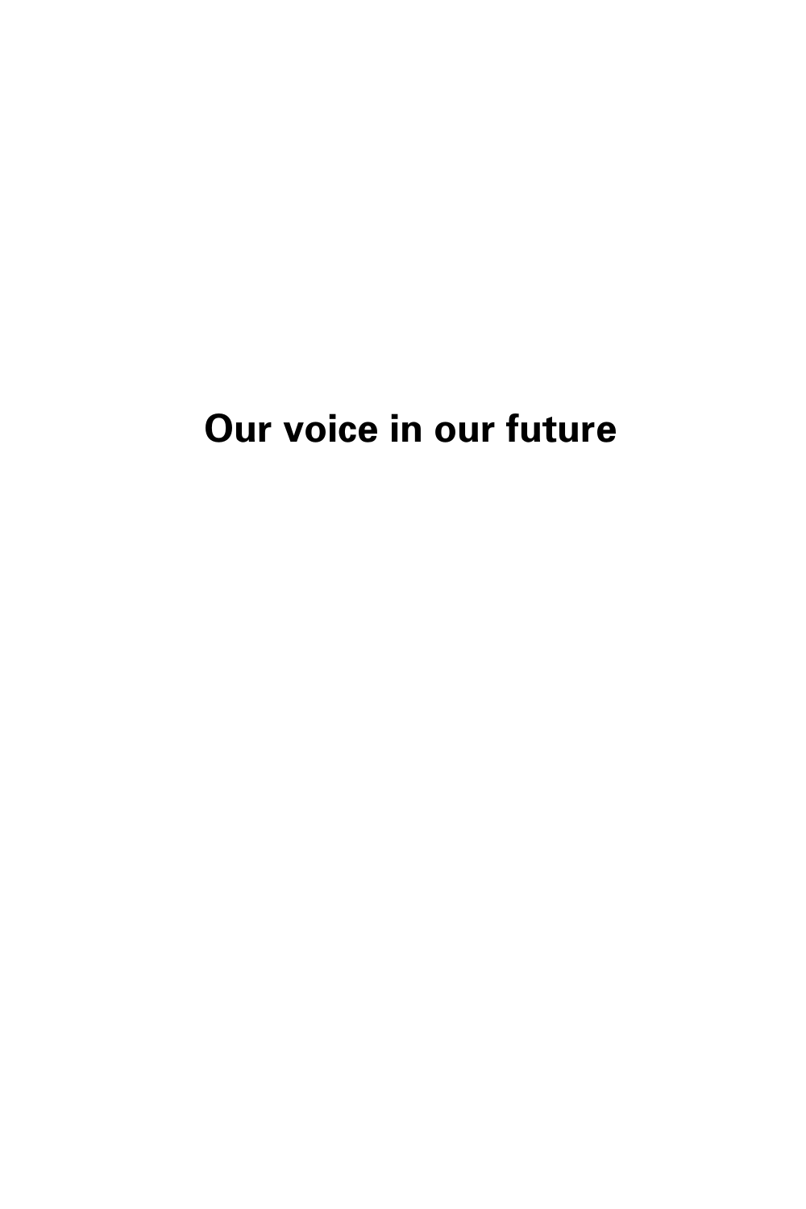# Our voice in our future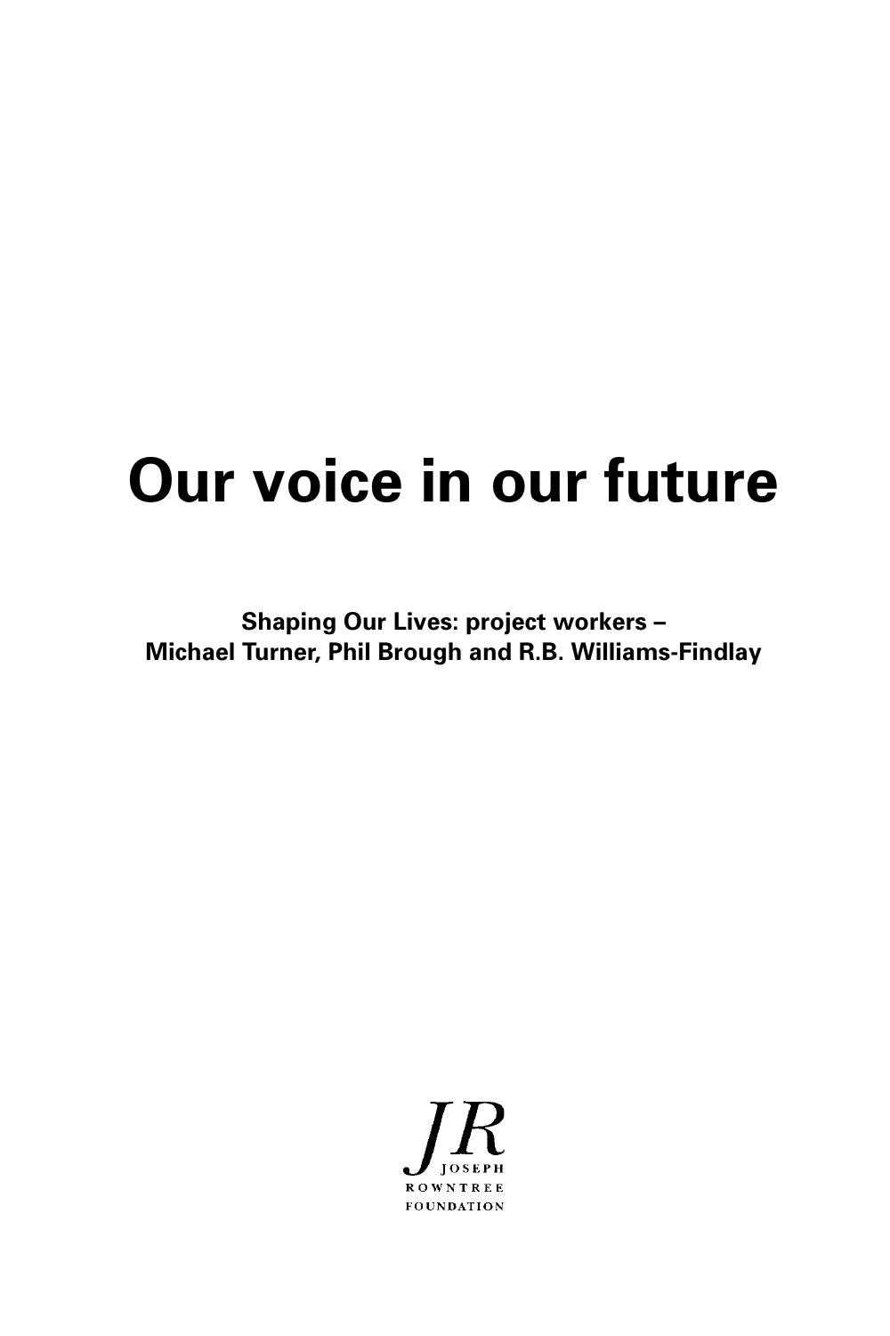# Our voice in our future

**Shaping Our Lives: project workers –
Michael Turner, Phil Brough and R.B. Williams-Findlay**

JOSEPH
ROWNTREE
FOUNDATION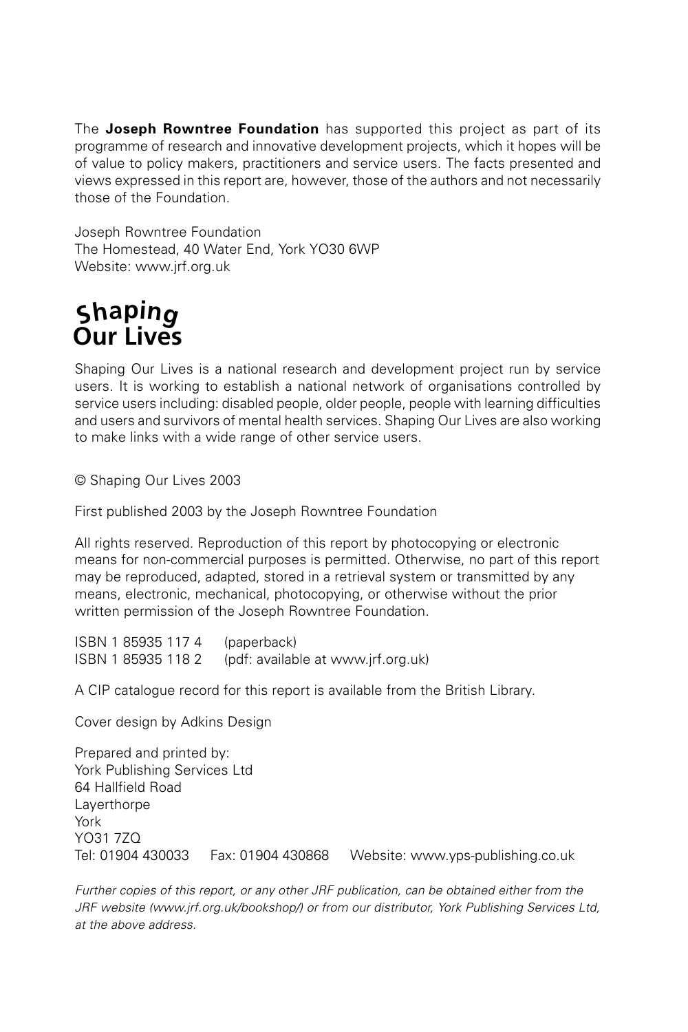The **Joseph Rowntree Foundation** has supported this project as part of its programme of research and innovative development projects, which it hopes will be of value to policy makers, practitioners and service users. The facts presented and views expressed in this report are, however, those of the authors and not necessarily those of the Foundation.

Joseph Rowntree Foundation
The Homestead, 40 Water End, York YO30 6WP
Website: www.jrf.org.uk

**Shaping Our Lives**

Shaping Our Lives is a national research and development project run by service users. It is working to establish a national network of organisations controlled by service users including: disabled people, older people, people with learning difficulties and users and survivors of mental health services. Shaping Our Lives are also working to make links with a wide range of other service users.

© Shaping Our Lives 2003

First published 2003 by the Joseph Rowntree Foundation

All rights reserved. Reproduction of this report by photocopying or electronic means for non-commercial purposes is permitted. Otherwise, no part of this report may be reproduced, adapted, stored in a retrieval system or transmitted by any means, electronic, mechanical, photocopying, or otherwise without the prior written permission of the Joseph Rowntree Foundation.

ISBN 1 85935 117 4 (paperback)
ISBN 1 85935 118 2 (pdf: available at www.jrf.org.uk)

A CIP catalogue record for this report is available from the British Library.

Cover design by Adkins Design

Prepared and printed by:
York Publishing Services Ltd
64 Hallfield Road
Layerthorpe
York
YO31 7ZQ
Tel: 01904 430033 Fax: 01904 430868 Website: www.yps-publishing.co.uk

*Further copies of this report, or any other JRF publication, can be obtained either from the JRF website (www.jrf.org.uk/bookshop/) or from our distributor, York Publishing Services Ltd, at the above address.*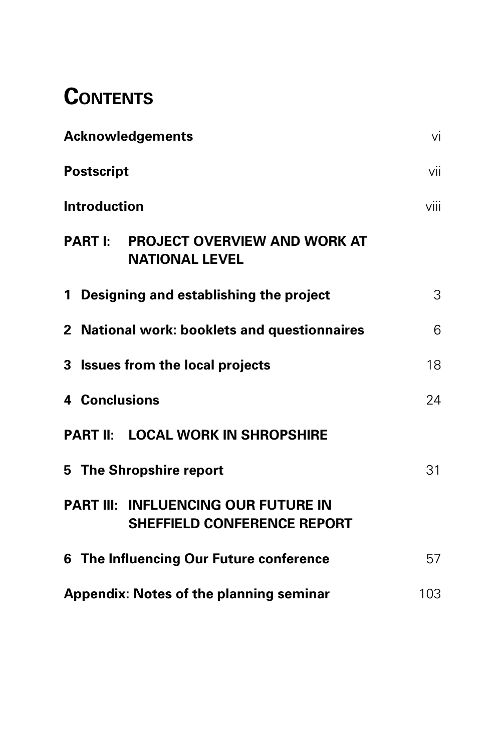# CONTENTS

| | |
|---|---|
| **Acknowledgements** | vi |
| **Postscript** | vii |
| **Introduction** | viii |
| **PART I: PROJECT OVERVIEW AND WORK AT NATIONAL LEVEL** | |
| **1 Designing and establishing the project** | 3 |
| **2 National work: booklets and questionnaires** | 6 |
| **3 Issues from the local projects** | 18 |
| **4 Conclusions** | 24 |
| **PART II: LOCAL WORK IN SHROPSHIRE** | |
| **5 The Shropshire report** | 31 |
| **PART III: INFLUENCING OUR FUTURE IN SHEFFIELD CONFERENCE REPORT** | |
| **6 The Influencing Our Future conference** | 57 |
| **Appendix: Notes of the planning seminar** | 103 |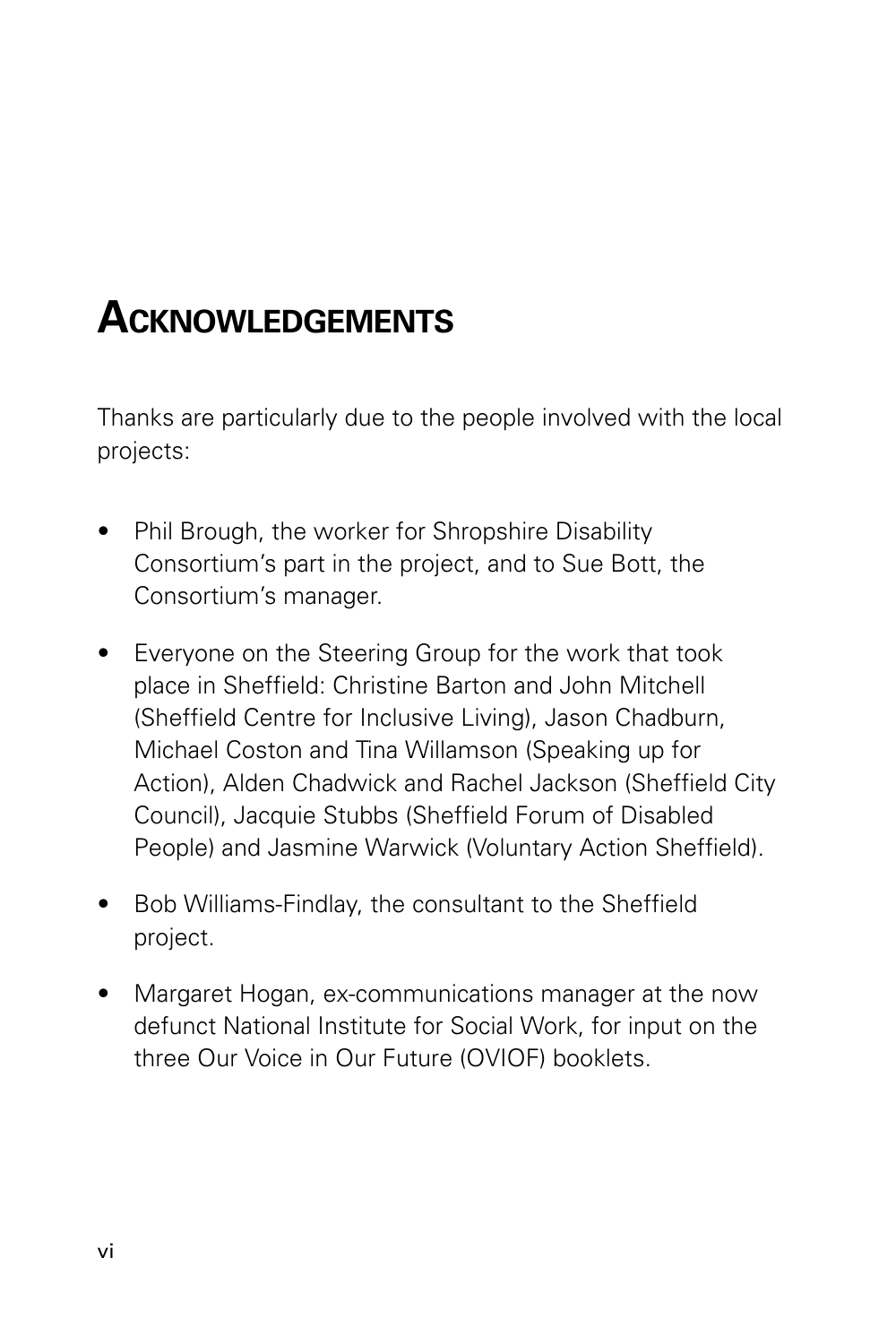# Acknowledgements

Thanks are particularly due to the people involved with the local projects:

- Phil Brough, the worker for Shropshire Disability Consortium's part in the project, and to Sue Bott, the Consortium's manager.
- Everyone on the Steering Group for the work that took place in Sheffield: Christine Barton and John Mitchell (Sheffield Centre for Inclusive Living), Jason Chadburn, Michael Coston and Tina Willamson (Speaking up for Action), Alden Chadwick and Rachel Jackson (Sheffield City Council), Jacquie Stubbs (Sheffield Forum of Disabled People) and Jasmine Warwick (Voluntary Action Sheffield).
- Bob Williams-Findlay, the consultant to the Sheffield project.
- Margaret Hogan, ex-communications manager at the now defunct National Institute for Social Work, for input on the three Our Voice in Our Future (OVIOF) booklets.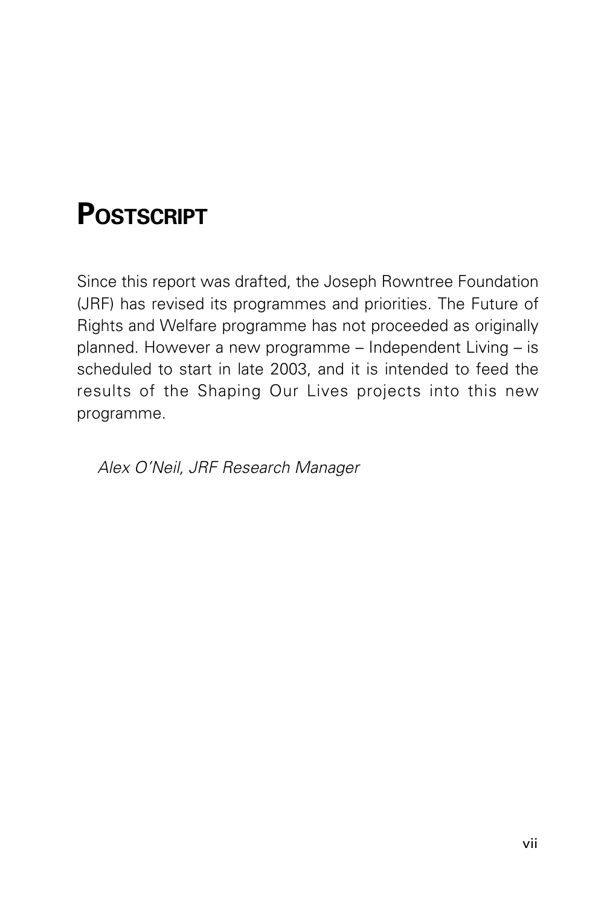# Postscript

Since this report was drafted, the Joseph Rowntree Foundation (JRF) has revised its programmes and priorities. The Future of Rights and Welfare programme has not proceeded as originally planned. However a new programme – Independent Living – is scheduled to start in late 2003, and it is intended to feed the results of the Shaping Our Lives projects into this new programme.

*Alex O'Neil, JRF Research Manager*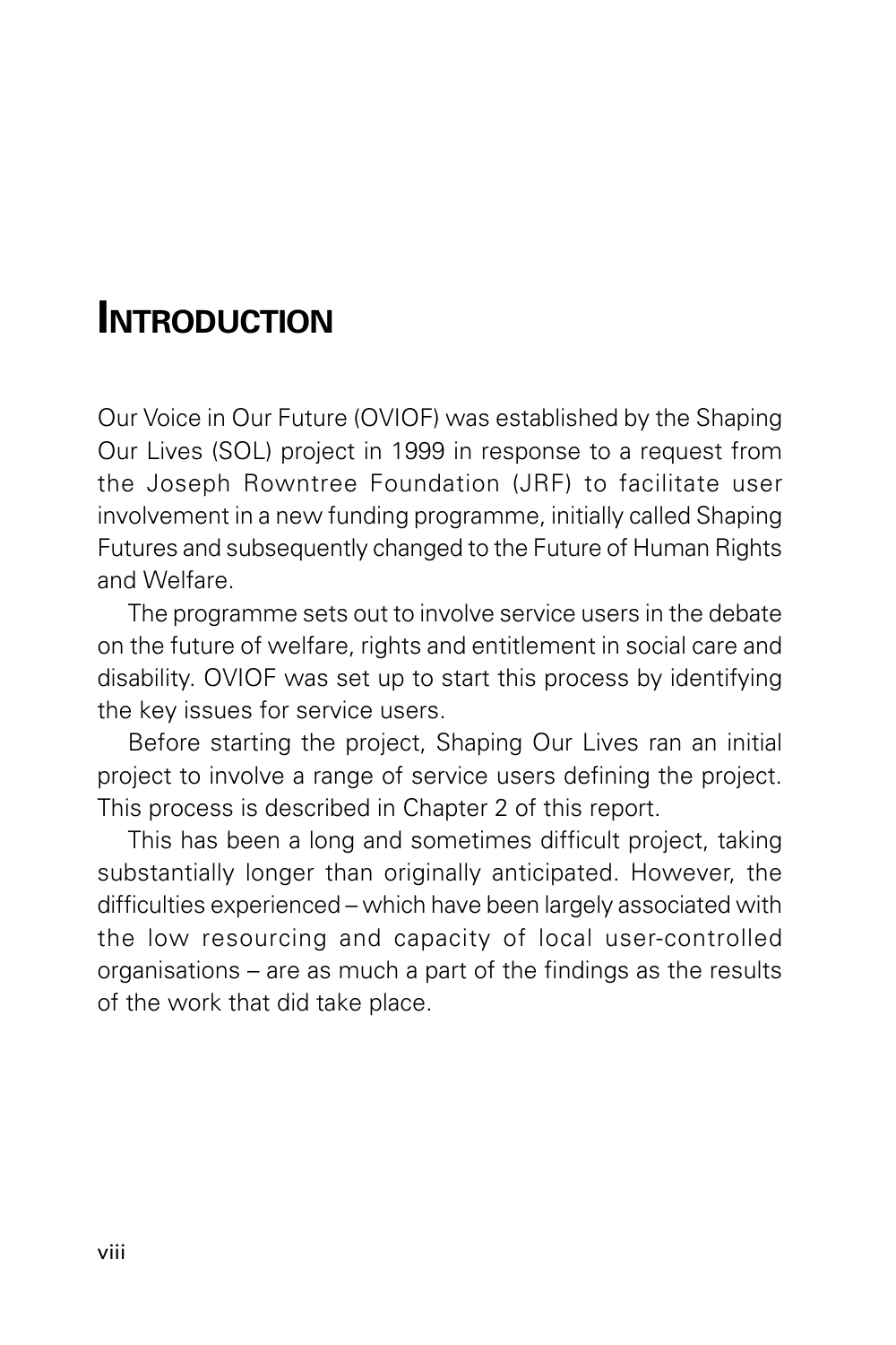# Introduction

Our Voice in Our Future (OVIOF) was established by the Shaping Our Lives (SOL) project in 1999 in response to a request from the Joseph Rowntree Foundation (JRF) to facilitate user involvement in a new funding programme, initially called Shaping Futures and subsequently changed to the Future of Human Rights and Welfare.

The programme sets out to involve service users in the debate on the future of welfare, rights and entitlement in social care and disability. OVIOF was set up to start this process by identifying the key issues for service users.

Before starting the project, Shaping Our Lives ran an initial project to involve a range of service users defining the project. This process is described in Chapter 2 of this report.

This has been a long and sometimes difficult project, taking substantially longer than originally anticipated. However, the difficulties experienced – which have been largely associated with the low resourcing and capacity of local user-controlled organisations – are as much a part of the findings as the results of the work that did take place.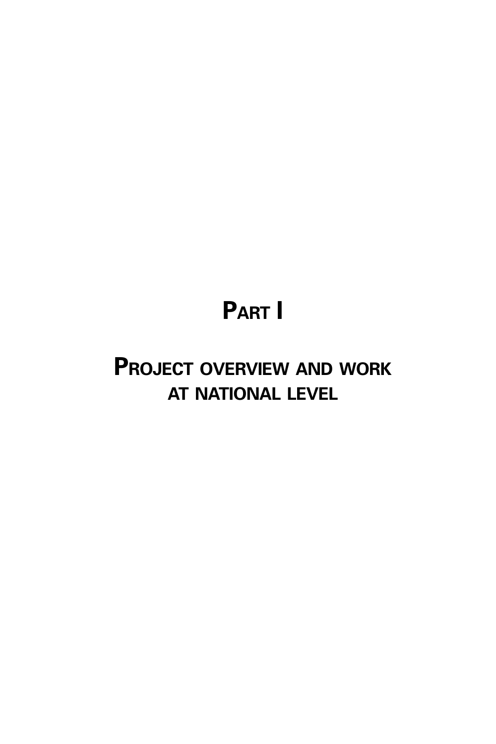# PART I

## PROJECT OVERVIEW AND WORK AT NATIONAL LEVEL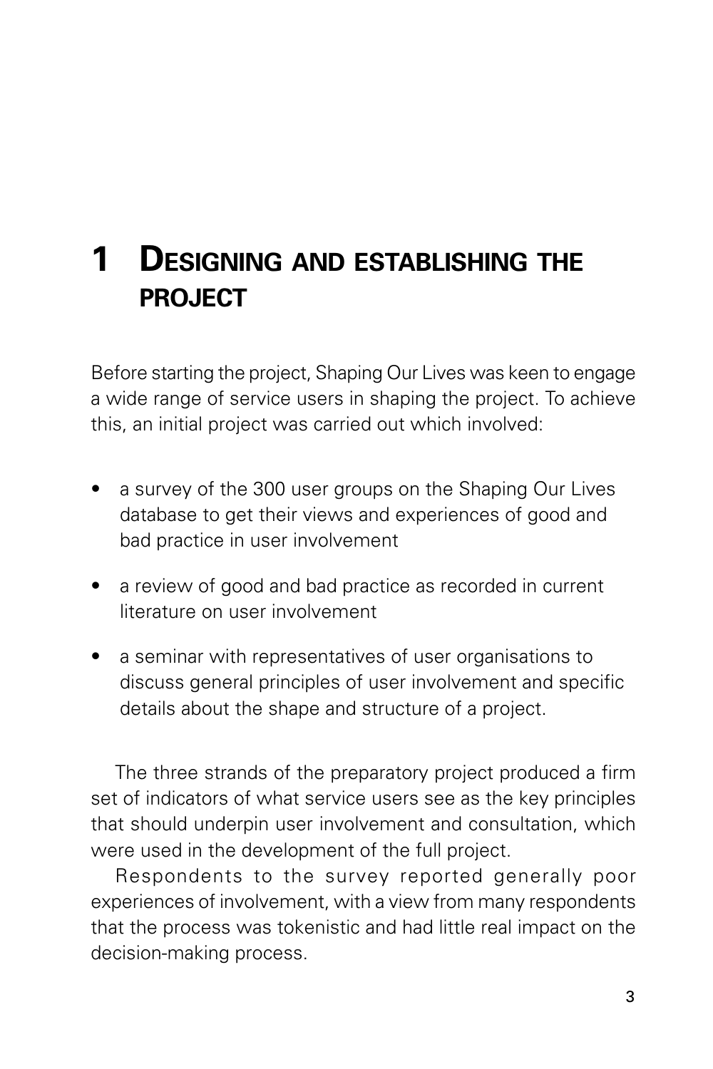# 1 Designing and establishing the project

Before starting the project, Shaping Our Lives was keen to engage a wide range of service users in shaping the project. To achieve this, an initial project was carried out which involved:

- a survey of the 300 user groups on the Shaping Our Lives database to get their views and experiences of good and bad practice in user involvement
- a review of good and bad practice as recorded in current literature on user involvement
- a seminar with representatives of user organisations to discuss general principles of user involvement and specific details about the shape and structure of a project.

The three strands of the preparatory project produced a firm set of indicators of what service users see as the key principles that should underpin user involvement and consultation, which were used in the development of the full project.

Respondents to the survey reported generally poor experiences of involvement, with a view from many respondents that the process was tokenistic and had little real impact on the decision-making process.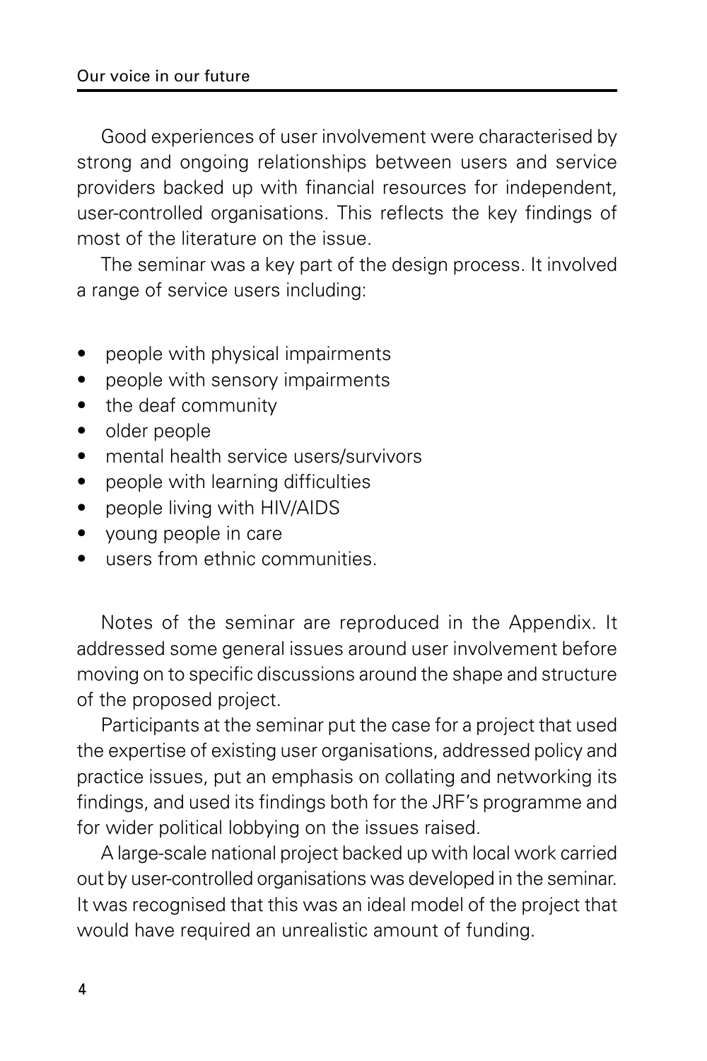Good experiences of user involvement were characterised by strong and ongoing relationships between users and service providers backed up with financial resources for independent, user-controlled organisations. This reflects the key findings of most of the literature on the issue.

The seminar was a key part of the design process. It involved a range of service users including:

- people with physical impairments
- people with sensory impairments
- the deaf community
- older people
- mental health service users/survivors
- people with learning difficulties
- people living with HIV/AIDS
- young people in care
- users from ethnic communities.

Notes of the seminar are reproduced in the Appendix. It addressed some general issues around user involvement before moving on to specific discussions around the shape and structure of the proposed project.

Participants at the seminar put the case for a project that used the expertise of existing user organisations, addressed policy and practice issues, put an emphasis on collating and networking its findings, and used its findings both for the JRF's programme and for wider political lobbying on the issues raised.

A large-scale national project backed up with local work carried out by user-controlled organisations was developed in the seminar. It was recognised that this was an ideal model of the project that would have required an unrealistic amount of funding.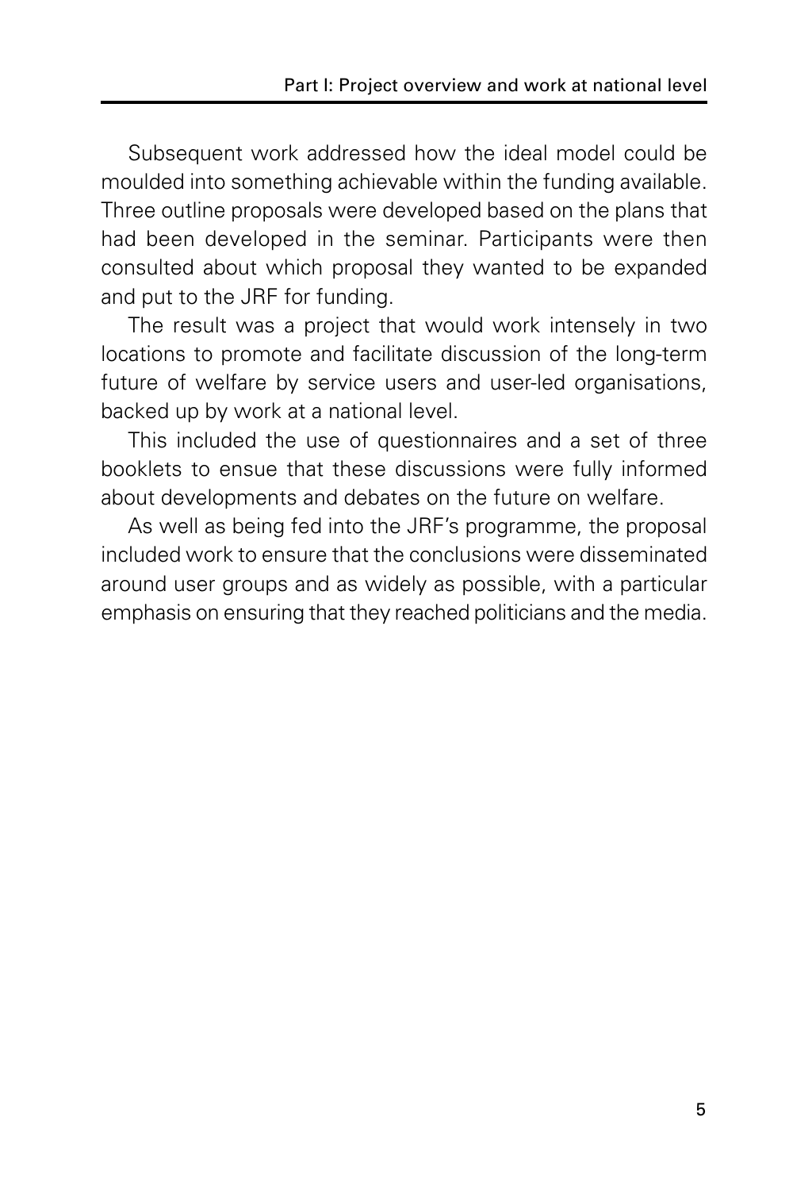Subsequent work addressed how the ideal model could be moulded into something achievable within the funding available. Three outline proposals were developed based on the plans that had been developed in the seminar. Participants were then consulted about which proposal they wanted to be expanded and put to the JRF for funding.

The result was a project that would work intensely in two locations to promote and facilitate discussion of the long-term future of welfare by service users and user-led organisations, backed up by work at a national level.

This included the use of questionnaires and a set of three booklets to ensue that these discussions were fully informed about developments and debates on the future on welfare.

As well as being fed into the JRF's programme, the proposal included work to ensure that the conclusions were disseminated around user groups and as widely as possible, with a particular emphasis on ensuring that they reached politicians and the media.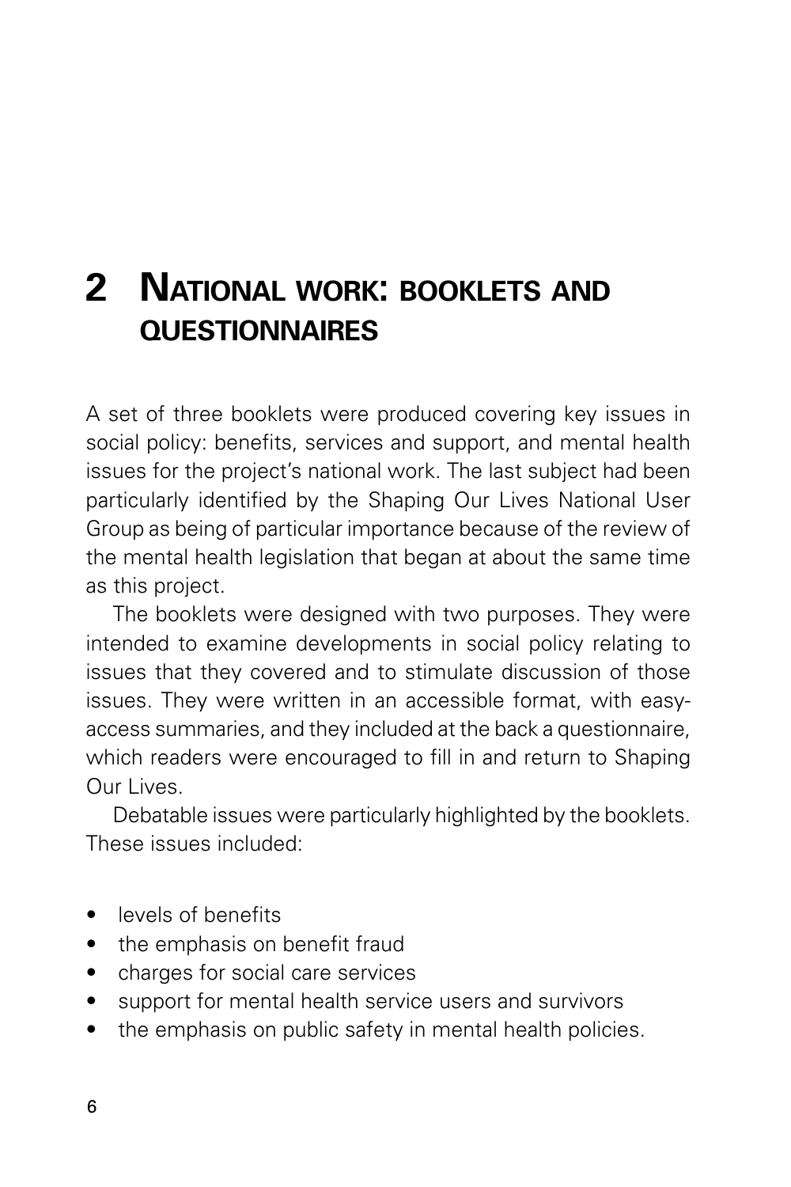# 2 National work: booklets and questionnaires

A set of three booklets were produced covering key issues in social policy: benefits, services and support, and mental health issues for the project's national work. The last subject had been particularly identified by the Shaping Our Lives National User Group as being of particular importance because of the review of the mental health legislation that began at about the same time as this project.

The booklets were designed with two purposes. They were intended to examine developments in social policy relating to issues that they covered and to stimulate discussion of those issues. They were written in an accessible format, with easy-access summaries, and they included at the back a questionnaire, which readers were encouraged to fill in and return to Shaping Our Lives.

Debatable issues were particularly highlighted by the booklets. These issues included:

- levels of benefits
- the emphasis on benefit fraud
- charges for social care services
- support for mental health service users and survivors
- the emphasis on public safety in mental health policies.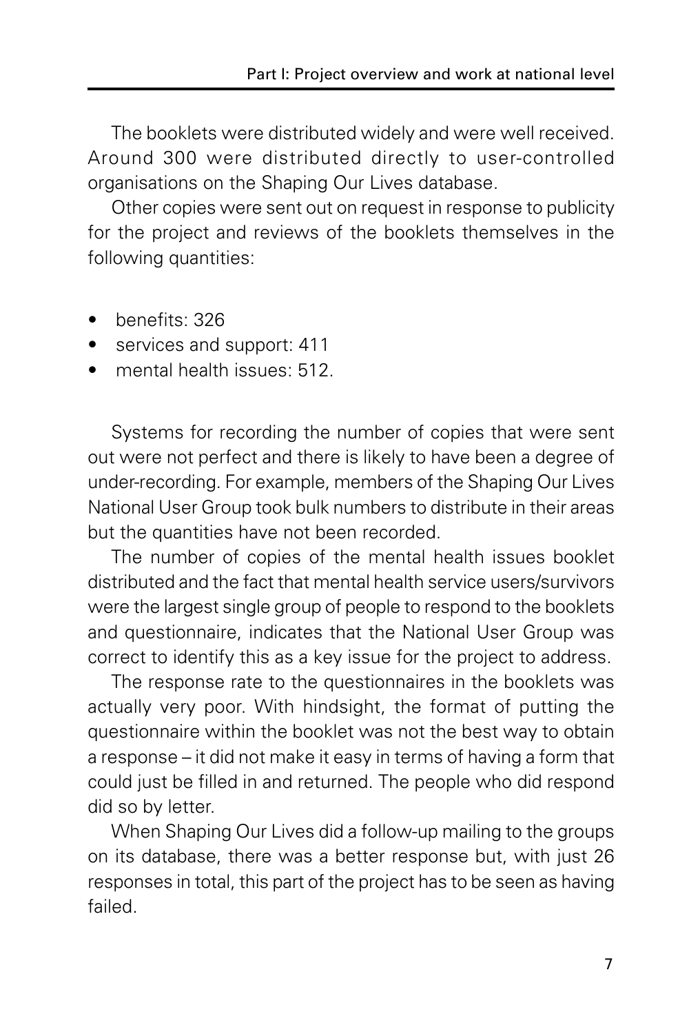The booklets were distributed widely and were well received. Around 300 were distributed directly to user-controlled organisations on the Shaping Our Lives database.

Other copies were sent out on request in response to publicity for the project and reviews of the booklets themselves in the following quantities:

- benefits: 326
- services and support: 411
- mental health issues: 512.

Systems for recording the number of copies that were sent out were not perfect and there is likely to have been a degree of under-recording. For example, members of the Shaping Our Lives National User Group took bulk numbers to distribute in their areas but the quantities have not been recorded.

The number of copies of the mental health issues booklet distributed and the fact that mental health service users/survivors were the largest single group of people to respond to the booklets and questionnaire, indicates that the National User Group was correct to identify this as a key issue for the project to address.

The response rate to the questionnaires in the booklets was actually very poor. With hindsight, the format of putting the questionnaire within the booklet was not the best way to obtain a response – it did not make it easy in terms of having a form that could just be filled in and returned. The people who did respond did so by letter.

When Shaping Our Lives did a follow-up mailing to the groups on its database, there was a better response but, with just 26 responses in total, this part of the project has to be seen as having failed.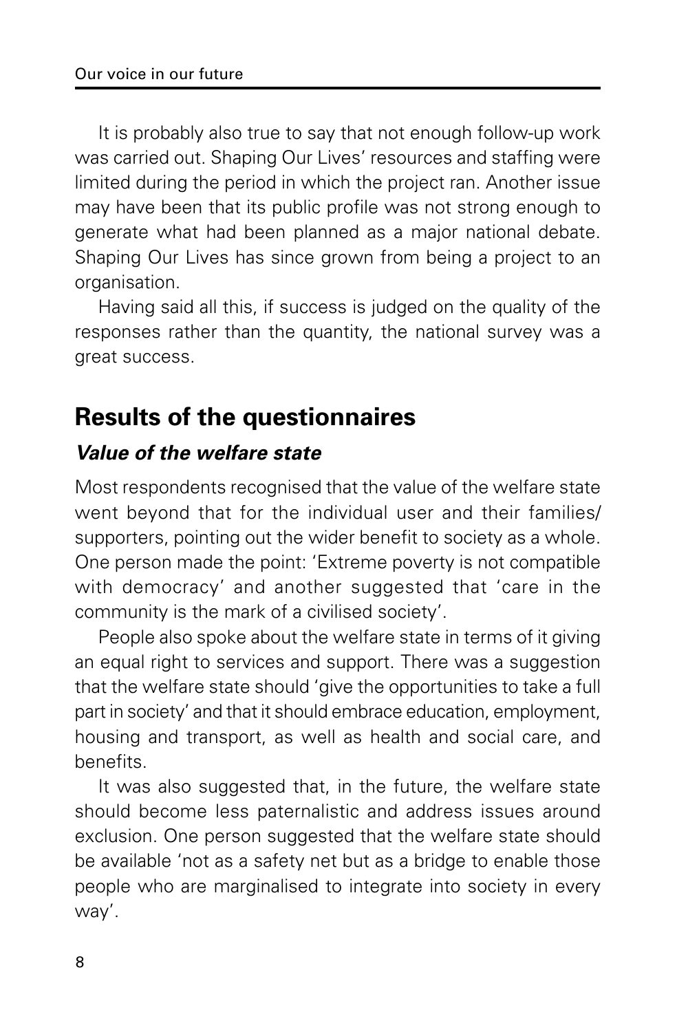It is probably also true to say that not enough follow-up work was carried out. Shaping Our Lives' resources and staffing were limited during the period in which the project ran. Another issue may have been that its public profile was not strong enough to generate what had been planned as a major national debate. Shaping Our Lives has since grown from being a project to an organisation.

Having said all this, if success is judged on the quality of the responses rather than the quantity, the national survey was a great success.

## Results of the questionnaires

### *Value of the welfare state*

Most respondents recognised that the value of the welfare state went beyond that for the individual user and their families/supporters, pointing out the wider benefit to society as a whole. One person made the point: 'Extreme poverty is not compatible with democracy' and another suggested that 'care in the community is the mark of a civilised society'.

People also spoke about the welfare state in terms of it giving an equal right to services and support. There was a suggestion that the welfare state should 'give the opportunities to take a full part in society' and that it should embrace education, employment, housing and transport, as well as health and social care, and benefits.

It was also suggested that, in the future, the welfare state should become less paternalistic and address issues around exclusion. One person suggested that the welfare state should be available 'not as a safety net but as a bridge to enable those people who are marginalised to integrate into society in every way'.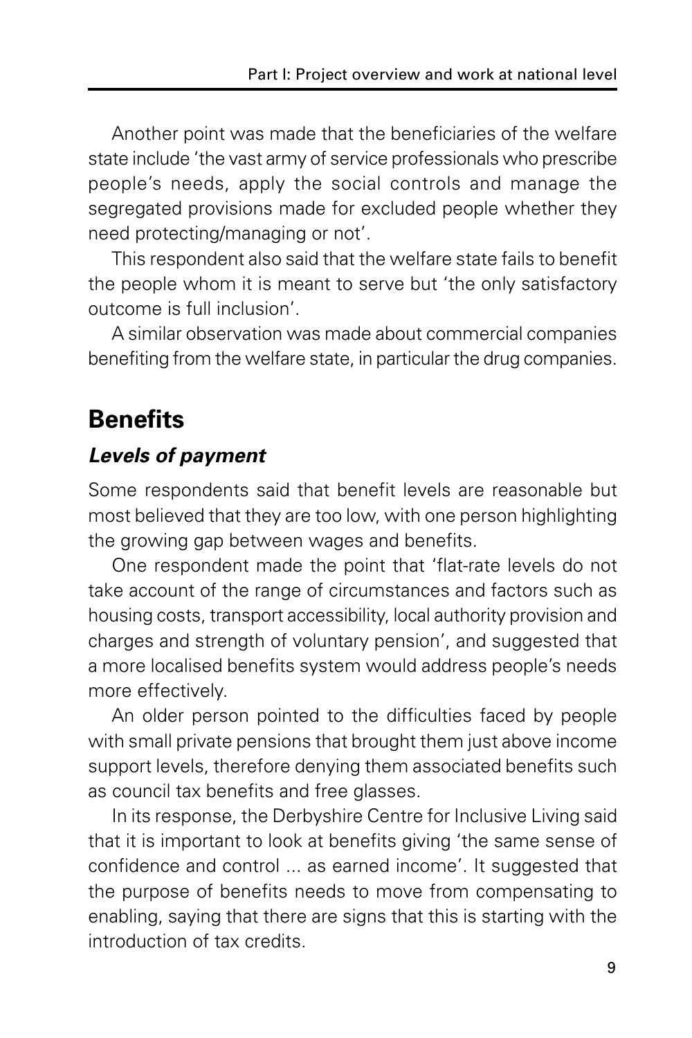Another point was made that the beneficiaries of the welfare state include 'the vast army of service professionals who prescribe people's needs, apply the social controls and manage the segregated provisions made for excluded people whether they need protecting/managing or not'.

This respondent also said that the welfare state fails to benefit the people whom it is meant to serve but 'the only satisfactory outcome is full inclusion'.

A similar observation was made about commercial companies benefiting from the welfare state, in particular the drug companies.

## Benefits

### *Levels of payment*

Some respondents said that benefit levels are reasonable but most believed that they are too low, with one person highlighting the growing gap between wages and benefits.

One respondent made the point that 'flat-rate levels do not take account of the range of circumstances and factors such as housing costs, transport accessibility, local authority provision and charges and strength of voluntary pension', and suggested that a more localised benefits system would address people's needs more effectively.

An older person pointed to the difficulties faced by people with small private pensions that brought them just above income support levels, therefore denying them associated benefits such as council tax benefits and free glasses.

In its response, the Derbyshire Centre for Inclusive Living said that it is important to look at benefits giving 'the same sense of confidence and control ... as earned income'. It suggested that the purpose of benefits needs to move from compensating to enabling, saying that there are signs that this is starting with the introduction of tax credits.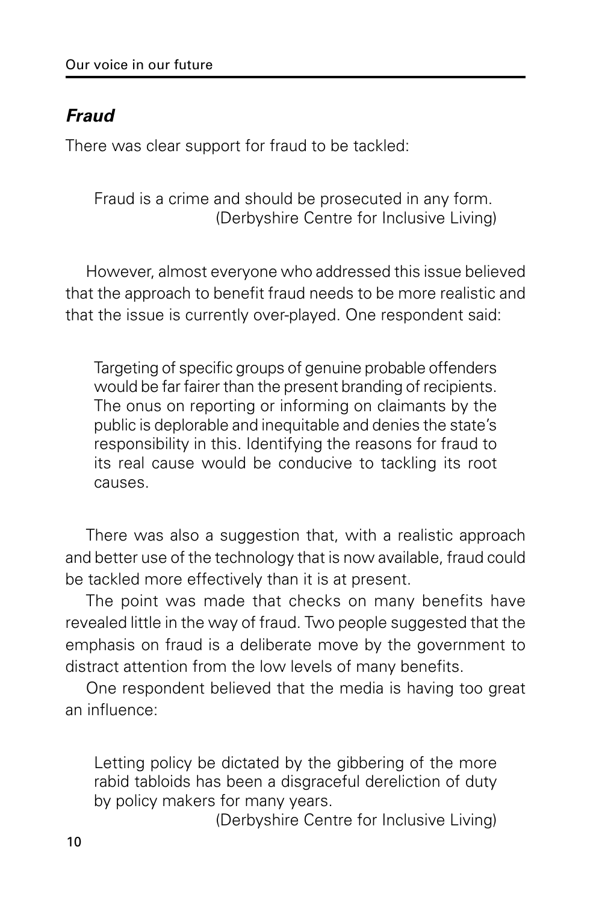### *Fraud*

There was clear support for fraud to be tackled:

> Fraud is a crime and should be prosecuted in any form.
> (Derbyshire Centre for Inclusive Living)

However, almost everyone who addressed this issue believed that the approach to benefit fraud needs to be more realistic and that the issue is currently over-played. One respondent said:

> Targeting of specific groups of genuine probable offenders would be far fairer than the present branding of recipients. The onus on reporting or informing on claimants by the public is deplorable and inequitable and denies the state's responsibility in this. Identifying the reasons for fraud to its real cause would be conducive to tackling its root causes.

There was also a suggestion that, with a realistic approach and better use of the technology that is now available, fraud could be tackled more effectively than it is at present.

The point was made that checks on many benefits have revealed little in the way of fraud. Two people suggested that the emphasis on fraud is a deliberate move by the government to distract attention from the low levels of many benefits.

One respondent believed that the media is having too great an influence:

> Letting policy be dictated by the gibbering of the more rabid tabloids has been a disgraceful dereliction of duty by policy makers for many years.
> (Derbyshire Centre for Inclusive Living)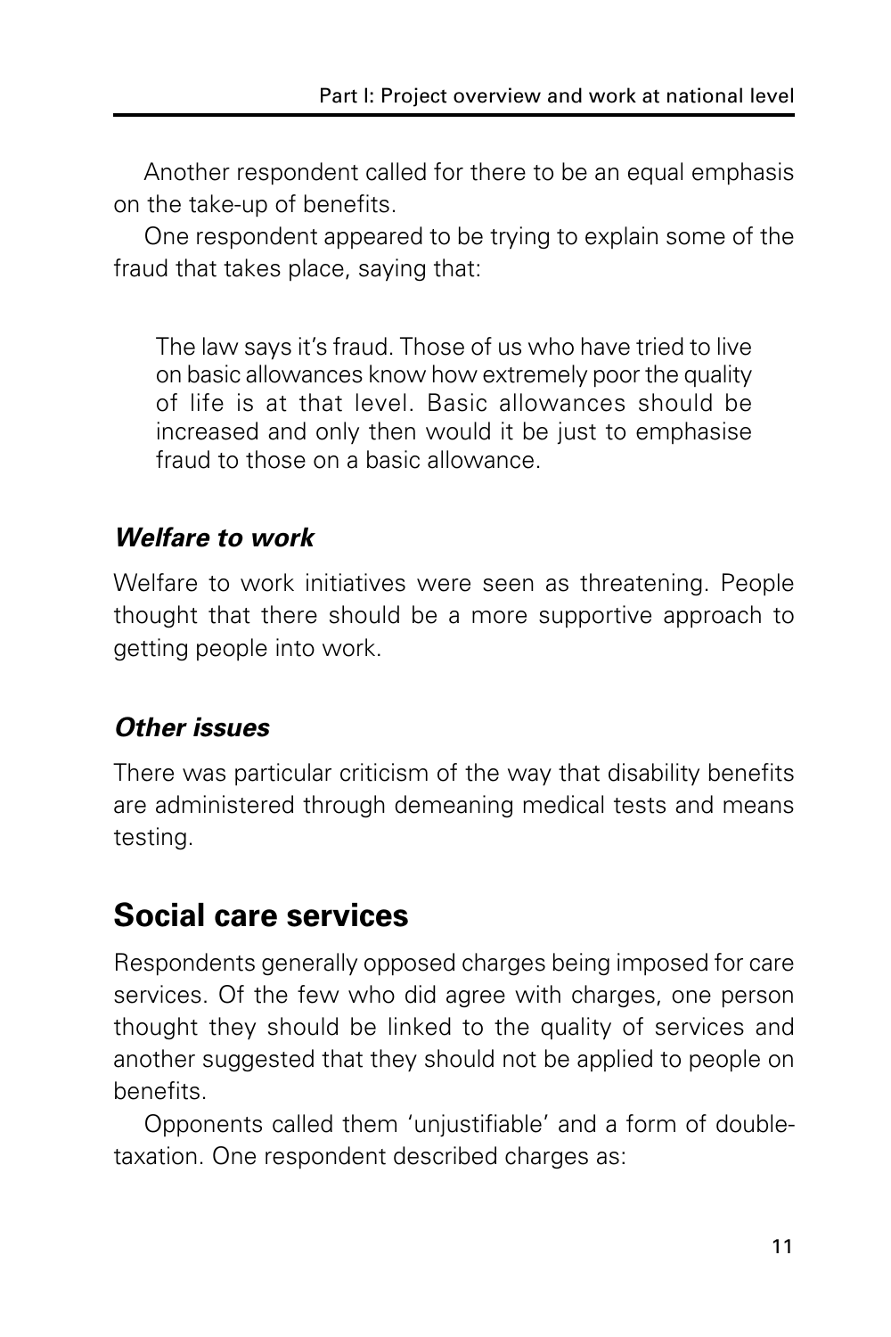Another respondent called for there to be an equal emphasis on the take-up of benefits.

One respondent appeared to be trying to explain some of the fraud that takes place, saying that:

> The law says it's fraud. Those of us who have tried to live on basic allowances know how extremely poor the quality of life is at that level. Basic allowances should be increased and only then would it be just to emphasise fraud to those on a basic allowance.

### *Welfare to work*

Welfare to work initiatives were seen as threatening. People thought that there should be a more supportive approach to getting people into work.

### *Other issues*

There was particular criticism of the way that disability benefits are administered through demeaning medical tests and means testing.

## Social care services

Respondents generally opposed charges being imposed for care services. Of the few who did agree with charges, one person thought they should be linked to the quality of services and another suggested that they should not be applied to people on benefits.

Opponents called them 'unjustifiable' and a form of double-taxation. One respondent described charges as: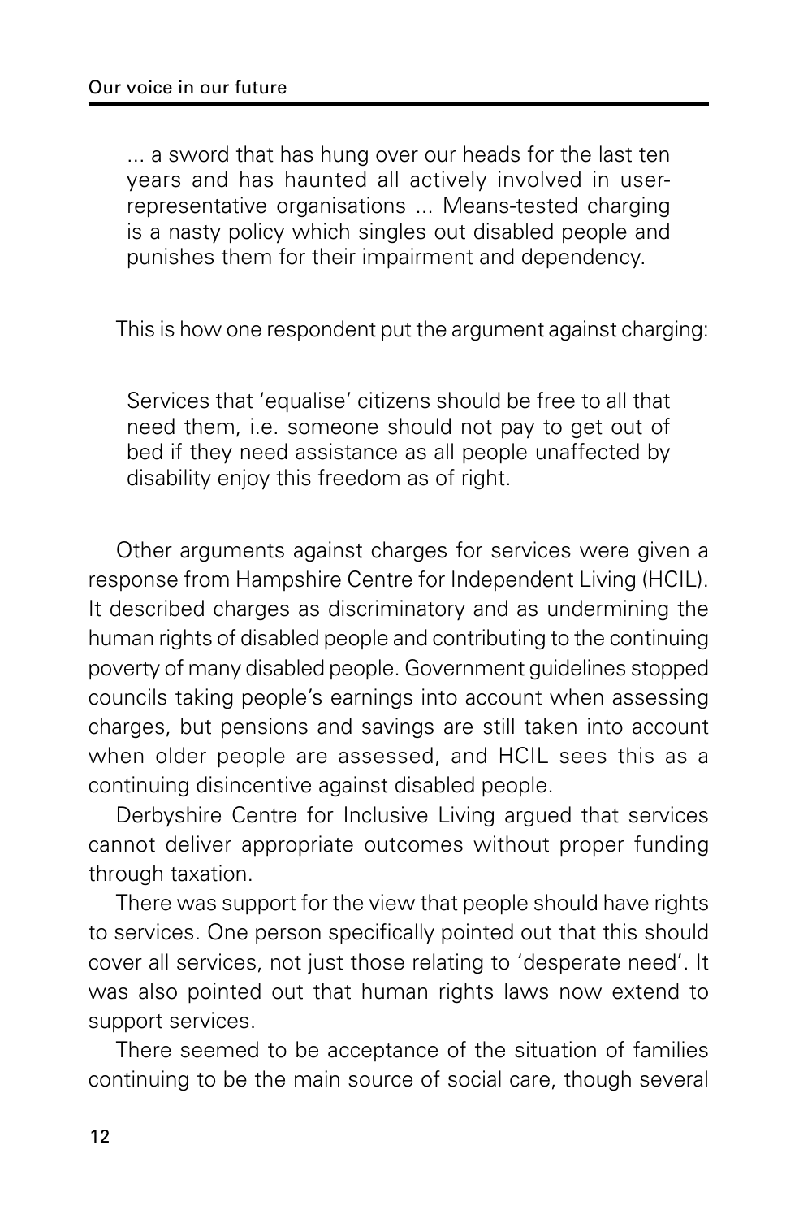> ... a sword that has hung over our heads for the last ten years and has haunted all actively involved in user-representative organisations ... Means-tested charging is a nasty policy which singles out disabled people and punishes them for their impairment and dependency.

This is how one respondent put the argument against charging:

> Services that 'equalise' citizens should be free to all that need them, i.e. someone should not pay to get out of bed if they need assistance as all people unaffected by disability enjoy this freedom as of right.

Other arguments against charges for services were given a response from Hampshire Centre for Independent Living (HCIL). It described charges as discriminatory and as undermining the human rights of disabled people and contributing to the continuing poverty of many disabled people. Government guidelines stopped councils taking people's earnings into account when assessing charges, but pensions and savings are still taken into account when older people are assessed, and HCIL sees this as a continuing disincentive against disabled people.

Derbyshire Centre for Inclusive Living argued that services cannot deliver appropriate outcomes without proper funding through taxation.

There was support for the view that people should have rights to services. One person specifically pointed out that this should cover all services, not just those relating to 'desperate need'. It was also pointed out that human rights laws now extend to support services.

There seemed to be acceptance of the situation of families continuing to be the main source of social care, though several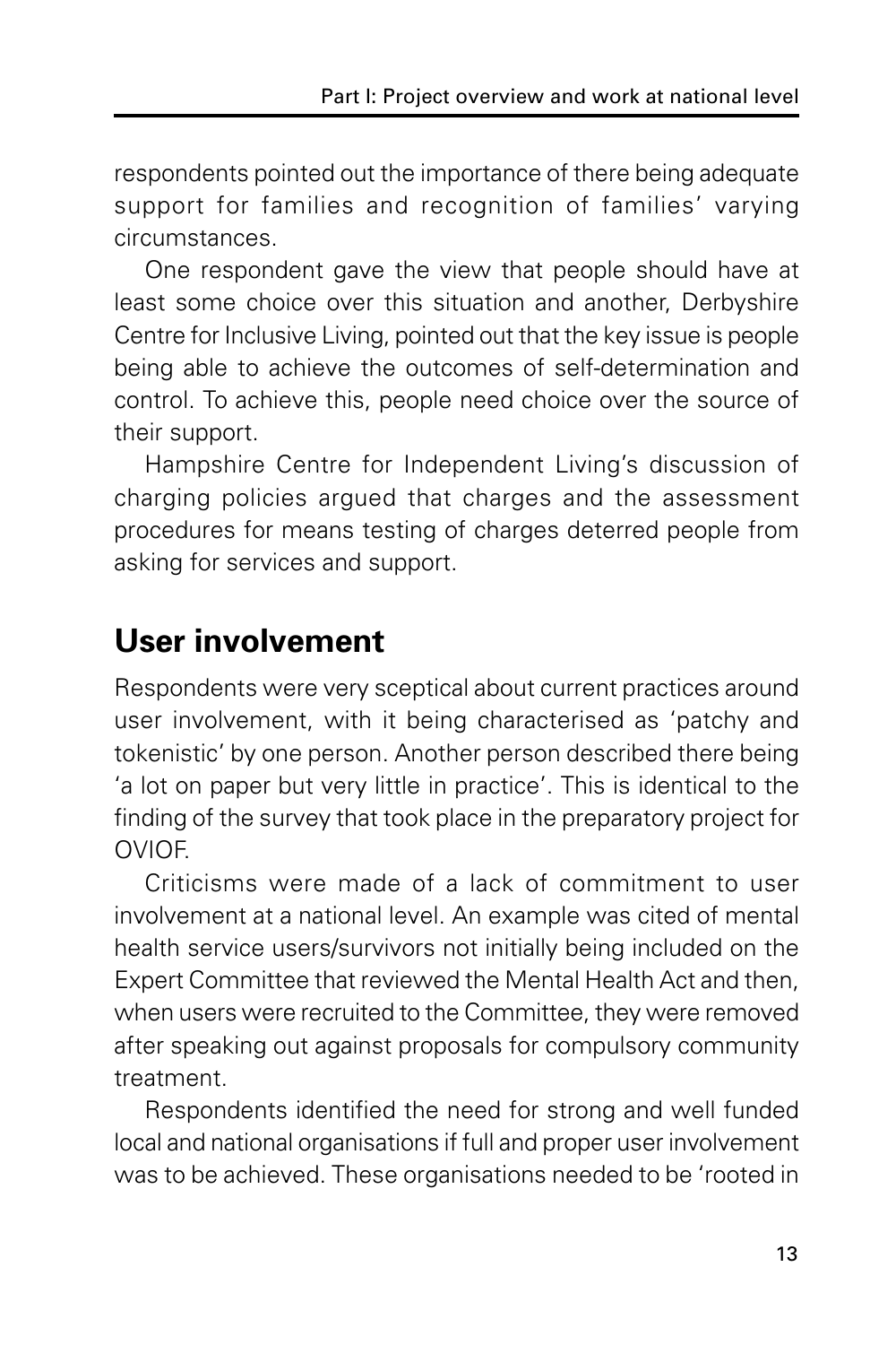respondents pointed out the importance of there being adequate support for families and recognition of families' varying circumstances.

One respondent gave the view that people should have at least some choice over this situation and another, Derbyshire Centre for Inclusive Living, pointed out that the key issue is people being able to achieve the outcomes of self-determination and control. To achieve this, people need choice over the source of their support.

Hampshire Centre for Independent Living's discussion of charging policies argued that charges and the assessment procedures for means testing of charges deterred people from asking for services and support.

## User involvement

Respondents were very sceptical about current practices around user involvement, with it being characterised as 'patchy and tokenistic' by one person. Another person described there being 'a lot on paper but very little in practice'. This is identical to the finding of the survey that took place in the preparatory project for OVIOF.

Criticisms were made of a lack of commitment to user involvement at a national level. An example was cited of mental health service users/survivors not initially being included on the Expert Committee that reviewed the Mental Health Act and then, when users were recruited to the Committee, they were removed after speaking out against proposals for compulsory community treatment.

Respondents identified the need for strong and well funded local and national organisations if full and proper user involvement was to be achieved. These organisations needed to be 'rooted in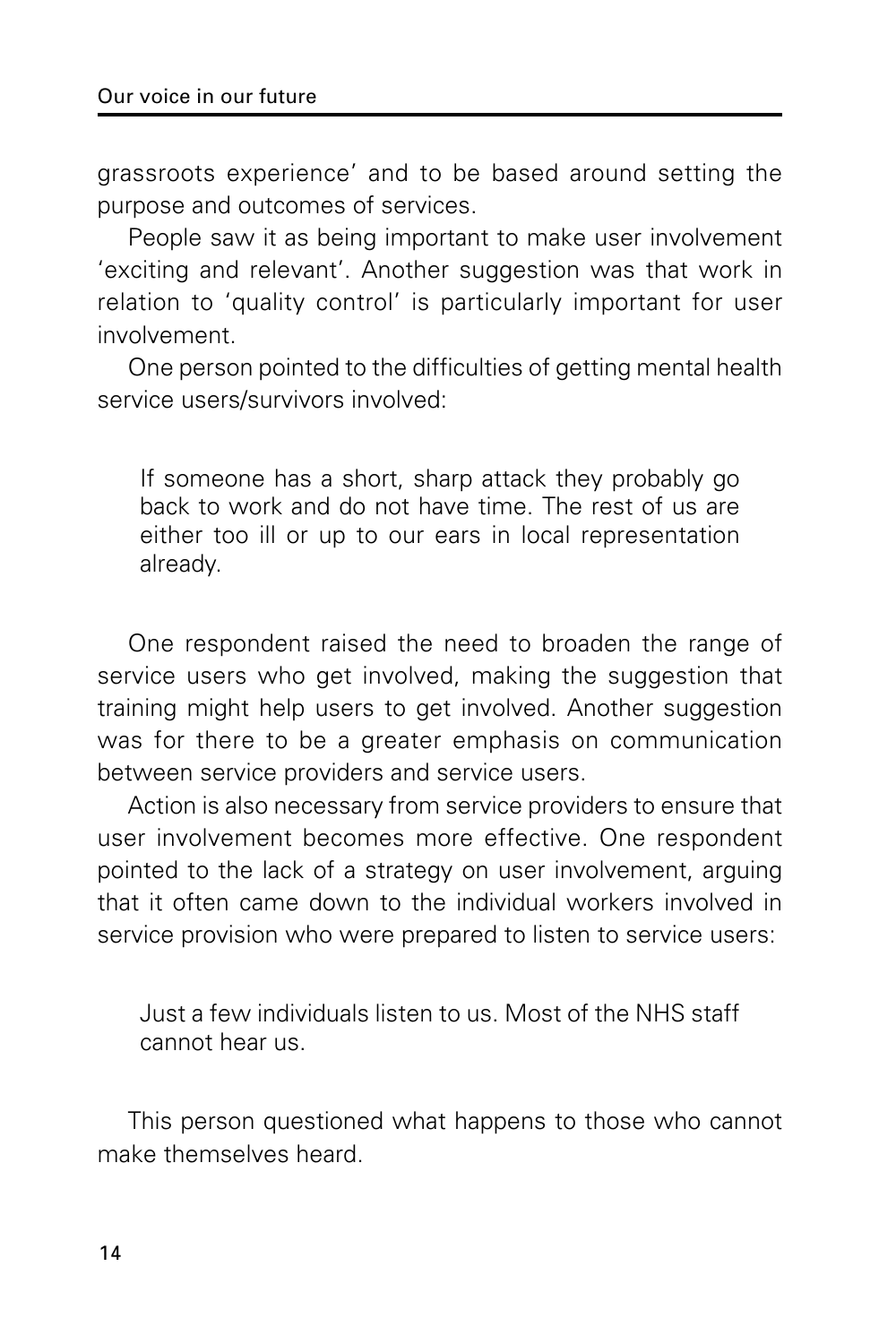grassroots experience' and to be based around setting the purpose and outcomes of services.

People saw it as being important to make user involvement 'exciting and relevant'. Another suggestion was that work in relation to 'quality control' is particularly important for user involvement.

One person pointed to the difficulties of getting mental health service users/survivors involved:

> If someone has a short, sharp attack they probably go back to work and do not have time. The rest of us are either too ill or up to our ears in local representation already.

One respondent raised the need to broaden the range of service users who get involved, making the suggestion that training might help users to get involved. Another suggestion was for there to be a greater emphasis on communication between service providers and service users.

Action is also necessary from service providers to ensure that user involvement becomes more effective. One respondent pointed to the lack of a strategy on user involvement, arguing that it often came down to the individual workers involved in service provision who were prepared to listen to service users:

> Just a few individuals listen to us. Most of the NHS staff cannot hear us.

This person questioned what happens to those who cannot make themselves heard.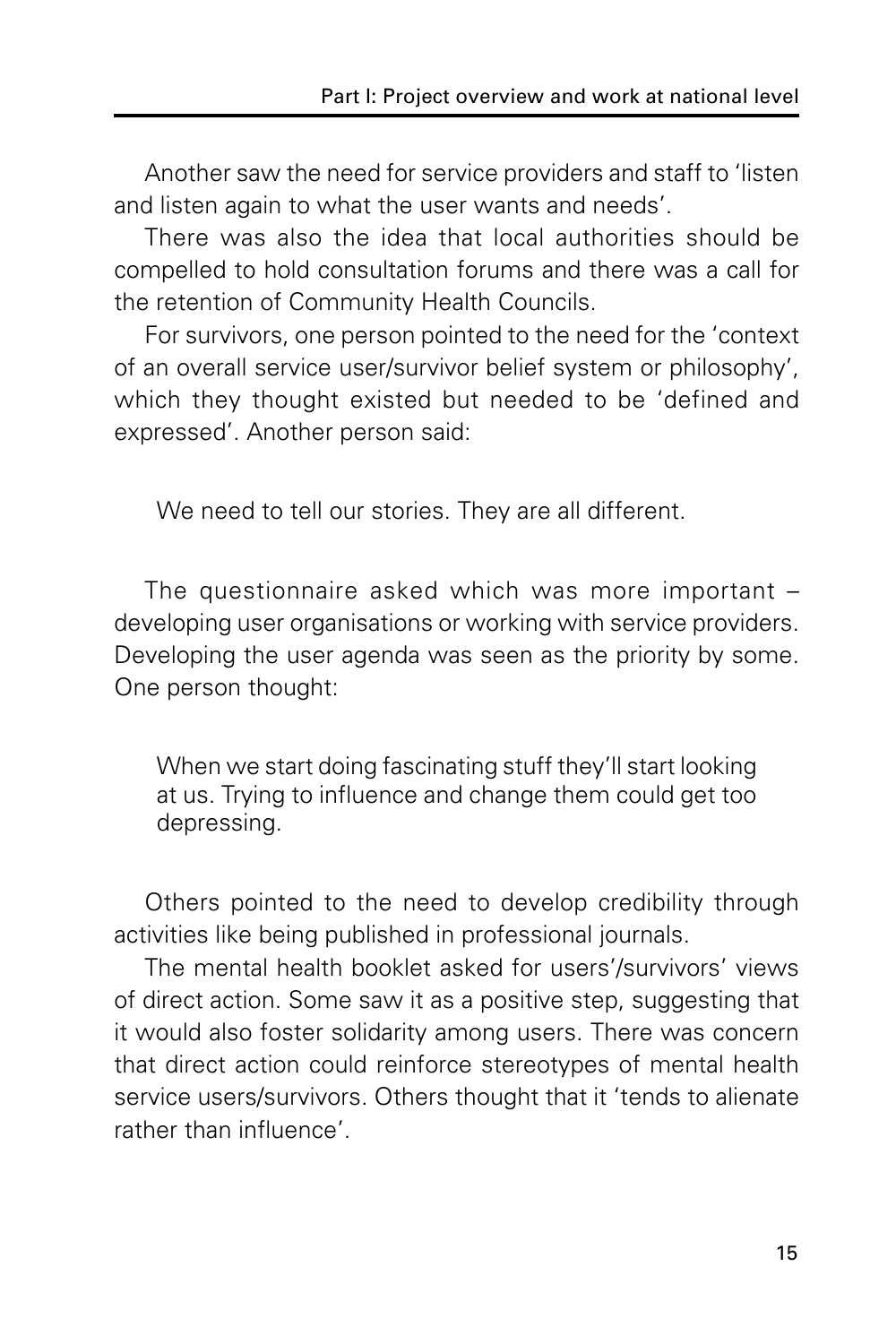Another saw the need for service providers and staff to 'listen and listen again to what the user wants and needs'.

There was also the idea that local authorities should be compelled to hold consultation forums and there was a call for the retention of Community Health Councils.

For survivors, one person pointed to the need for the 'context of an overall service user/survivor belief system or philosophy', which they thought existed but needed to be 'defined and expressed'. Another person said:

> We need to tell our stories. They are all different.

The questionnaire asked which was more important – developing user organisations or working with service providers. Developing the user agenda was seen as the priority by some. One person thought:

> When we start doing fascinating stuff they'll start looking at us. Trying to influence and change them could get too depressing.

Others pointed to the need to develop credibility through activities like being published in professional journals.

The mental health booklet asked for users'/survivors' views of direct action. Some saw it as a positive step, suggesting that it would also foster solidarity among users. There was concern that direct action could reinforce stereotypes of mental health service users/survivors. Others thought that it 'tends to alienate rather than influence'.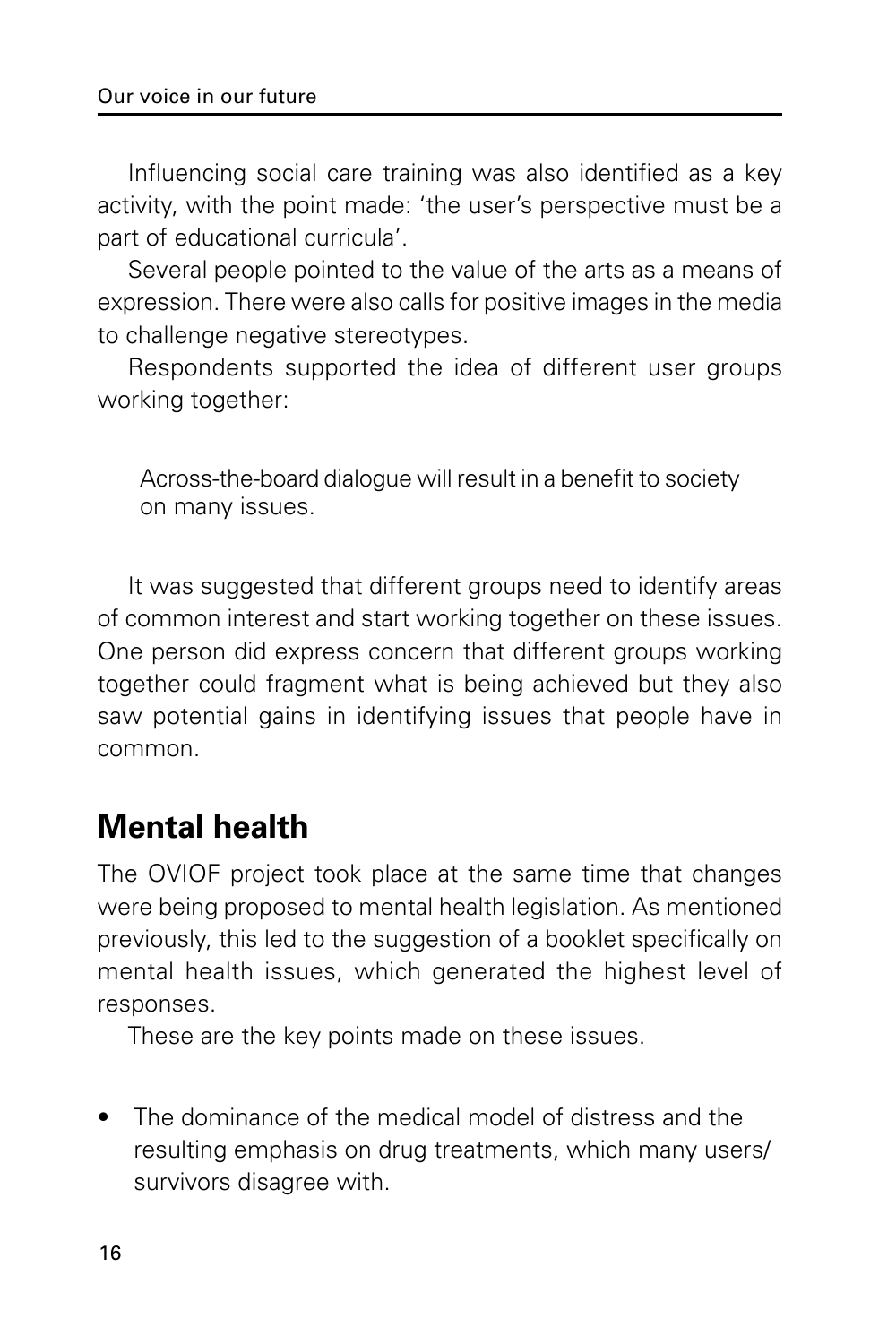Influencing social care training was also identified as a key activity, with the point made: 'the user's perspective must be a part of educational curricula'.

Several people pointed to the value of the arts as a means of expression. There were also calls for positive images in the media to challenge negative stereotypes.

Respondents supported the idea of different user groups working together:

> Across-the-board dialogue will result in a benefit to society on many issues.

It was suggested that different groups need to identify areas of common interest and start working together on these issues. One person did express concern that different groups working together could fragment what is being achieved but they also saw potential gains in identifying issues that people have in common.

## Mental health

The OVIOF project took place at the same time that changes were being proposed to mental health legislation. As mentioned previously, this led to the suggestion of a booklet specifically on mental health issues, which generated the highest level of responses.

These are the key points made on these issues.

- The dominance of the medical model of distress and the resulting emphasis on drug treatments, which many users/survivors disagree with.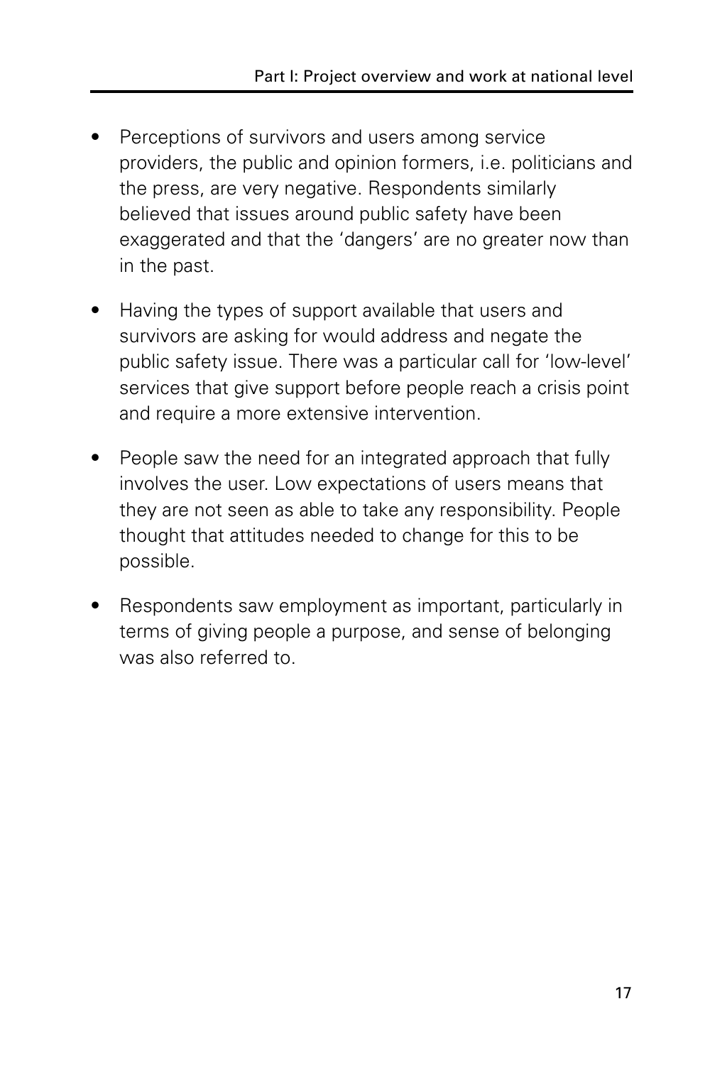- Perceptions of survivors and users among service providers, the public and opinion formers, i.e. politicians and the press, are very negative. Respondents similarly believed that issues around public safety have been exaggerated and that the 'dangers' are no greater now than in the past.

- Having the types of support available that users and survivors are asking for would address and negate the public safety issue. There was a particular call for 'low-level' services that give support before people reach a crisis point and require a more extensive intervention.

- People saw the need for an integrated approach that fully involves the user. Low expectations of users means that they are not seen as able to take any responsibility. People thought that attitudes needed to change for this to be possible.

- Respondents saw employment as important, particularly in terms of giving people a purpose, and sense of belonging was also referred to.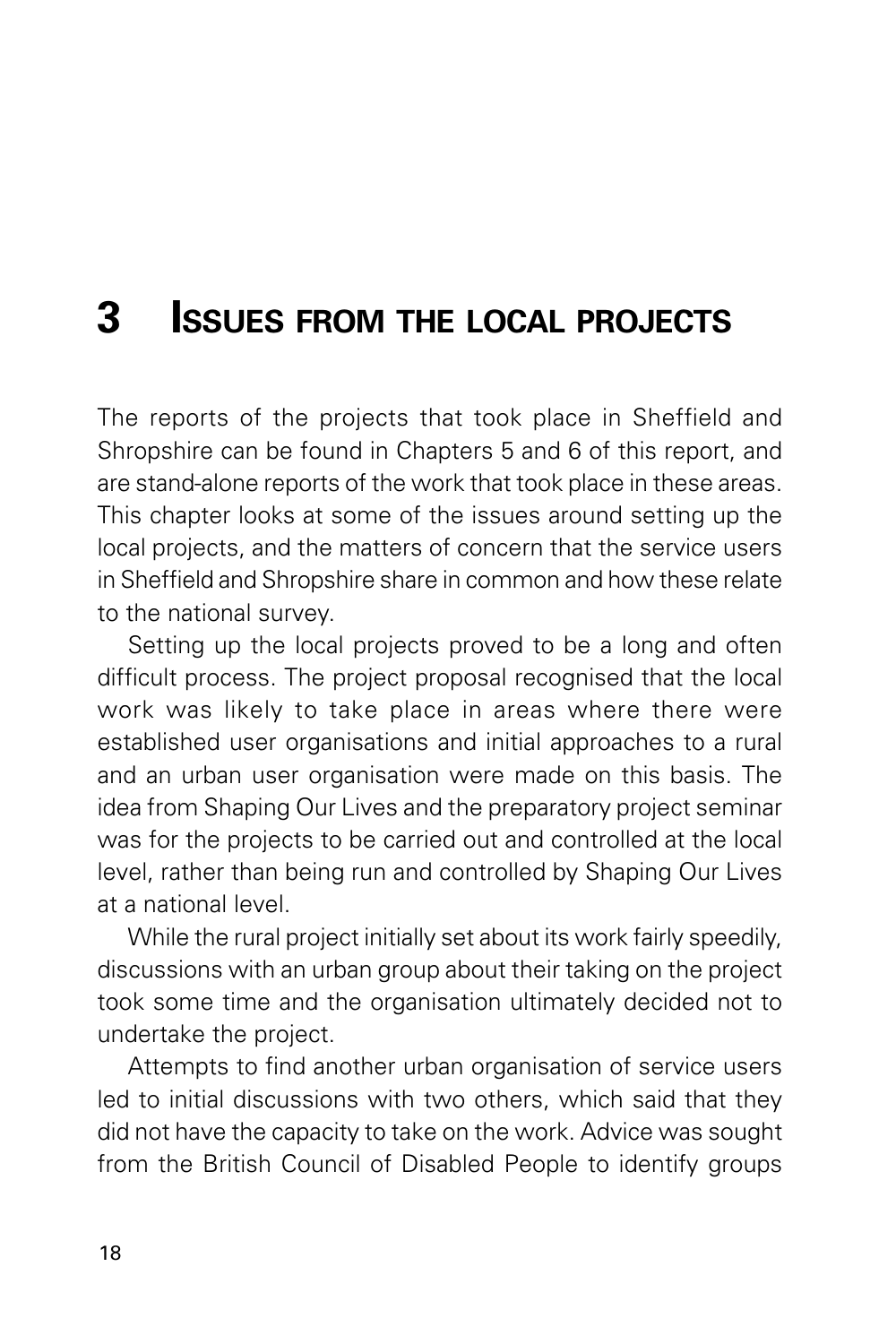# 3 Issues from the local projects

The reports of the projects that took place in Sheffield and Shropshire can be found in Chapters 5 and 6 of this report, and are stand-alone reports of the work that took place in these areas. This chapter looks at some of the issues around setting up the local projects, and the matters of concern that the service users in Sheffield and Shropshire share in common and how these relate to the national survey.

Setting up the local projects proved to be a long and often difficult process. The project proposal recognised that the local work was likely to take place in areas where there were established user organisations and initial approaches to a rural and an urban user organisation were made on this basis. The idea from Shaping Our Lives and the preparatory project seminar was for the projects to be carried out and controlled at the local level, rather than being run and controlled by Shaping Our Lives at a national level.

While the rural project initially set about its work fairly speedily, discussions with an urban group about their taking on the project took some time and the organisation ultimately decided not to undertake the project.

Attempts to find another urban organisation of service users led to initial discussions with two others, which said that they did not have the capacity to take on the work. Advice was sought from the British Council of Disabled People to identify groups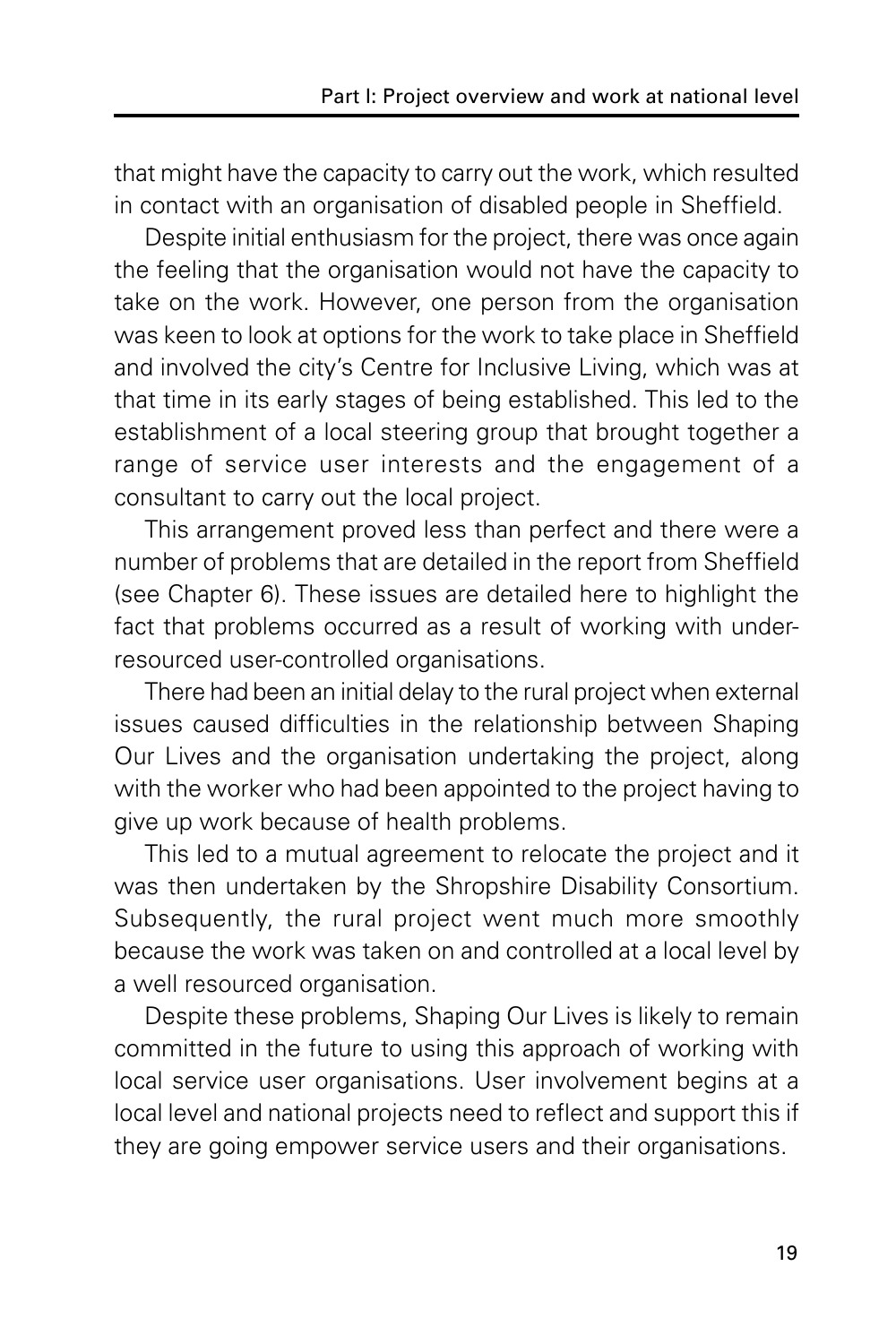that might have the capacity to carry out the work, which resulted in contact with an organisation of disabled people in Sheffield.

Despite initial enthusiasm for the project, there was once again the feeling that the organisation would not have the capacity to take on the work. However, one person from the organisation was keen to look at options for the work to take place in Sheffield and involved the city's Centre for Inclusive Living, which was at that time in its early stages of being established. This led to the establishment of a local steering group that brought together a range of service user interests and the engagement of a consultant to carry out the local project.

This arrangement proved less than perfect and there were a number of problems that are detailed in the report from Sheffield (see Chapter 6). These issues are detailed here to highlight the fact that problems occurred as a result of working with under-resourced user-controlled organisations.

There had been an initial delay to the rural project when external issues caused difficulties in the relationship between Shaping Our Lives and the organisation undertaking the project, along with the worker who had been appointed to the project having to give up work because of health problems.

This led to a mutual agreement to relocate the project and it was then undertaken by the Shropshire Disability Consortium. Subsequently, the rural project went much more smoothly because the work was taken on and controlled at a local level by a well resourced organisation.

Despite these problems, Shaping Our Lives is likely to remain committed in the future to using this approach of working with local service user organisations. User involvement begins at a local level and national projects need to reflect and support this if they are going empower service users and their organisations.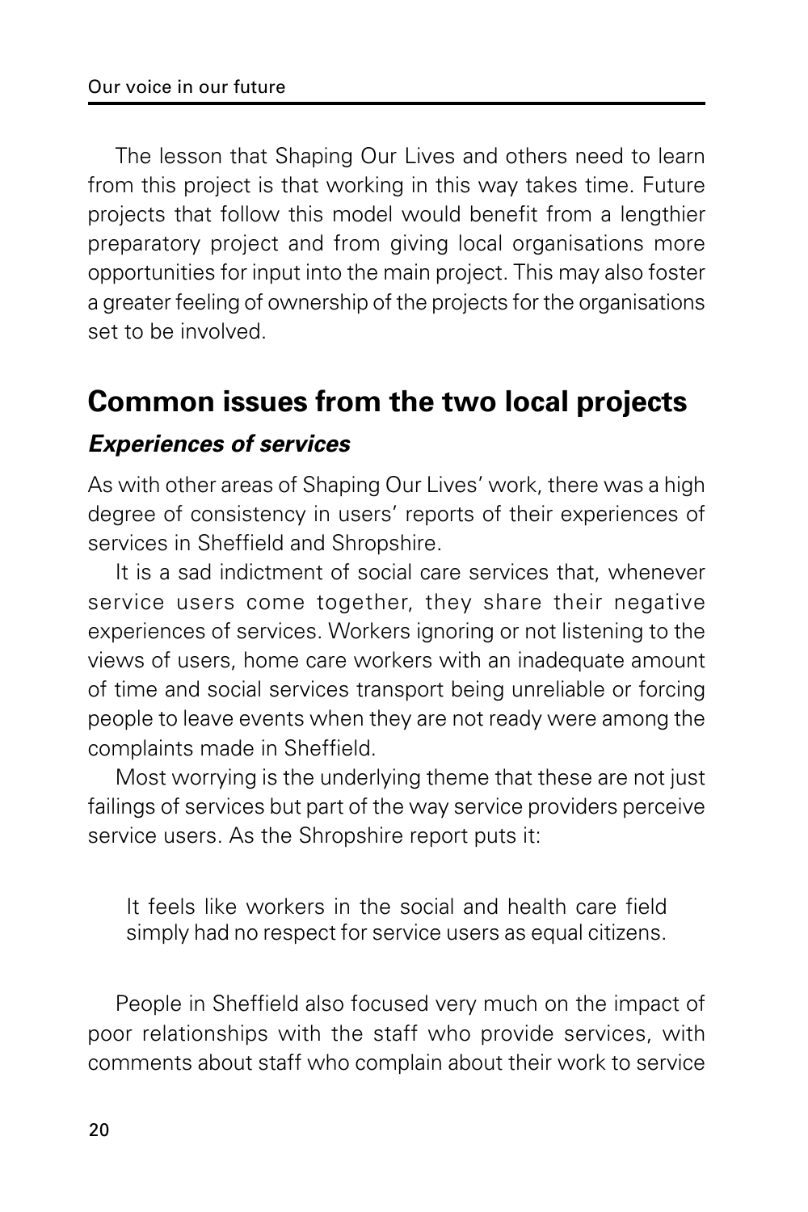The lesson that Shaping Our Lives and others need to learn from this project is that working in this way takes time. Future projects that follow this model would benefit from a lengthier preparatory project and from giving local organisations more opportunities for input into the main project. This may also foster a greater feeling of ownership of the projects for the organisations set to be involved.

## Common issues from the two local projects

### *Experiences of services*

As with other areas of Shaping Our Lives' work, there was a high degree of consistency in users' reports of their experiences of services in Sheffield and Shropshire.

It is a sad indictment of social care services that, whenever service users come together, they share their negative experiences of services. Workers ignoring or not listening to the views of users, home care workers with an inadequate amount of time and social services transport being unreliable or forcing people to leave events when they are not ready were among the complaints made in Sheffield.

Most worrying is the underlying theme that these are not just failings of services but part of the way service providers perceive service users. As the Shropshire report puts it:

> It feels like workers in the social and health care field simply had no respect for service users as equal citizens.

People in Sheffield also focused very much on the impact of poor relationships with the staff who provide services, with comments about staff who complain about their work to service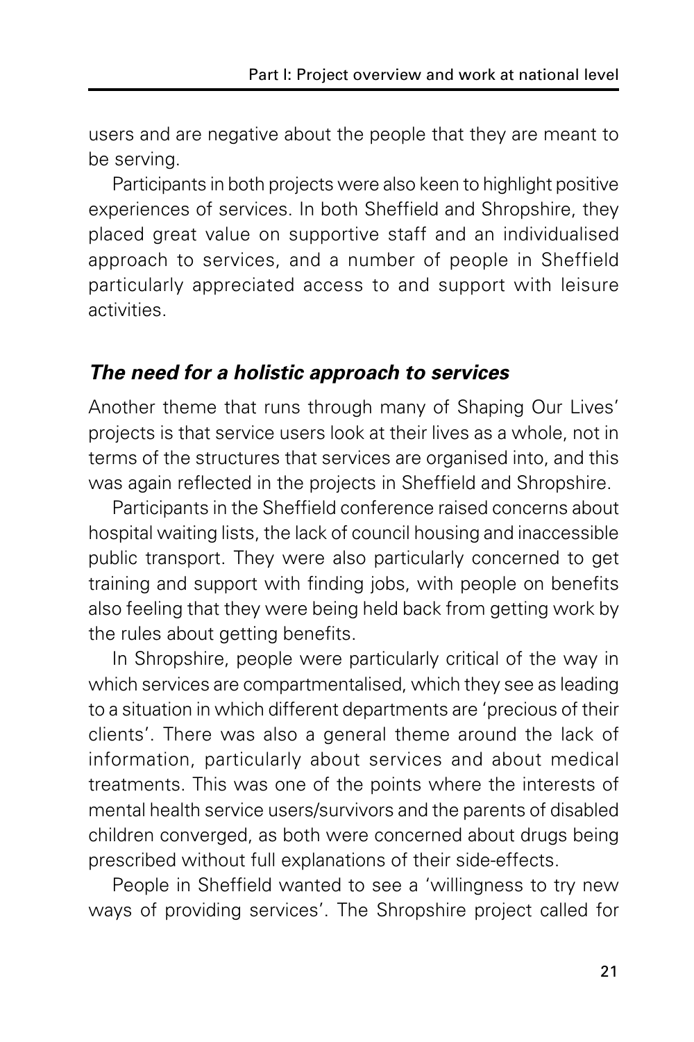users and are negative about the people that they are meant to be serving.

Participants in both projects were also keen to highlight positive experiences of services. In both Sheffield and Shropshire, they placed great value on supportive staff and an individualised approach to services, and a number of people in Sheffield particularly appreciated access to and support with leisure activities.

### *The need for a holistic approach to services*

Another theme that runs through many of Shaping Our Lives' projects is that service users look at their lives as a whole, not in terms of the structures that services are organised into, and this was again reflected in the projects in Sheffield and Shropshire.

Participants in the Sheffield conference raised concerns about hospital waiting lists, the lack of council housing and inaccessible public transport. They were also particularly concerned to get training and support with finding jobs, with people on benefits also feeling that they were being held back from getting work by the rules about getting benefits.

In Shropshire, people were particularly critical of the way in which services are compartmentalised, which they see as leading to a situation in which different departments are 'precious of their clients'. There was also a general theme around the lack of information, particularly about services and about medical treatments. This was one of the points where the interests of mental health service users/survivors and the parents of disabled children converged, as both were concerned about drugs being prescribed without full explanations of their side-effects.

People in Sheffield wanted to see a 'willingness to try new ways of providing services'. The Shropshire project called for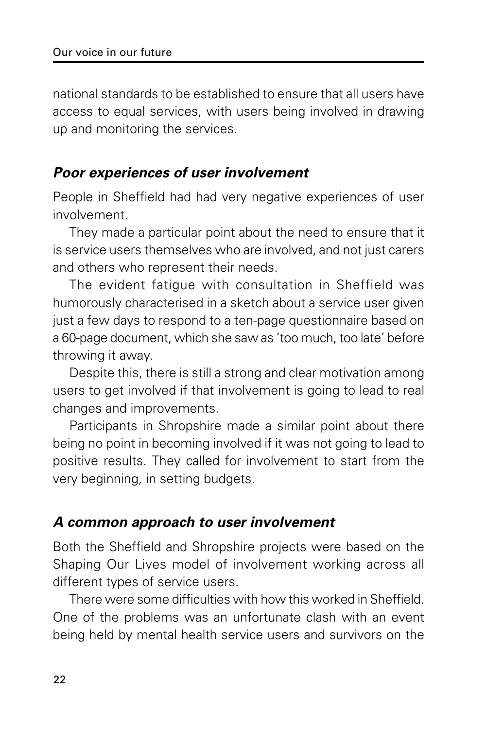national standards to be established to ensure that all users have access to equal services, with users being involved in drawing up and monitoring the services.

### *Poor experiences of user involvement*

People in Sheffield had had very negative experiences of user involvement.

They made a particular point about the need to ensure that it is service users themselves who are involved, and not just carers and others who represent their needs.

The evident fatigue with consultation in Sheffield was humorously characterised in a sketch about a service user given just a few days to respond to a ten-page questionnaire based on a 60-page document, which she saw as 'too much, too late' before throwing it away.

Despite this, there is still a strong and clear motivation among users to get involved if that involvement is going to lead to real changes and improvements.

Participants in Shropshire made a similar point about there being no point in becoming involved if it was not going to lead to positive results. They called for involvement to start from the very beginning, in setting budgets.

### *A common approach to user involvement*

Both the Sheffield and Shropshire projects were based on the Shaping Our Lives model of involvement working across all different types of service users.

There were some difficulties with how this worked in Sheffield. One of the problems was an unfortunate clash with an event being held by mental health service users and survivors on the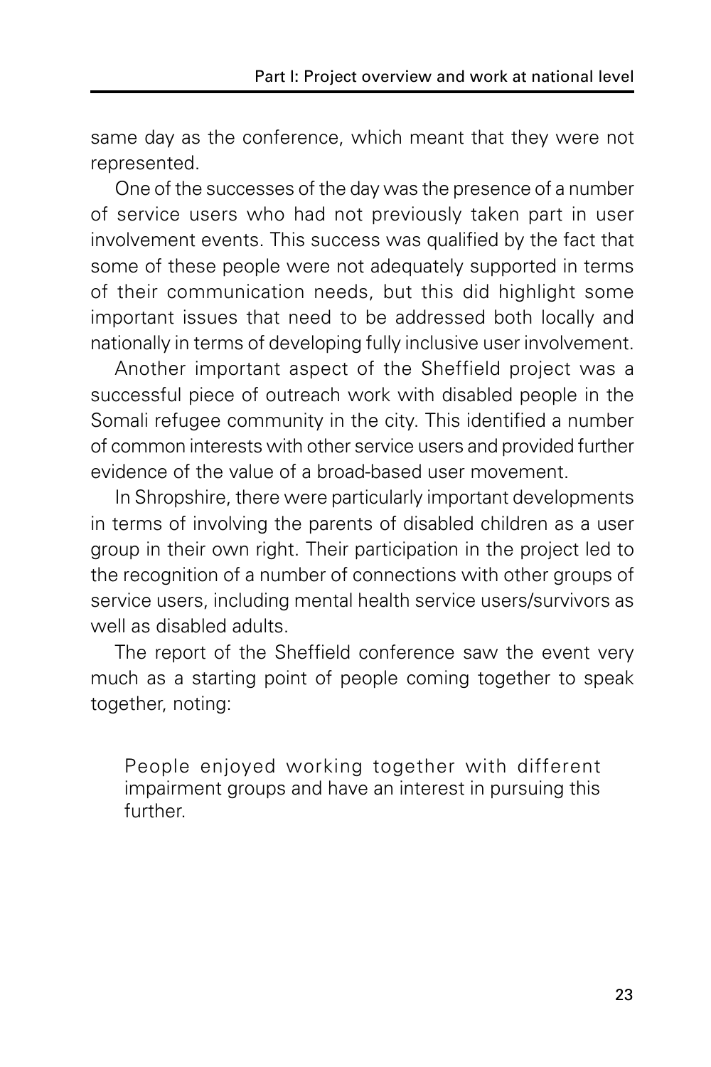same day as the conference, which meant that they were not represented.

One of the successes of the day was the presence of a number of service users who had not previously taken part in user involvement events. This success was qualified by the fact that some of these people were not adequately supported in terms of their communication needs, but this did highlight some important issues that need to be addressed both locally and nationally in terms of developing fully inclusive user involvement.

Another important aspect of the Sheffield project was a successful piece of outreach work with disabled people in the Somali refugee community in the city. This identified a number of common interests with other service users and provided further evidence of the value of a broad-based user movement.

In Shropshire, there were particularly important developments in terms of involving the parents of disabled children as a user group in their own right. Their participation in the project led to the recognition of a number of connections with other groups of service users, including mental health service users/survivors as well as disabled adults.

The report of the Sheffield conference saw the event very much as a starting point of people coming together to speak together, noting:

> People enjoyed working together with different impairment groups and have an interest in pursuing this further.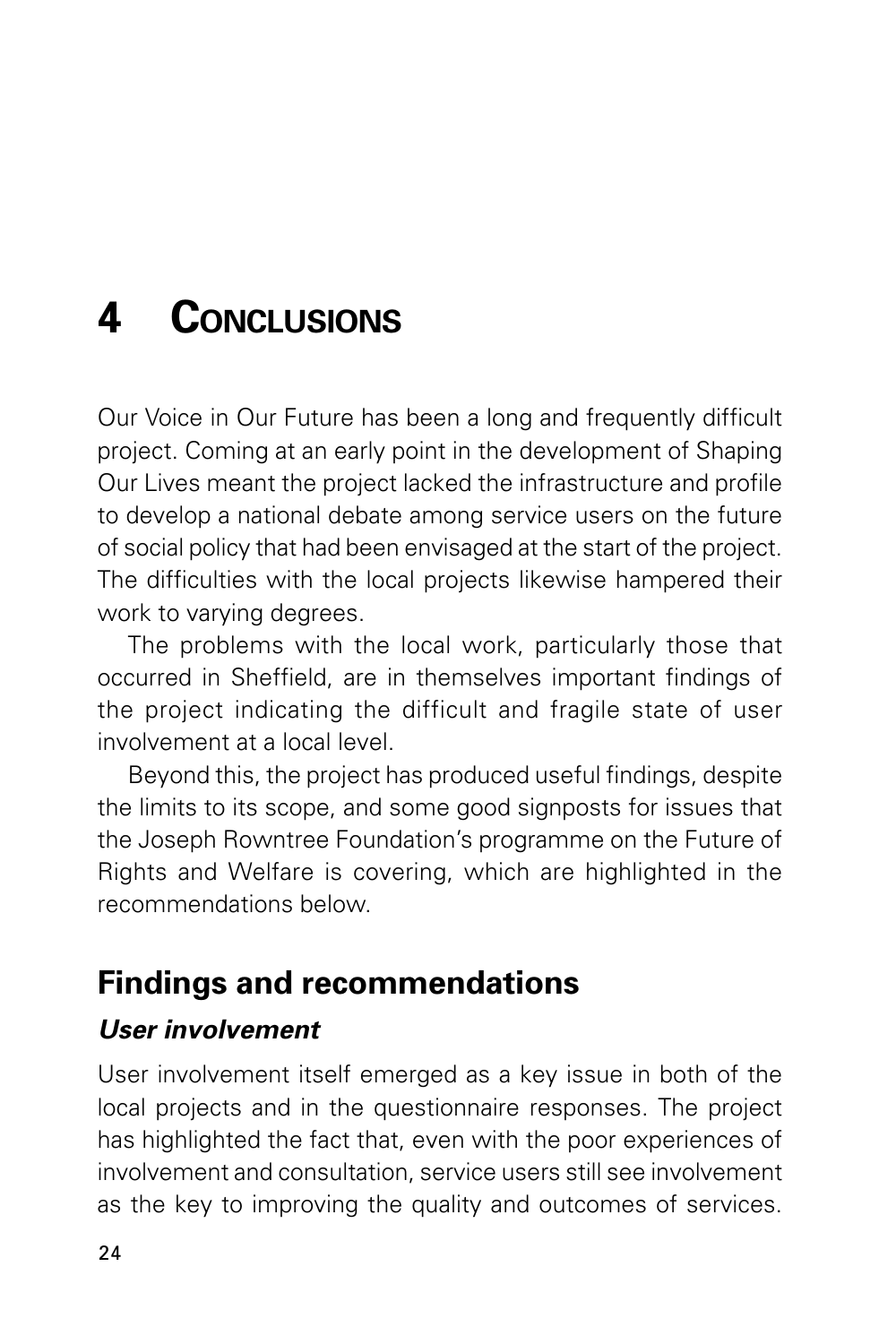# 4 Conclusions

Our Voice in Our Future has been a long and frequently difficult project. Coming at an early point in the development of Shaping Our Lives meant the project lacked the infrastructure and profile to develop a national debate among service users on the future of social policy that had been envisaged at the start of the project. The difficulties with the local projects likewise hampered their work to varying degrees.

The problems with the local work, particularly those that occurred in Sheffield, are in themselves important findings of the project indicating the difficult and fragile state of user involvement at a local level.

Beyond this, the project has produced useful findings, despite the limits to its scope, and some good signposts for issues that the Joseph Rowntree Foundation's programme on the Future of Rights and Welfare is covering, which are highlighted in the recommendations below.

## Findings and recommendations

### *User involvement*

User involvement itself emerged as a key issue in both of the local projects and in the questionnaire responses. The project has highlighted the fact that, even with the poor experiences of involvement and consultation, service users still see involvement as the key to improving the quality and outcomes of services.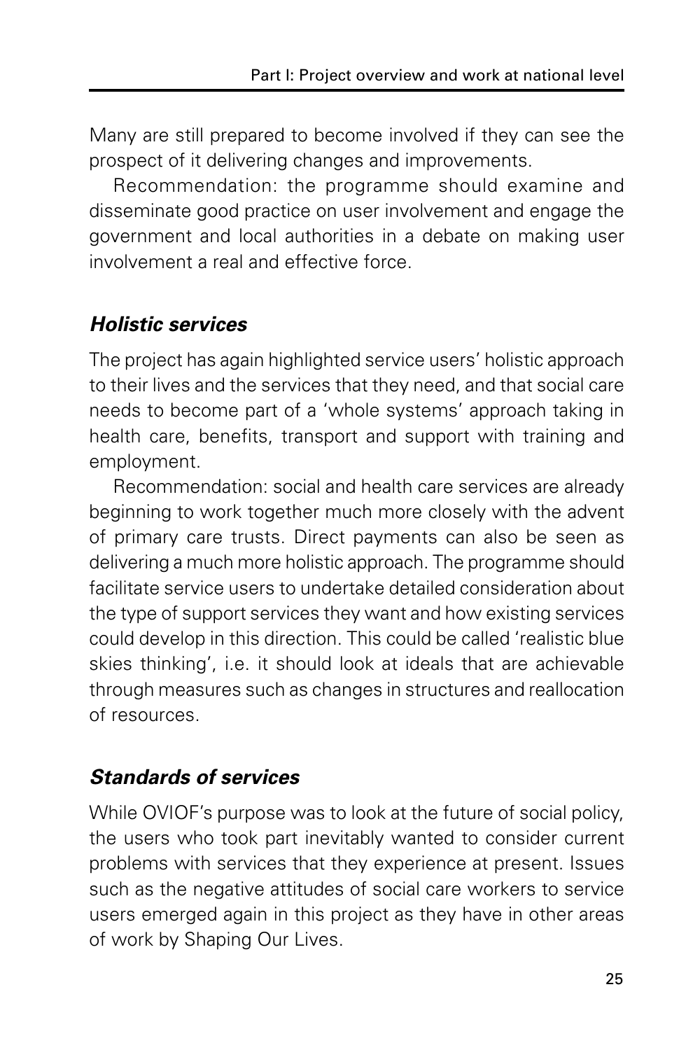Many are still prepared to become involved if they can see the prospect of it delivering changes and improvements.

Recommendation: the programme should examine and disseminate good practice on user involvement and engage the government and local authorities in a debate on making user involvement a real and effective force.

### *Holistic services*

The project has again highlighted service users' holistic approach to their lives and the services that they need, and that social care needs to become part of a 'whole systems' approach taking in health care, benefits, transport and support with training and employment.

Recommendation: social and health care services are already beginning to work together much more closely with the advent of primary care trusts. Direct payments can also be seen as delivering a much more holistic approach. The programme should facilitate service users to undertake detailed consideration about the type of support services they want and how existing services could develop in this direction. This could be called 'realistic blue skies thinking', i.e. it should look at ideals that are achievable through measures such as changes in structures and reallocation of resources.

### *Standards of services*

While OVIOF's purpose was to look at the future of social policy, the users who took part inevitably wanted to consider current problems with services that they experience at present. Issues such as the negative attitudes of social care workers to service users emerged again in this project as they have in other areas of work by Shaping Our Lives.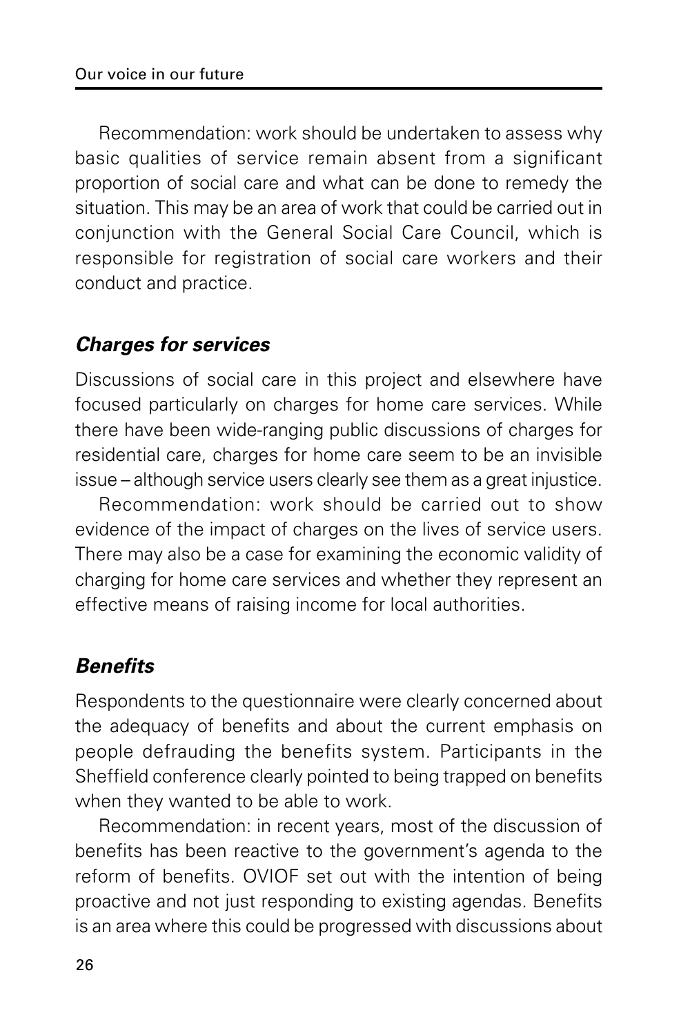Recommendation: work should be undertaken to assess why basic qualities of service remain absent from a significant proportion of social care and what can be done to remedy the situation. This may be an area of work that could be carried out in conjunction with the General Social Care Council, which is responsible for registration of social care workers and their conduct and practice.

### *Charges for services*

Discussions of social care in this project and elsewhere have focused particularly on charges for home care services. While there have been wide-ranging public discussions of charges for residential care, charges for home care seem to be an invisible issue – although service users clearly see them as a great injustice.

Recommendation: work should be carried out to show evidence of the impact of charges on the lives of service users. There may also be a case for examining the economic validity of charging for home care services and whether they represent an effective means of raising income for local authorities.

### *Benefits*

Respondents to the questionnaire were clearly concerned about the adequacy of benefits and about the current emphasis on people defrauding the benefits system. Participants in the Sheffield conference clearly pointed to being trapped on benefits when they wanted to be able to work.

Recommendation: in recent years, most of the discussion of benefits has been reactive to the government's agenda to the reform of benefits. OVIOF set out with the intention of being proactive and not just responding to existing agendas. Benefits is an area where this could be progressed with discussions about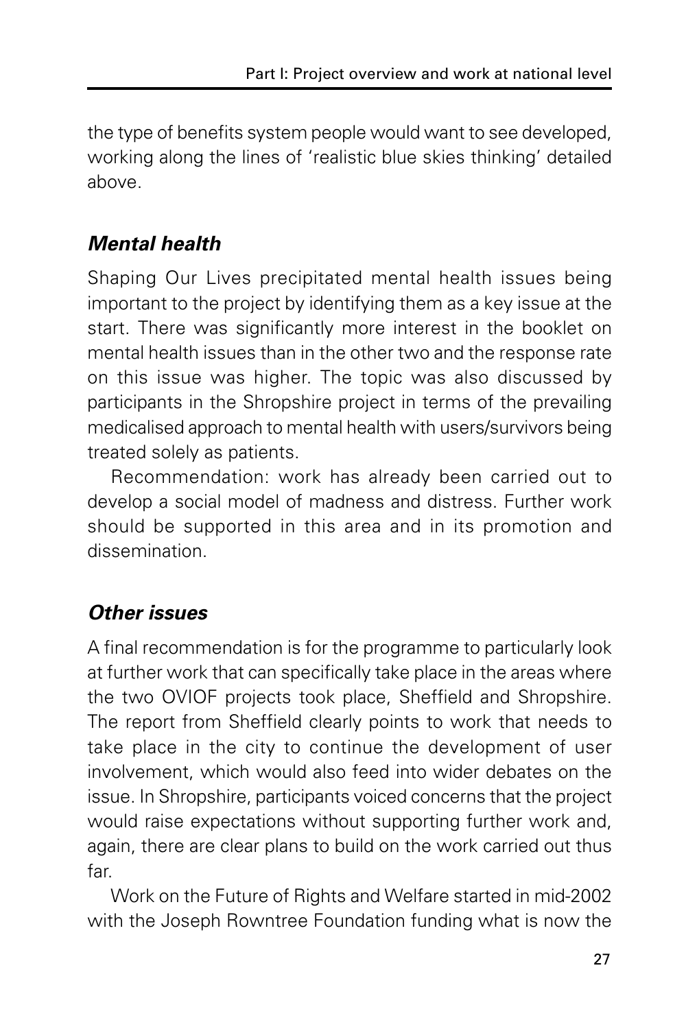the type of benefits system people would want to see developed, working along the lines of 'realistic blue skies thinking' detailed above.

### *Mental health*

Shaping Our Lives precipitated mental health issues being important to the project by identifying them as a key issue at the start. There was significantly more interest in the booklet on mental health issues than in the other two and the response rate on this issue was higher. The topic was also discussed by participants in the Shropshire project in terms of the prevailing medicalised approach to mental health with users/survivors being treated solely as patients.

Recommendation: work has already been carried out to develop a social model of madness and distress. Further work should be supported in this area and in its promotion and dissemination.

### *Other issues*

A final recommendation is for the programme to particularly look at further work that can specifically take place in the areas where the two OVIOF projects took place, Sheffield and Shropshire. The report from Sheffield clearly points to work that needs to take place in the city to continue the development of user involvement, which would also feed into wider debates on the issue. In Shropshire, participants voiced concerns that the project would raise expectations without supporting further work and, again, there are clear plans to build on the work carried out thus far.

Work on the Future of Rights and Welfare started in mid-2002 with the Joseph Rowntree Foundation funding what is now the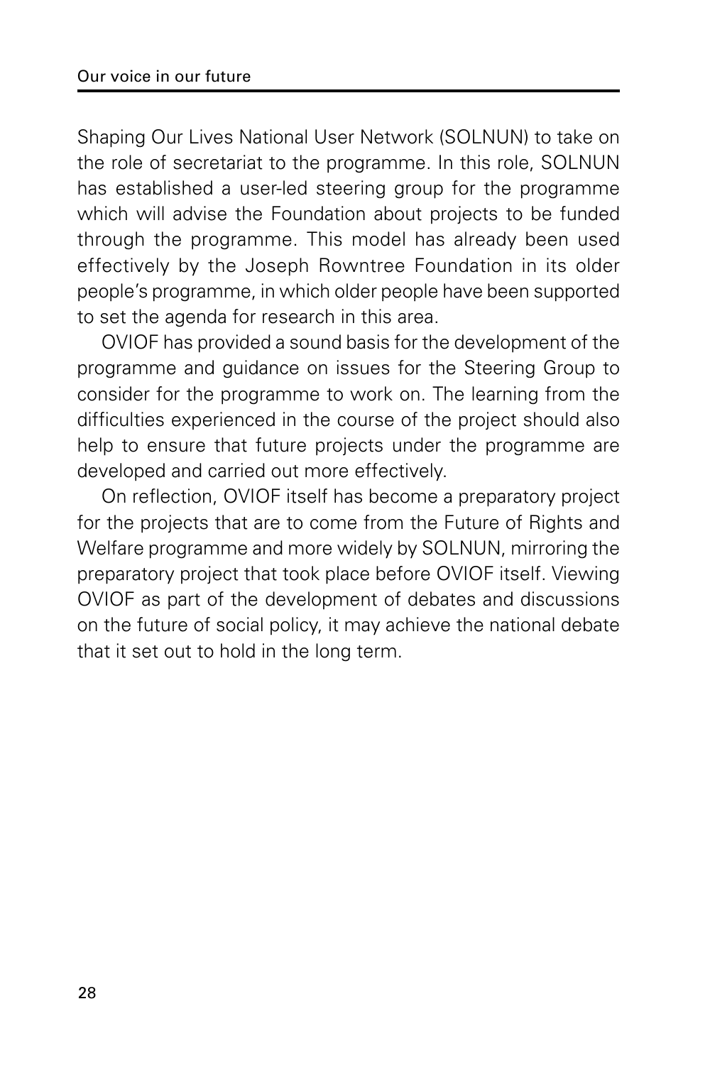Shaping Our Lives National User Network (SOLNUN) to take on the role of secretariat to the programme. In this role, SOLNUN has established a user-led steering group for the programme which will advise the Foundation about projects to be funded through the programme. This model has already been used effectively by the Joseph Rowntree Foundation in its older people's programme, in which older people have been supported to set the agenda for research in this area.

OVIOF has provided a sound basis for the development of the programme and guidance on issues for the Steering Group to consider for the programme to work on. The learning from the difficulties experienced in the course of the project should also help to ensure that future projects under the programme are developed and carried out more effectively.

On reflection, OVIOF itself has become a preparatory project for the projects that are to come from the Future of Rights and Welfare programme and more widely by SOLNUN, mirroring the preparatory project that took place before OVIOF itself. Viewing OVIOF as part of the development of debates and discussions on the future of social policy, it may achieve the national debate that it set out to hold in the long term.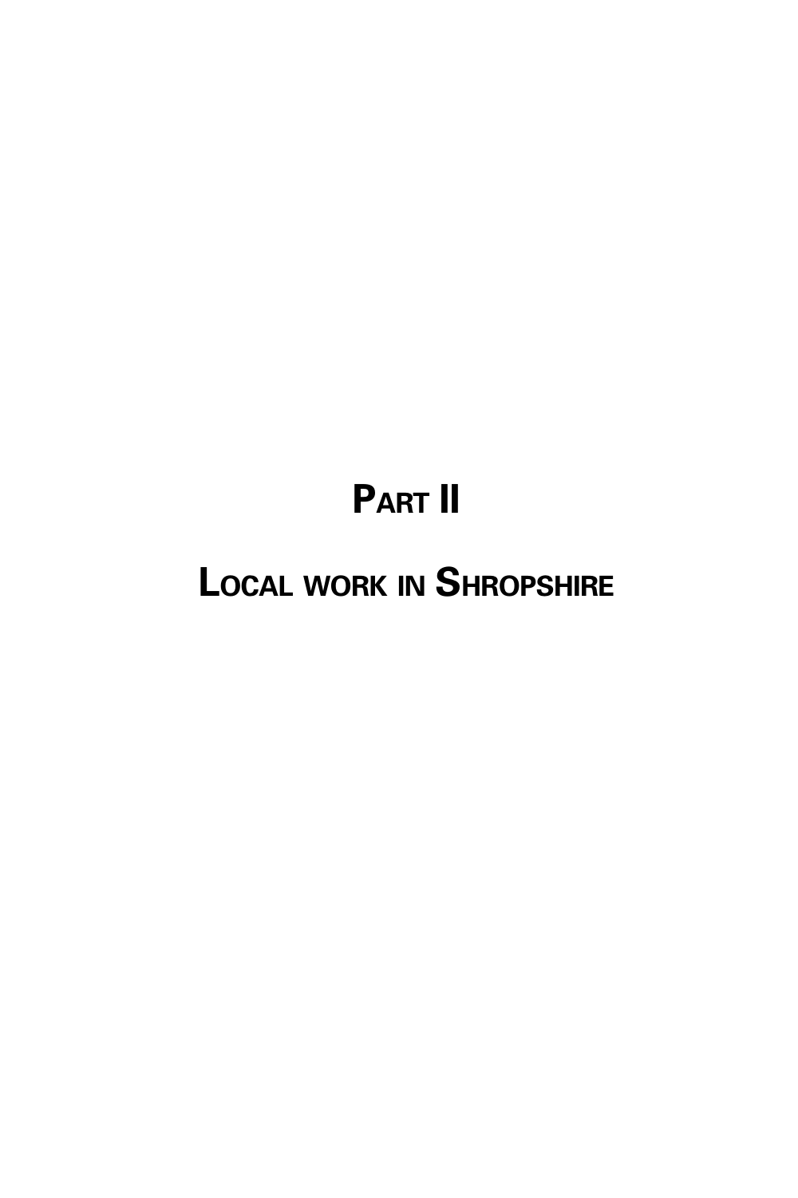# Part II

# Local work in Shropshire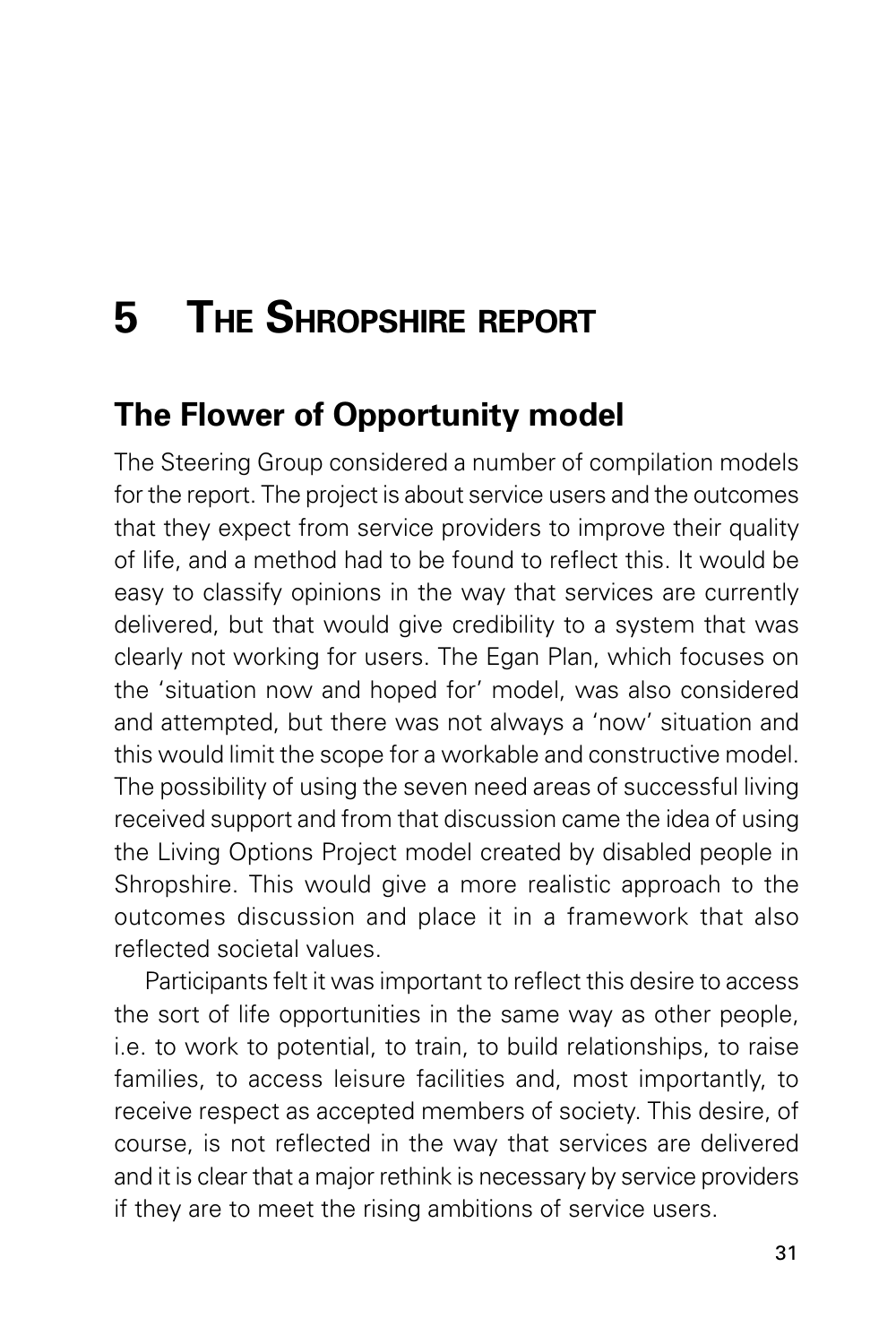# 5 The Shropshire report

## The Flower of Opportunity model

The Steering Group considered a number of compilation models for the report. The project is about service users and the outcomes that they expect from service providers to improve their quality of life, and a method had to be found to reflect this. It would be easy to classify opinions in the way that services are currently delivered, but that would give credibility to a system that was clearly not working for users. The Egan Plan, which focuses on the 'situation now and hoped for' model, was also considered and attempted, but there was not always a 'now' situation and this would limit the scope for a workable and constructive model. The possibility of using the seven need areas of successful living received support and from that discussion came the idea of using the Living Options Project model created by disabled people in Shropshire. This would give a more realistic approach to the outcomes discussion and place it in a framework that also reflected societal values.

Participants felt it was important to reflect this desire to access the sort of life opportunities in the same way as other people, i.e. to work to potential, to train, to build relationships, to raise families, to access leisure facilities and, most importantly, to receive respect as accepted members of society. This desire, of course, is not reflected in the way that services are delivered and it is clear that a major rethink is necessary by service providers if they are to meet the rising ambitions of service users.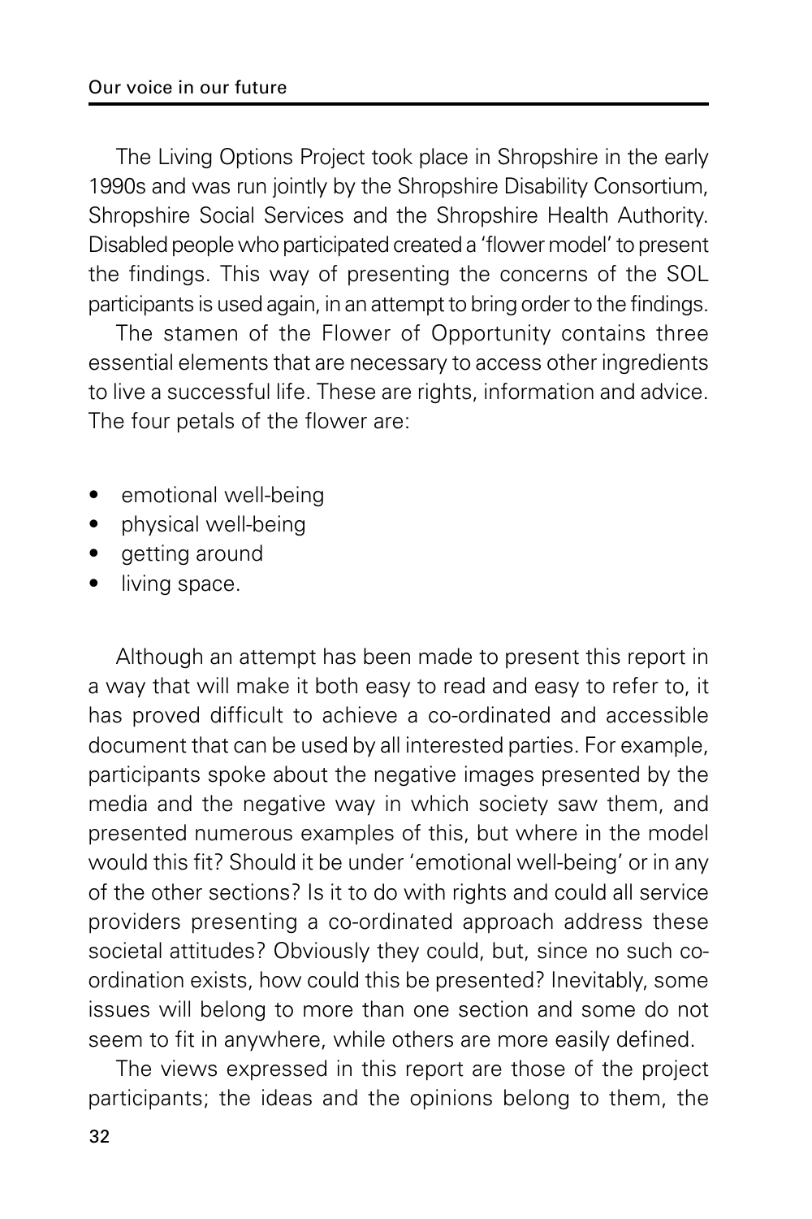The Living Options Project took place in Shropshire in the early 1990s and was run jointly by the Shropshire Disability Consortium, Shropshire Social Services and the Shropshire Health Authority. Disabled people who participated created a 'flower model' to present the findings. This way of presenting the concerns of the SOL participants is used again, in an attempt to bring order to the findings.

The stamen of the Flower of Opportunity contains three essential elements that are necessary to access other ingredients to live a successful life. These are rights, information and advice. The four petals of the flower are:

- emotional well-being
- physical well-being
- getting around
- living space.

Although an attempt has been made to present this report in a way that will make it both easy to read and easy to refer to, it has proved difficult to achieve a co-ordinated and accessible document that can be used by all interested parties. For example, participants spoke about the negative images presented by the media and the negative way in which society saw them, and presented numerous examples of this, but where in the model would this fit? Should it be under 'emotional well-being' or in any of the other sections? Is it to do with rights and could all service providers presenting a co-ordinated approach address these societal attitudes? Obviously they could, but, since no such co-ordination exists, how could this be presented? Inevitably, some issues will belong to more than one section and some do not seem to fit in anywhere, while others are more easily defined.

The views expressed in this report are those of the project participants; the ideas and the opinions belong to them, the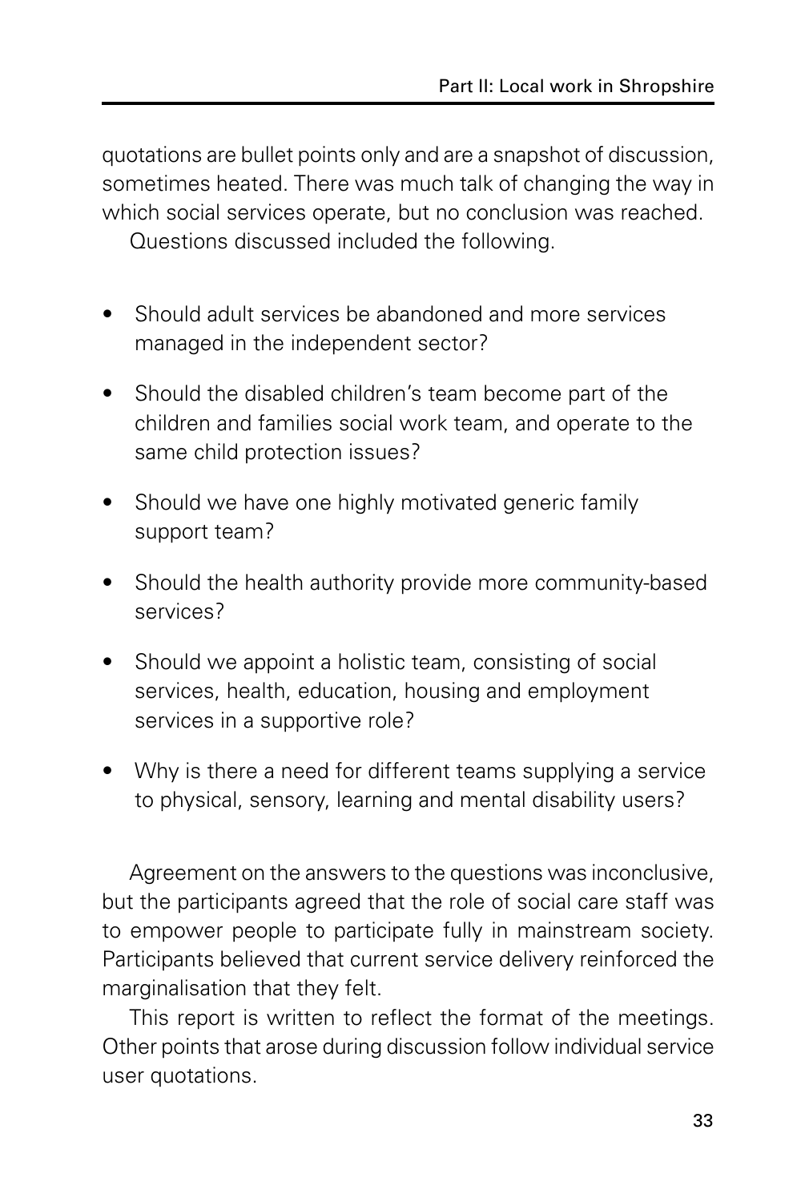quotations are bullet points only and are a snapshot of discussion, sometimes heated. There was much talk of changing the way in which social services operate, but no conclusion was reached.

Questions discussed included the following.

- Should adult services be abandoned and more services managed in the independent sector?
- Should the disabled children's team become part of the children and families social work team, and operate to the same child protection issues?
- Should we have one highly motivated generic family support team?
- Should the health authority provide more community-based services?
- Should we appoint a holistic team, consisting of social services, health, education, housing and employment services in a supportive role?
- Why is there a need for different teams supplying a service to physical, sensory, learning and mental disability users?

Agreement on the answers to the questions was inconclusive, but the participants agreed that the role of social care staff was to empower people to participate fully in mainstream society. Participants believed that current service delivery reinforced the marginalisation that they felt.

This report is written to reflect the format of the meetings. Other points that arose during discussion follow individual service user quotations.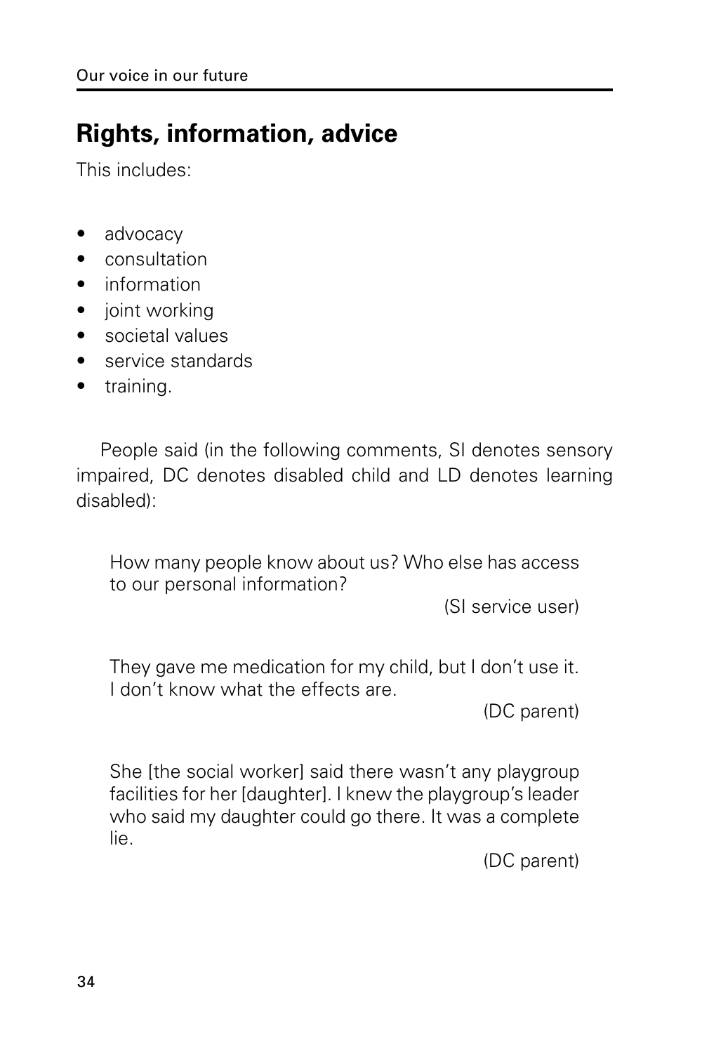## Rights, information, advice

This includes:

- advocacy
- consultation
- information
- joint working
- societal values
- service standards
- training.

People said (in the following comments, SI denotes sensory impaired, DC denotes disabled child and LD denotes learning disabled):

> How many people know about us? Who else has access to our personal information?
>
> (SI service user)

> They gave me medication for my child, but I don't use it. I don't know what the effects are.
>
> (DC parent)

> She [the social worker] said there wasn't any playgroup facilities for her [daughter]. I knew the playgroup's leader who said my daughter could go there. It was a complete lie.
>
> (DC parent)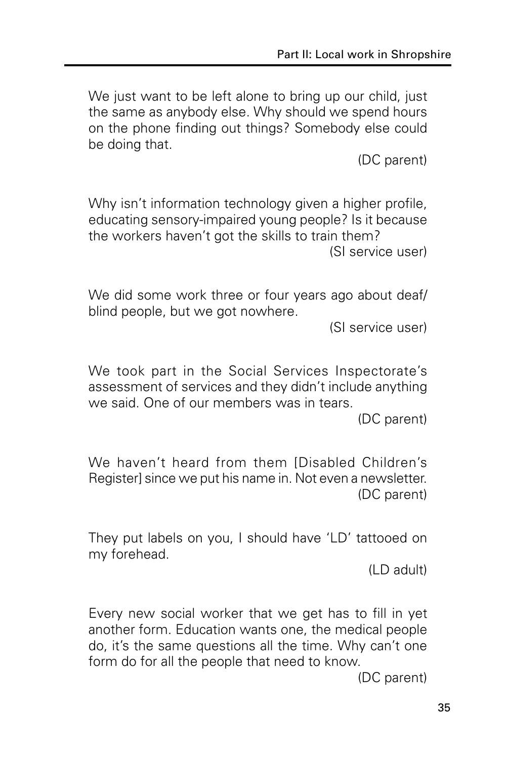We just want to be left alone to bring up our child, just the same as anybody else. Why should we spend hours on the phone finding out things? Somebody else could be doing that.

(DC parent)

Why isn't information technology given a higher profile, educating sensory-impaired young people? Is it because the workers haven't got the skills to train them?

(SI service user)

We did some work three or four years ago about deaf/blind people, but we got nowhere.

(SI service user)

We took part in the Social Services Inspectorate's assessment of services and they didn't include anything we said. One of our members was in tears.

(DC parent)

We haven't heard from them [Disabled Children's Register] since we put his name in. Not even a newsletter.

(DC parent)

They put labels on you, I should have 'LD' tattooed on my forehead.

(LD adult)

Every new social worker that we get has to fill in yet another form. Education wants one, the medical people do, it's the same questions all the time. Why can't one form do for all the people that need to know.

(DC parent)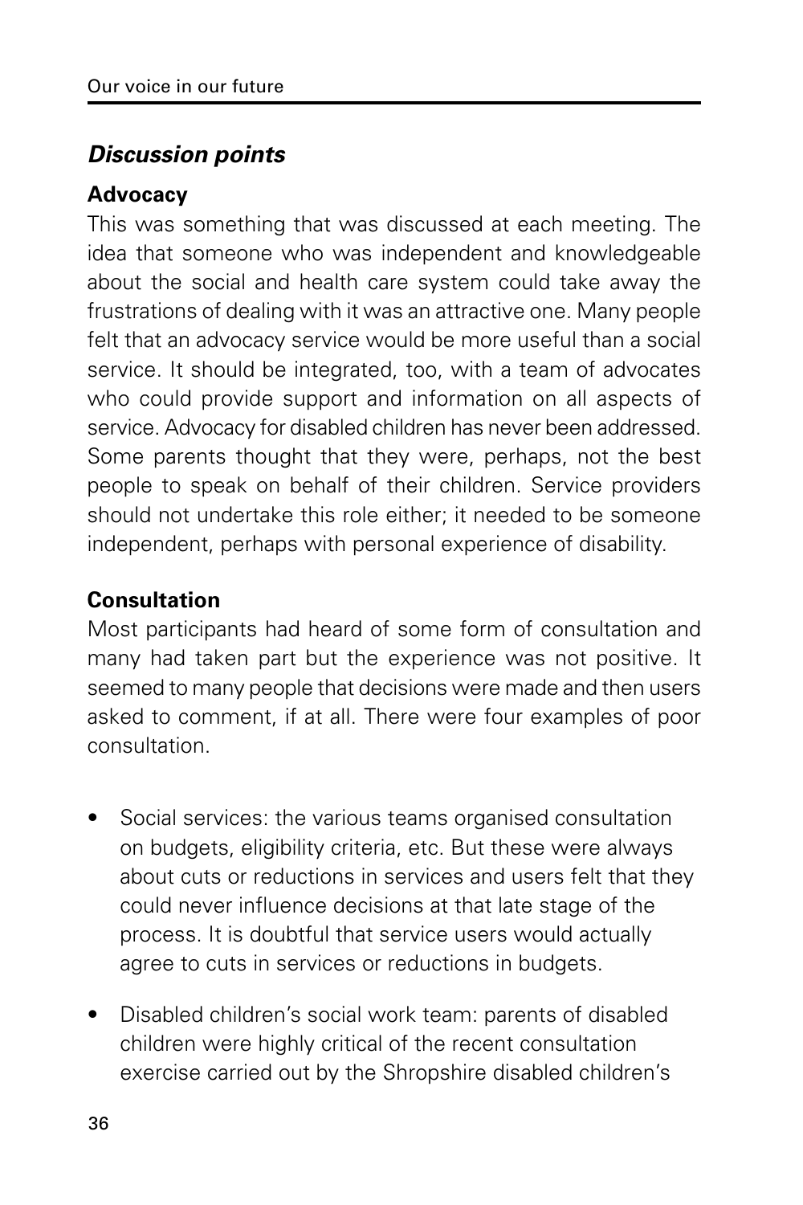## *Discussion points*

### Advocacy

This was something that was discussed at each meeting. The idea that someone who was independent and knowledgeable about the social and health care system could take away the frustrations of dealing with it was an attractive one. Many people felt that an advocacy service would be more useful than a social service. It should be integrated, too, with a team of advocates who could provide support and information on all aspects of service. Advocacy for disabled children has never been addressed. Some parents thought that they were, perhaps, not the best people to speak on behalf of their children. Service providers should not undertake this role either; it needed to be someone independent, perhaps with personal experience of disability.

### Consultation

Most participants had heard of some form of consultation and many had taken part but the experience was not positive. It seemed to many people that decisions were made and then users asked to comment, if at all. There were four examples of poor consultation.

- Social services: the various teams organised consultation on budgets, eligibility criteria, etc. But these were always about cuts or reductions in services and users felt that they could never influence decisions at that late stage of the process. It is doubtful that service users would actually agree to cuts in services or reductions in budgets.

- Disabled children's social work team: parents of disabled children were highly critical of the recent consultation exercise carried out by the Shropshire disabled children's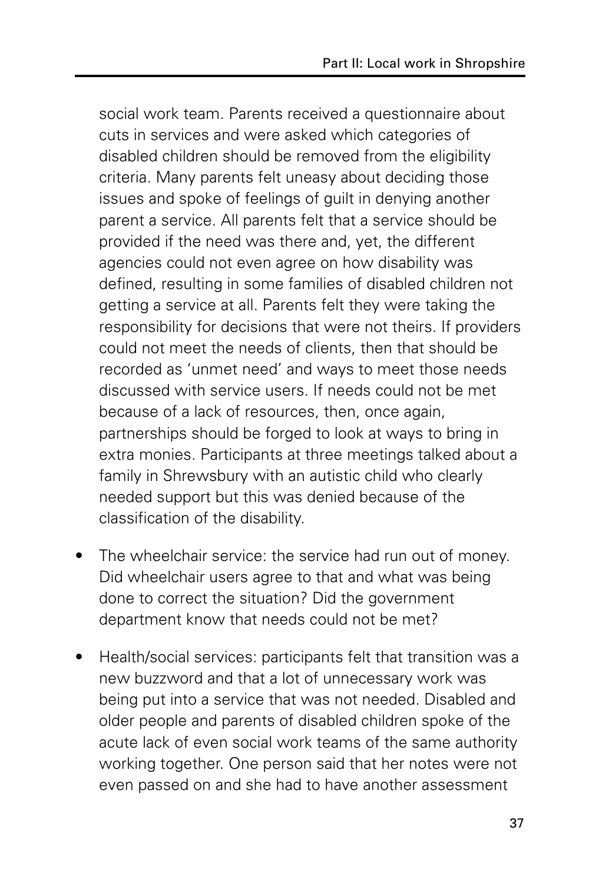social work team. Parents received a questionnaire about cuts in services and were asked which categories of disabled children should be removed from the eligibility criteria. Many parents felt uneasy about deciding those issues and spoke of feelings of guilt in denying another parent a service. All parents felt that a service should be provided if the need was there and, yet, the different agencies could not even agree on how disability was defined, resulting in some families of disabled children not getting a service at all. Parents felt they were taking the responsibility for decisions that were not theirs. If providers could not meet the needs of clients, then that should be recorded as 'unmet need' and ways to meet those needs discussed with service users. If needs could not be met because of a lack of resources, then, once again, partnerships should be forged to look at ways to bring in extra monies. Participants at three meetings talked about a family in Shrewsbury with an autistic child who clearly needed support but this was denied because of the classification of the disability.

- The wheelchair service: the service had run out of money. Did wheelchair users agree to that and what was being done to correct the situation? Did the government department know that needs could not be met?

- Health/social services: participants felt that transition was a new buzzword and that a lot of unnecessary work was being put into a service that was not needed. Disabled and older people and parents of disabled children spoke of the acute lack of even social work teams of the same authority working together. One person said that her notes were not even passed on and she had to have another assessment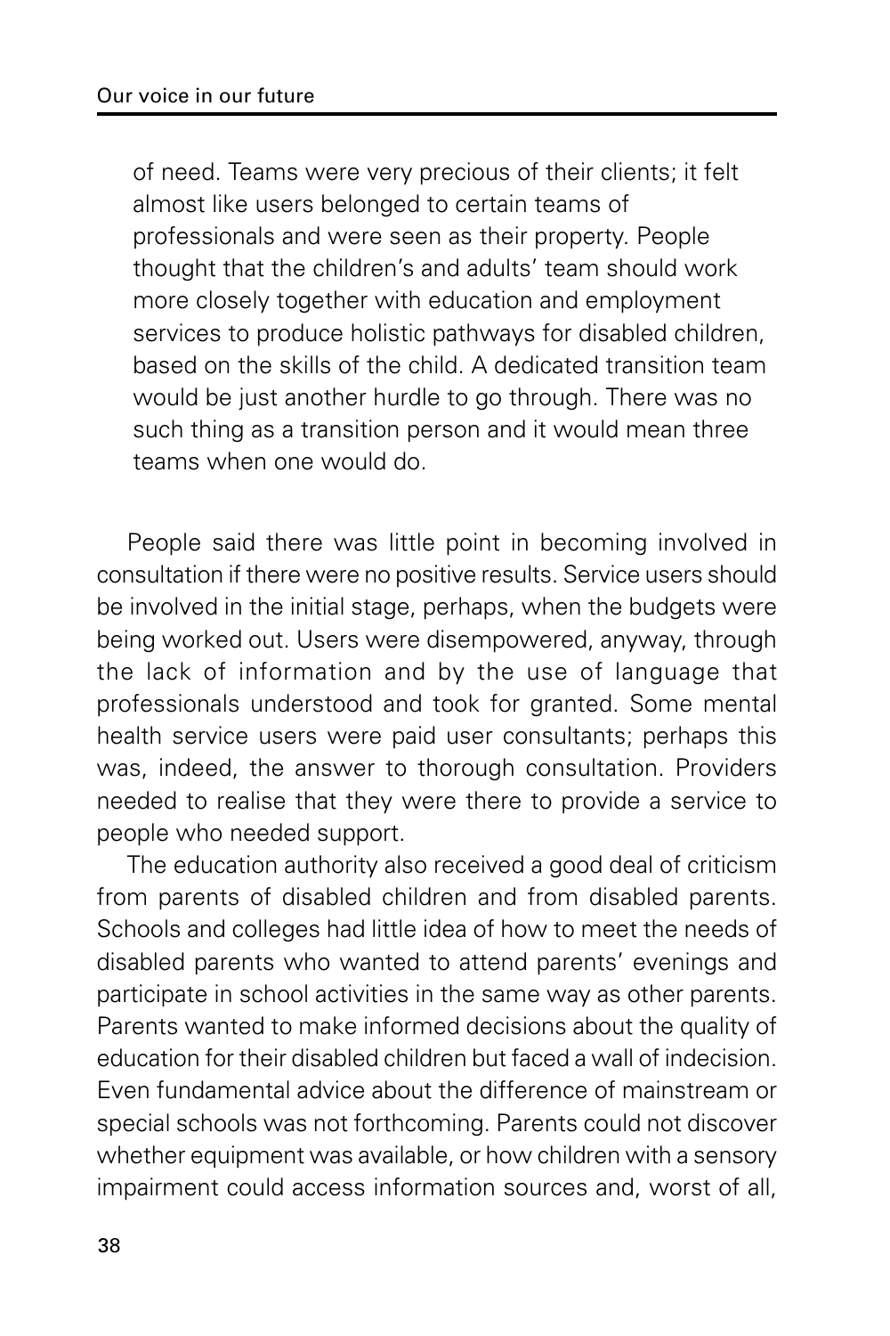> of need. Teams were very precious of their clients; it felt almost like users belonged to certain teams of professionals and were seen as their property. People thought that the children's and adults' team should work more closely together with education and employment services to produce holistic pathways for disabled children, based on the skills of the child. A dedicated transition team would be just another hurdle to go through. There was no such thing as a transition person and it would mean three teams when one would do.

People said there was little point in becoming involved in consultation if there were no positive results. Service users should be involved in the initial stage, perhaps, when the budgets were being worked out. Users were disempowered, anyway, through the lack of information and by the use of language that professionals understood and took for granted. Some mental health service users were paid user consultants; perhaps this was, indeed, the answer to thorough consultation. Providers needed to realise that they were there to provide a service to people who needed support.

The education authority also received a good deal of criticism from parents of disabled children and from disabled parents. Schools and colleges had little idea of how to meet the needs of disabled parents who wanted to attend parents' evenings and participate in school activities in the same way as other parents. Parents wanted to make informed decisions about the quality of education for their disabled children but faced a wall of indecision. Even fundamental advice about the difference of mainstream or special schools was not forthcoming. Parents could not discover whether equipment was available, or how children with a sensory impairment could access information sources and, worst of all,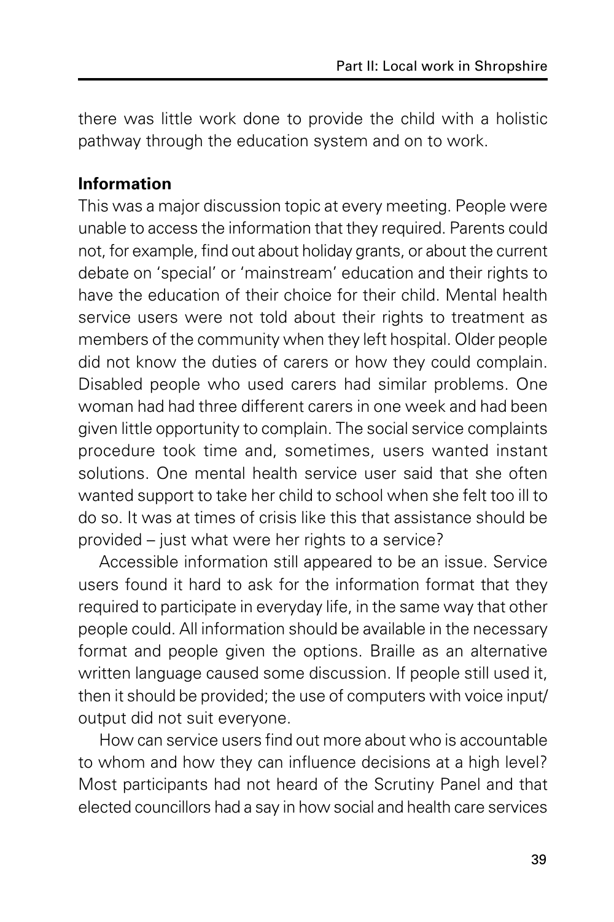there was little work done to provide the child with a holistic pathway through the education system and on to work.

### Information

This was a major discussion topic at every meeting. People were unable to access the information that they required. Parents could not, for example, find out about holiday grants, or about the current debate on 'special' or 'mainstream' education and their rights to have the education of their choice for their child. Mental health service users were not told about their rights to treatment as members of the community when they left hospital. Older people did not know the duties of carers or how they could complain. Disabled people who used carers had similar problems. One woman had had three different carers in one week and had been given little opportunity to complain. The social service complaints procedure took time and, sometimes, users wanted instant solutions. One mental health service user said that she often wanted support to take her child to school when she felt too ill to do so. It was at times of crisis like this that assistance should be provided – just what were her rights to a service?

Accessible information still appeared to be an issue. Service users found it hard to ask for the information format that they required to participate in everyday life, in the same way that other people could. All information should be available in the necessary format and people given the options. Braille as an alternative written language caused some discussion. If people still used it, then it should be provided; the use of computers with voice input/output did not suit everyone.

How can service users find out more about who is accountable to whom and how they can influence decisions at a high level? Most participants had not heard of the Scrutiny Panel and that elected councillors had a say in how social and health care services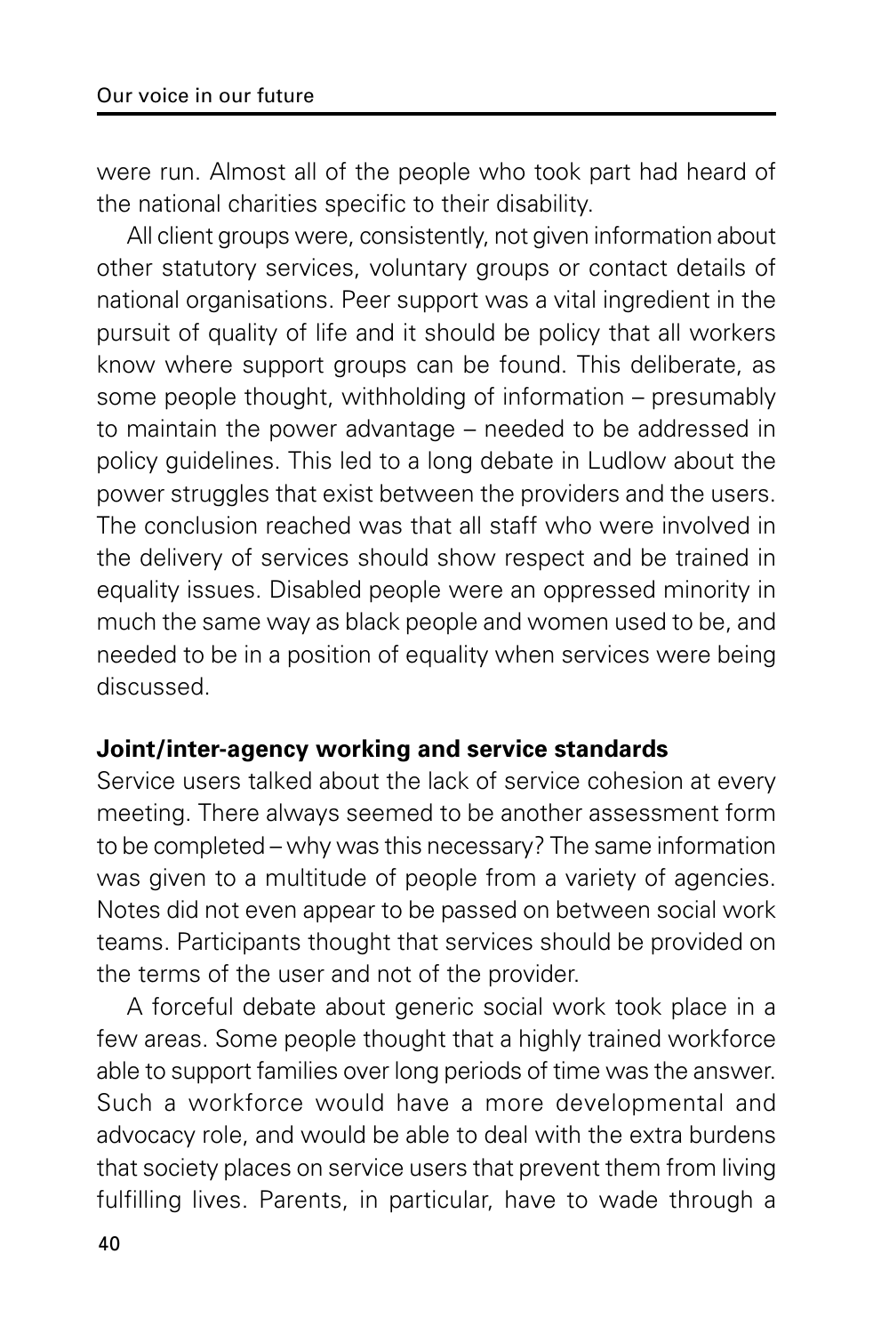were run. Almost all of the people who took part had heard of the national charities specific to their disability.

All client groups were, consistently, not given information about other statutory services, voluntary groups or contact details of national organisations. Peer support was a vital ingredient in the pursuit of quality of life and it should be policy that all workers know where support groups can be found. This deliberate, as some people thought, withholding of information – presumably to maintain the power advantage – needed to be addressed in policy guidelines. This led to a long debate in Ludlow about the power struggles that exist between the providers and the users. The conclusion reached was that all staff who were involved in the delivery of services should show respect and be trained in equality issues. Disabled people were an oppressed minority in much the same way as black people and women used to be, and needed to be in a position of equality when services were being discussed.

**Joint/inter-agency working and service standards**

Service users talked about the lack of service cohesion at every meeting. There always seemed to be another assessment form to be completed – why was this necessary? The same information was given to a multitude of people from a variety of agencies. Notes did not even appear to be passed on between social work teams. Participants thought that services should be provided on the terms of the user and not of the provider.

A forceful debate about generic social work took place in a few areas. Some people thought that a highly trained workforce able to support families over long periods of time was the answer. Such a workforce would have a more developmental and advocacy role, and would be able to deal with the extra burdens that society places on service users that prevent them from living fulfilling lives. Parents, in particular, have to wade through a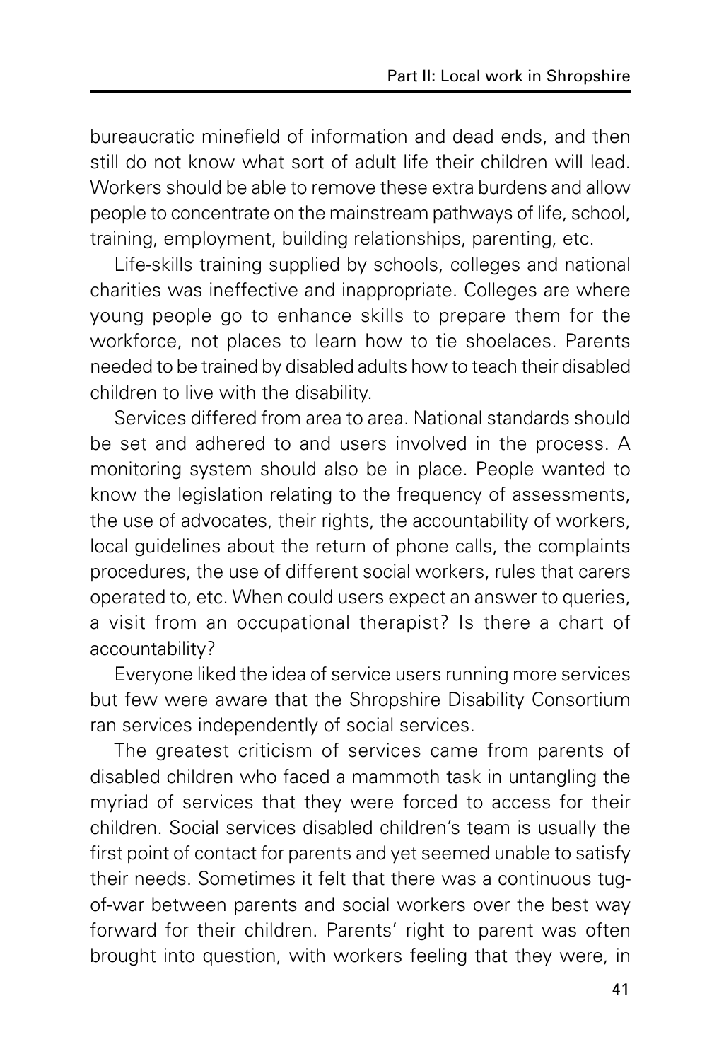bureaucratic minefield of information and dead ends, and then still do not know what sort of adult life their children will lead. Workers should be able to remove these extra burdens and allow people to concentrate on the mainstream pathways of life, school, training, employment, building relationships, parenting, etc.

Life-skills training supplied by schools, colleges and national charities was ineffective and inappropriate. Colleges are where young people go to enhance skills to prepare them for the workforce, not places to learn how to tie shoelaces. Parents needed to be trained by disabled adults how to teach their disabled children to live with the disability.

Services differed from area to area. National standards should be set and adhered to and users involved in the process. A monitoring system should also be in place. People wanted to know the legislation relating to the frequency of assessments, the use of advocates, their rights, the accountability of workers, local guidelines about the return of phone calls, the complaints procedures, the use of different social workers, rules that carers operated to, etc. When could users expect an answer to queries, a visit from an occupational therapist? Is there a chart of accountability?

Everyone liked the idea of service users running more services but few were aware that the Shropshire Disability Consortium ran services independently of social services.

The greatest criticism of services came from parents of disabled children who faced a mammoth task in untangling the myriad of services that they were forced to access for their children. Social services disabled children's team is usually the first point of contact for parents and yet seemed unable to satisfy their needs. Sometimes it felt that there was a continuous tug-of-war between parents and social workers over the best way forward for their children. Parents' right to parent was often brought into question, with workers feeling that they were, in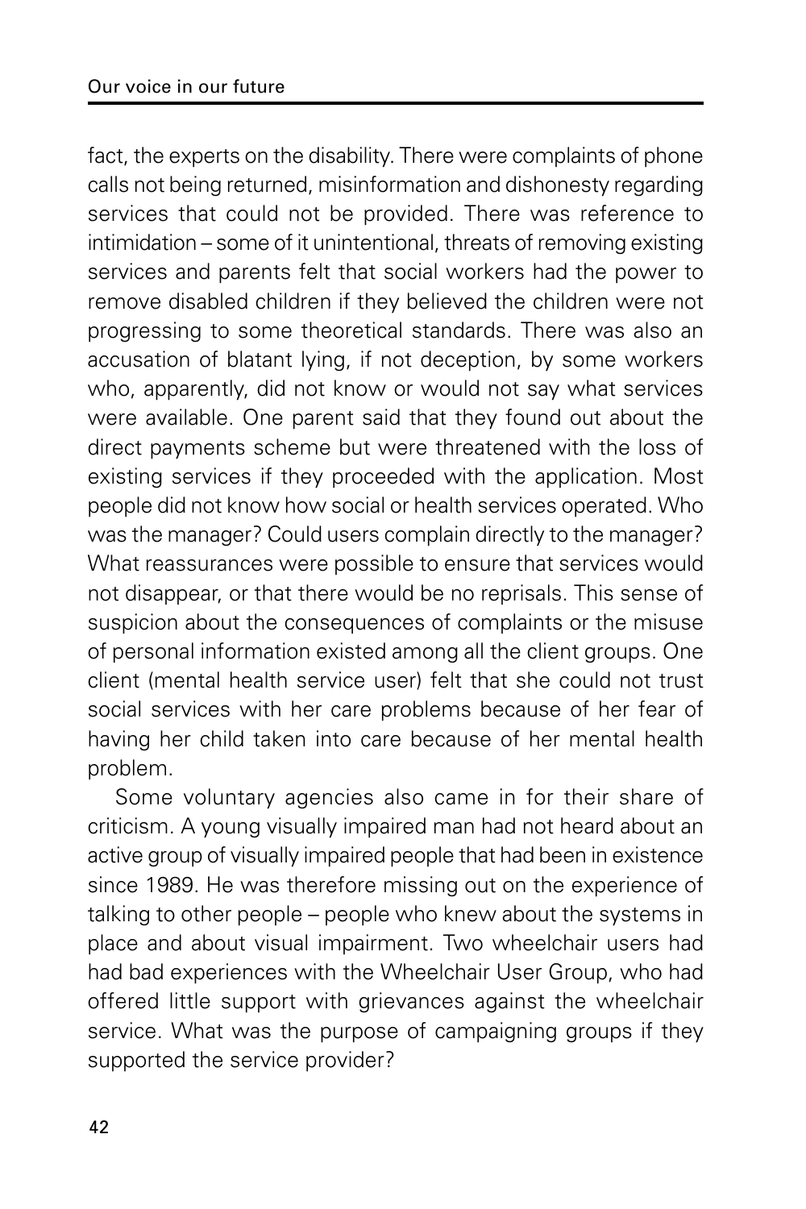fact, the experts on the disability. There were complaints of phone calls not being returned, misinformation and dishonesty regarding services that could not be provided. There was reference to intimidation – some of it unintentional, threats of removing existing services and parents felt that social workers had the power to remove disabled children if they believed the children were not progressing to some theoretical standards. There was also an accusation of blatant lying, if not deception, by some workers who, apparently, did not know or would not say what services were available. One parent said that they found out about the direct payments scheme but were threatened with the loss of existing services if they proceeded with the application. Most people did not know how social or health services operated. Who was the manager? Could users complain directly to the manager? What reassurances were possible to ensure that services would not disappear, or that there would be no reprisals. This sense of suspicion about the consequences of complaints or the misuse of personal information existed among all the client groups. One client (mental health service user) felt that she could not trust social services with her care problems because of her fear of having her child taken into care because of her mental health problem.

Some voluntary agencies also came in for their share of criticism. A young visually impaired man had not heard about an active group of visually impaired people that had been in existence since 1989. He was therefore missing out on the experience of talking to other people – people who knew about the systems in place and about visual impairment. Two wheelchair users had had bad experiences with the Wheelchair User Group, who had offered little support with grievances against the wheelchair service. What was the purpose of campaigning groups if they supported the service provider?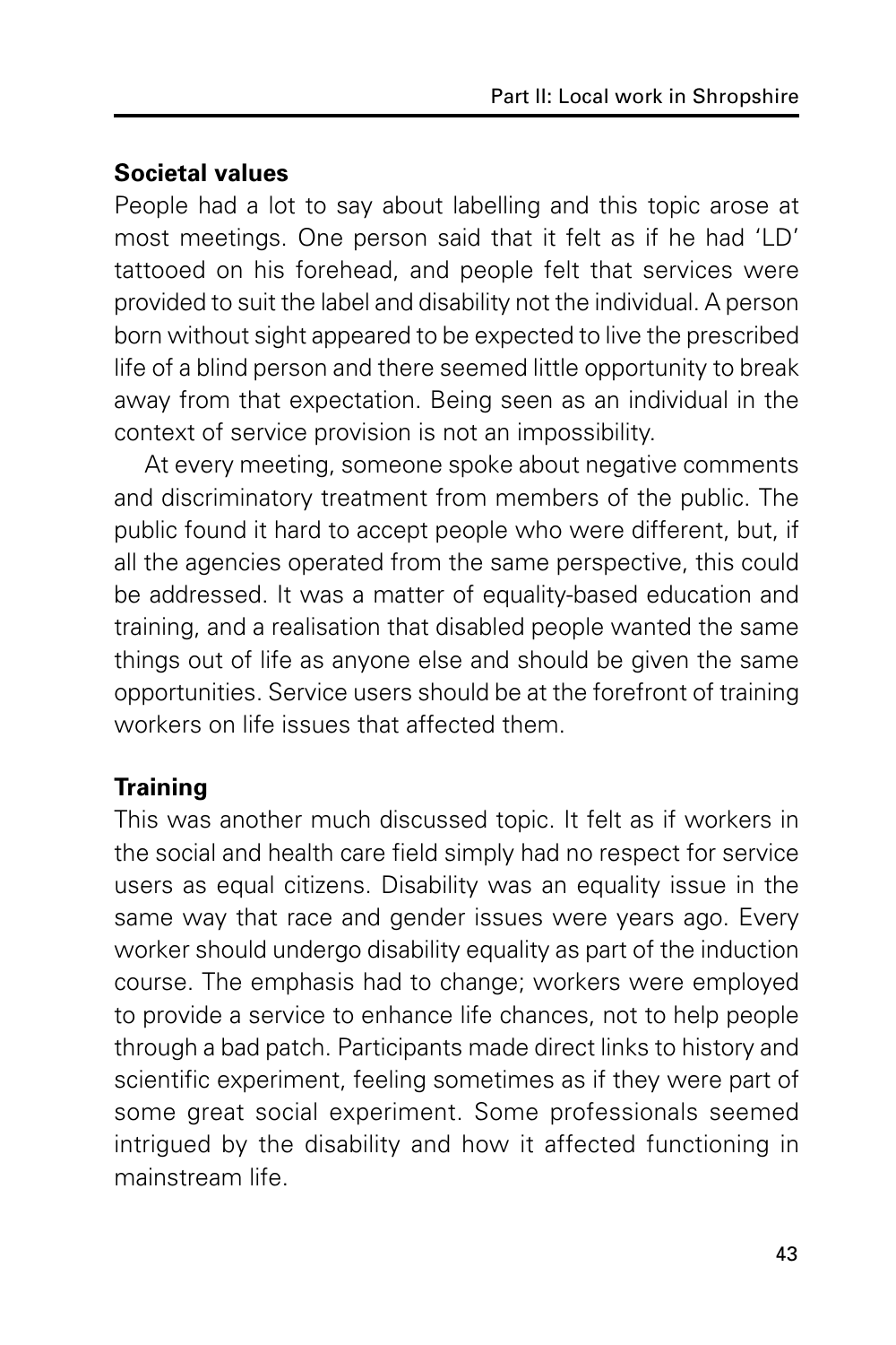### Societal values

People had a lot to say about labelling and this topic arose at most meetings. One person said that it felt as if he had 'LD' tattooed on his forehead, and people felt that services were provided to suit the label and disability not the individual. A person born without sight appeared to be expected to live the prescribed life of a blind person and there seemed little opportunity to break away from that expectation. Being seen as an individual in the context of service provision is not an impossibility.

At every meeting, someone spoke about negative comments and discriminatory treatment from members of the public. The public found it hard to accept people who were different, but, if all the agencies operated from the same perspective, this could be addressed. It was a matter of equality-based education and training, and a realisation that disabled people wanted the same things out of life as anyone else and should be given the same opportunities. Service users should be at the forefront of training workers on life issues that affected them.

### Training

This was another much discussed topic. It felt as if workers in the social and health care field simply had no respect for service users as equal citizens. Disability was an equality issue in the same way that race and gender issues were years ago. Every worker should undergo disability equality as part of the induction course. The emphasis had to change; workers were employed to provide a service to enhance life chances, not to help people through a bad patch. Participants made direct links to history and scientific experiment, feeling sometimes as if they were part of some great social experiment. Some professionals seemed intrigued by the disability and how it affected functioning in mainstream life.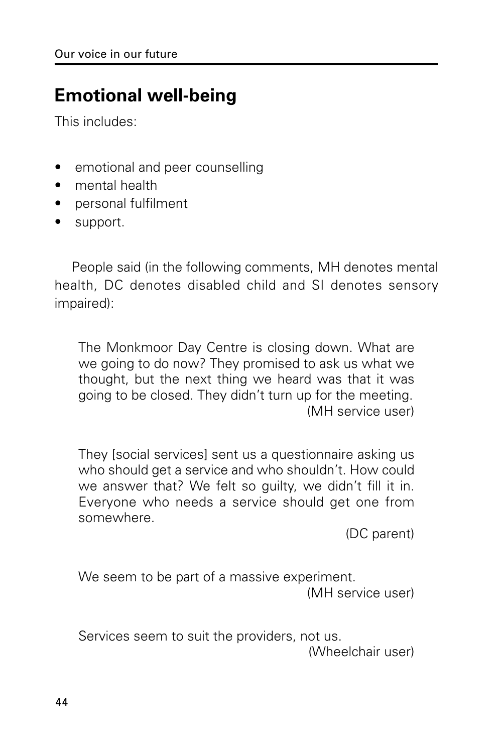## Emotional well-being

This includes:

- emotional and peer counselling
- mental health
- personal fulfilment
- support.

People said (in the following comments, MH denotes mental health, DC denotes disabled child and SI denotes sensory impaired):

> The Monkmoor Day Centre is closing down. What are we going to do now? They promised to ask us what we thought, but the next thing we heard was that it was going to be closed. They didn't turn up for the meeting.
>
> (MH service user)

> They [social services] sent us a questionnaire asking us who should get a service and who shouldn't. How could we answer that? We felt so guilty, we didn't fill it in. Everyone who needs a service should get one from somewhere.
>
> (DC parent)

> We seem to be part of a massive experiment.
>
> (MH service user)

> Services seem to suit the providers, not us.
>
> (Wheelchair user)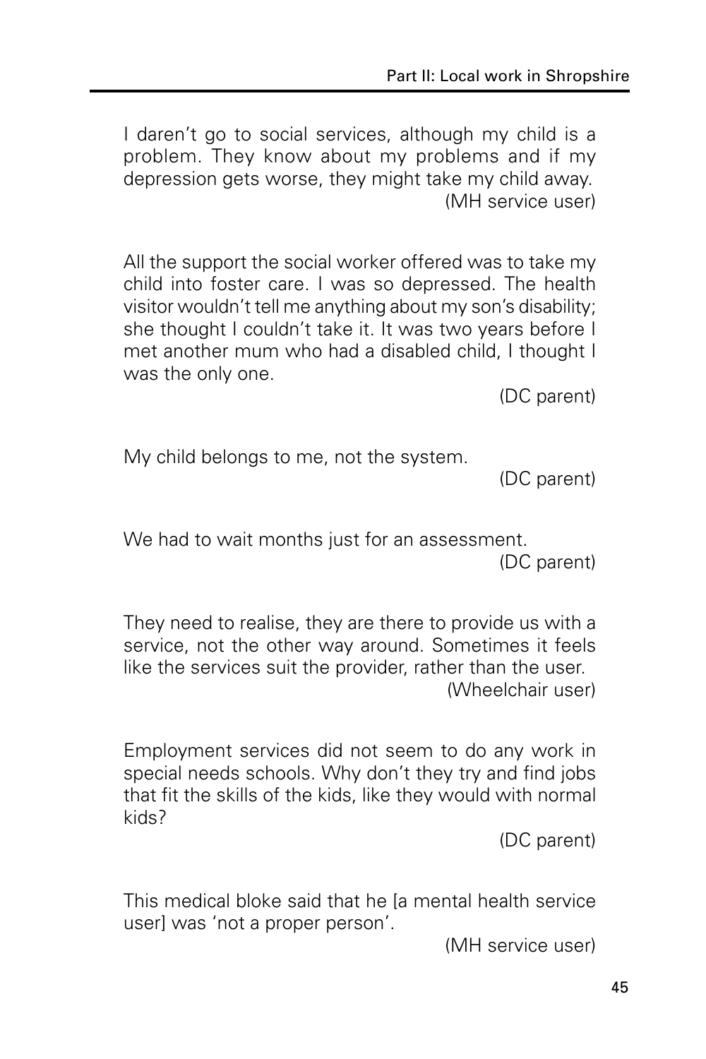I daren't go to social services, although my child is a problem. They know about my problems and if my depression gets worse, they might take my child away.

(MH service user)

All the support the social worker offered was to take my child into foster care. I was so depressed. The health visitor wouldn't tell me anything about my son's disability; she thought I couldn't take it. It was two years before I met another mum who had a disabled child, I thought I was the only one.

(DC parent)

My child belongs to me, not the system.

(DC parent)

We had to wait months just for an assessment.

(DC parent)

They need to realise, they are there to provide us with a service, not the other way around. Sometimes it feels like the services suit the provider, rather than the user.

(Wheelchair user)

Employment services did not seem to do any work in special needs schools. Why don't they try and find jobs that fit the skills of the kids, like they would with normal kids?

(DC parent)

This medical bloke said that he [a mental health service user] was 'not a proper person'.

(MH service user)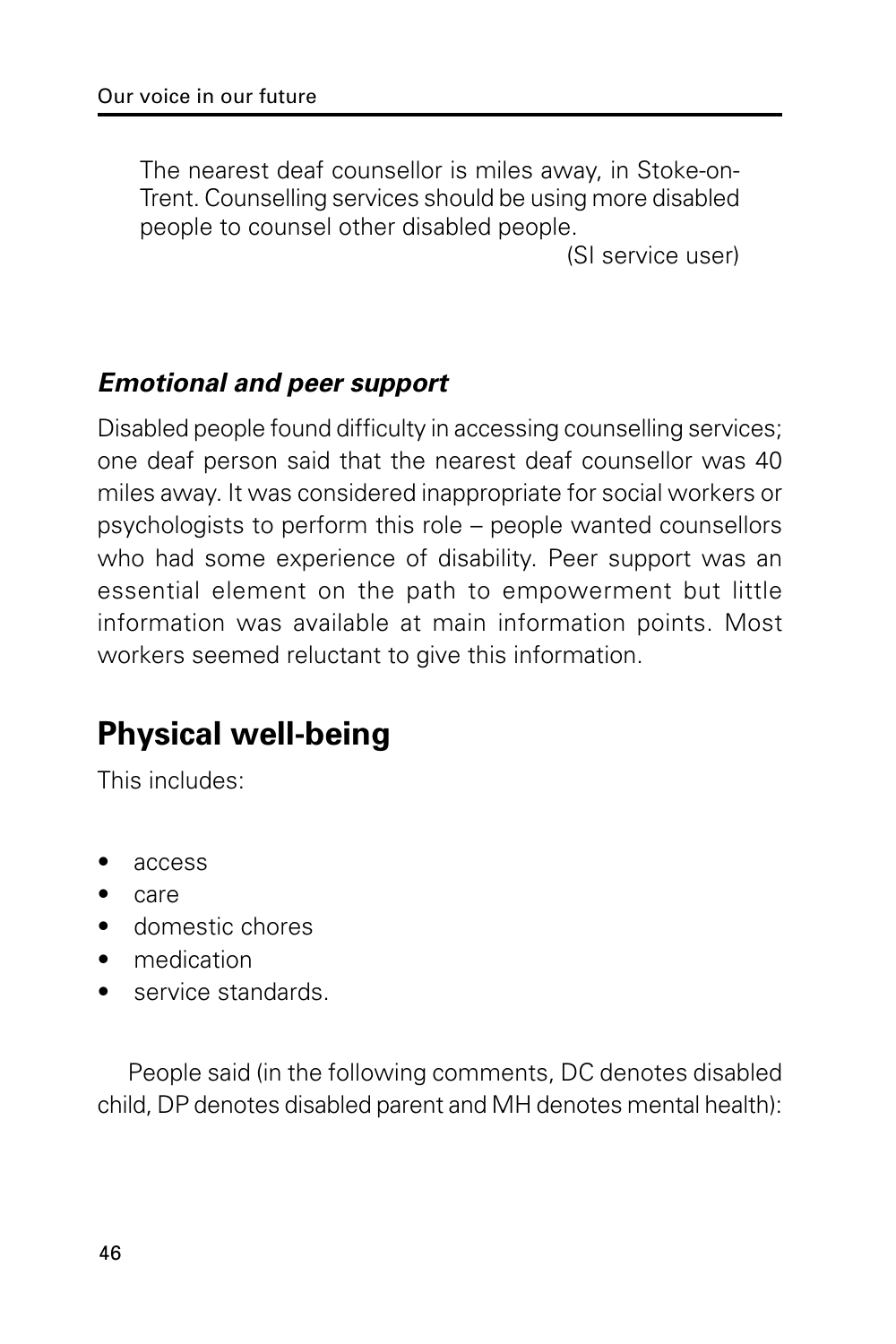> The nearest deaf counsellor is miles away, in Stoke-on-Trent. Counselling services should be using more disabled people to counsel other disabled people.
>
> (SI service user)

### *Emotional and peer support*

Disabled people found difficulty in accessing counselling services; one deaf person said that the nearest deaf counsellor was 40 miles away. It was considered inappropriate for social workers or psychologists to perform this role – people wanted counsellors who had some experience of disability. Peer support was an essential element on the path to empowerment but little information was available at main information points. Most workers seemed reluctant to give this information.

## Physical well-being

This includes:

- access
- care
- domestic chores
- medication
- service standards.

People said (in the following comments, DC denotes disabled child, DP denotes disabled parent and MH denotes mental health):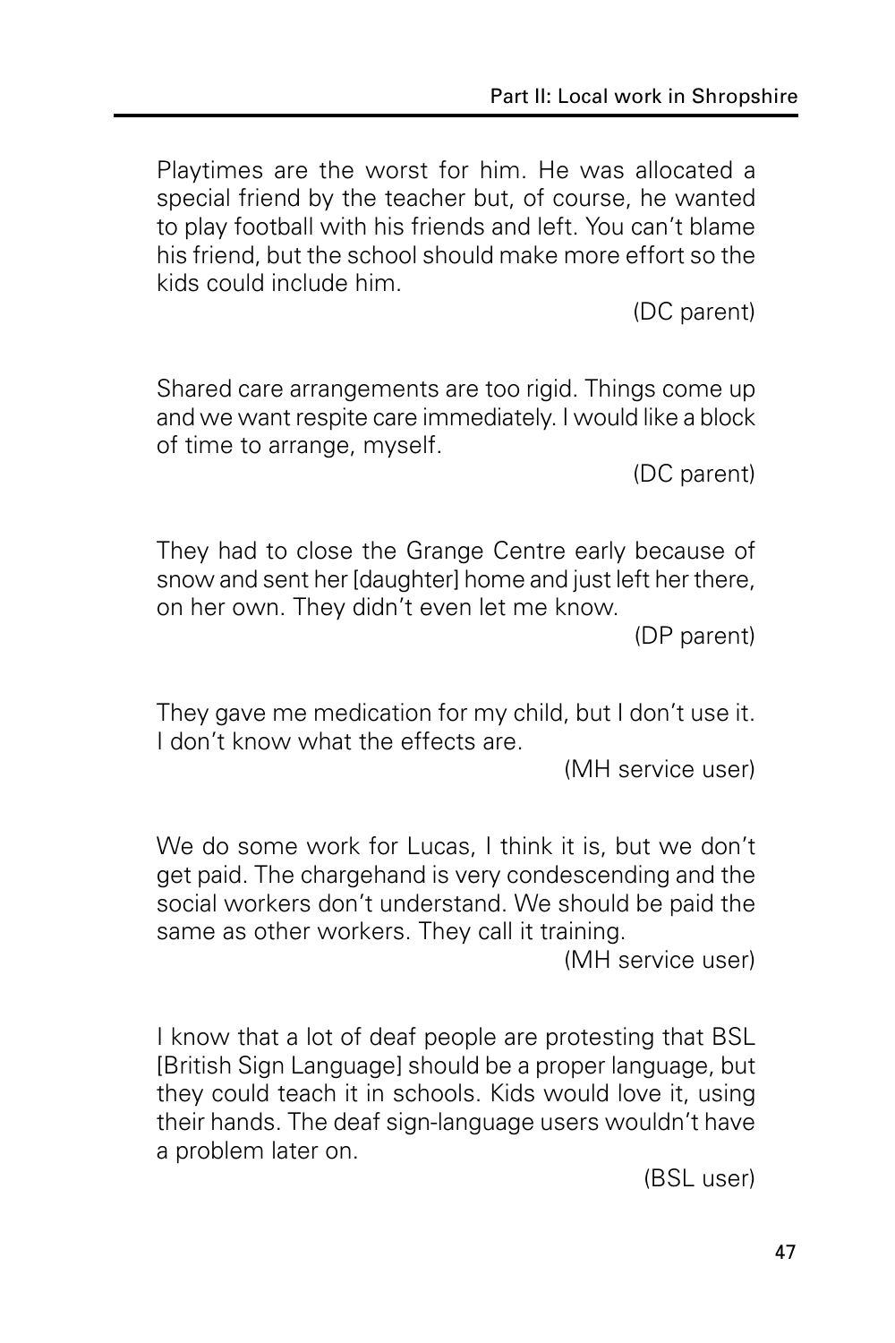Playtimes are the worst for him. He was allocated a special friend by the teacher but, of course, he wanted to play football with his friends and left. You can't blame his friend, but the school should make more effort so the kids could include him.

(DC parent)

Shared care arrangements are too rigid. Things come up and we want respite care immediately. I would like a block of time to arrange, myself.

(DC parent)

They had to close the Grange Centre early because of snow and sent her [daughter] home and just left her there, on her own. They didn't even let me know.

(DP parent)

They gave me medication for my child, but I don't use it. I don't know what the effects are.

(MH service user)

We do some work for Lucas, I think it is, but we don't get paid. The chargehand is very condescending and the social workers don't understand. We should be paid the same as other workers. They call it training.

(MH service user)

I know that a lot of deaf people are protesting that BSL [British Sign Language] should be a proper language, but they could teach it in schools. Kids would love it, using their hands. The deaf sign-language users wouldn't have a problem later on.

(BSL user)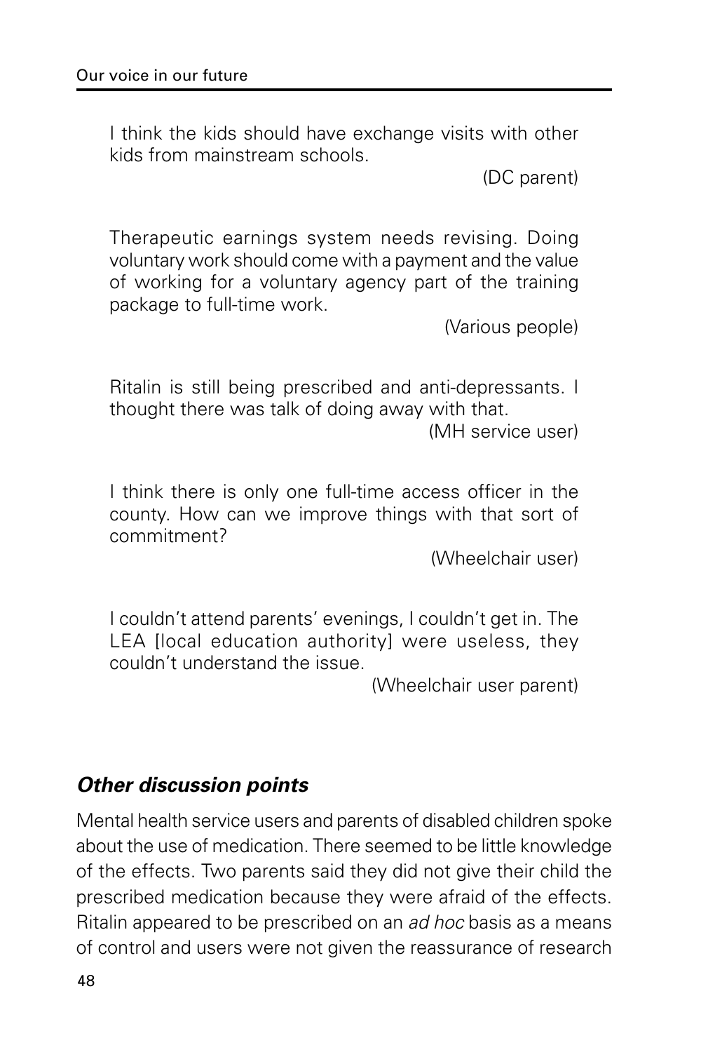I think the kids should have exchange visits with other kids from mainstream schools.

(DC parent)

Therapeutic earnings system needs revising. Doing voluntary work should come with a payment and the value of working for a voluntary agency part of the training package to full-time work.

(Various people)

Ritalin is still being prescribed and anti-depressants. I thought there was talk of doing away with that.

(MH service user)

I think there is only one full-time access officer in the county. How can we improve things with that sort of commitment?

(Wheelchair user)

I couldn't attend parents' evenings, I couldn't get in. The LEA [local education authority] were useless, they couldn't understand the issue.

(Wheelchair user parent)

### *Other discussion points*

Mental health service users and parents of disabled children spoke about the use of medication. There seemed to be little knowledge of the effects. Two parents said they did not give their child the prescribed medication because they were afraid of the effects. Ritalin appeared to be prescribed on an *ad hoc* basis as a means of control and users were not given the reassurance of research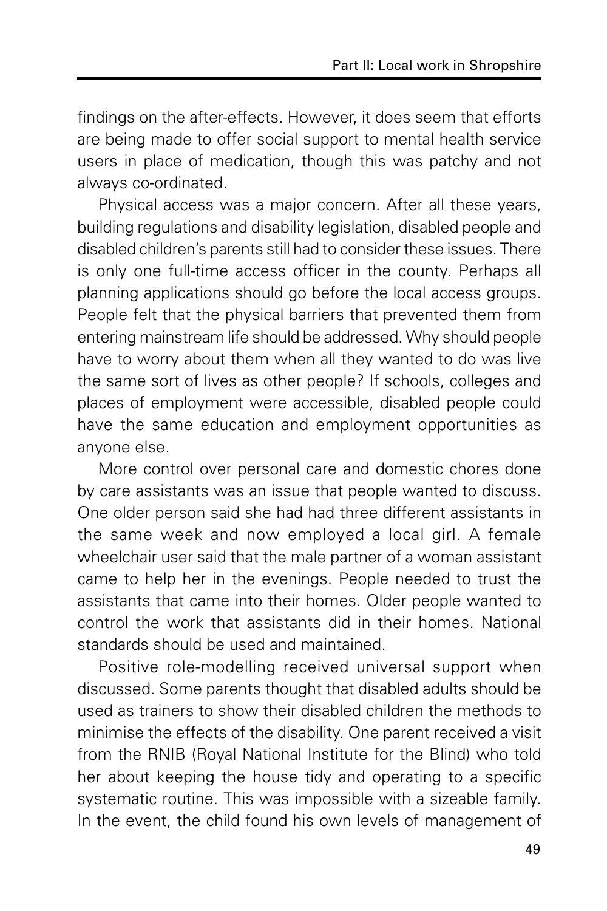findings on the after-effects. However, it does seem that efforts are being made to offer social support to mental health service users in place of medication, though this was patchy and not always co-ordinated.

Physical access was a major concern. After all these years, building regulations and disability legislation, disabled people and disabled children's parents still had to consider these issues. There is only one full-time access officer in the county. Perhaps all planning applications should go before the local access groups. People felt that the physical barriers that prevented them from entering mainstream life should be addressed. Why should people have to worry about them when all they wanted to do was live the same sort of lives as other people? If schools, colleges and places of employment were accessible, disabled people could have the same education and employment opportunities as anyone else.

More control over personal care and domestic chores done by care assistants was an issue that people wanted to discuss. One older person said she had had three different assistants in the same week and now employed a local girl. A female wheelchair user said that the male partner of a woman assistant came to help her in the evenings. People needed to trust the assistants that came into their homes. Older people wanted to control the work that assistants did in their homes. National standards should be used and maintained.

Positive role-modelling received universal support when discussed. Some parents thought that disabled adults should be used as trainers to show their disabled children the methods to minimise the effects of the disability. One parent received a visit from the RNIB (Royal National Institute for the Blind) who told her about keeping the house tidy and operating to a specific systematic routine. This was impossible with a sizeable family. In the event, the child found his own levels of management of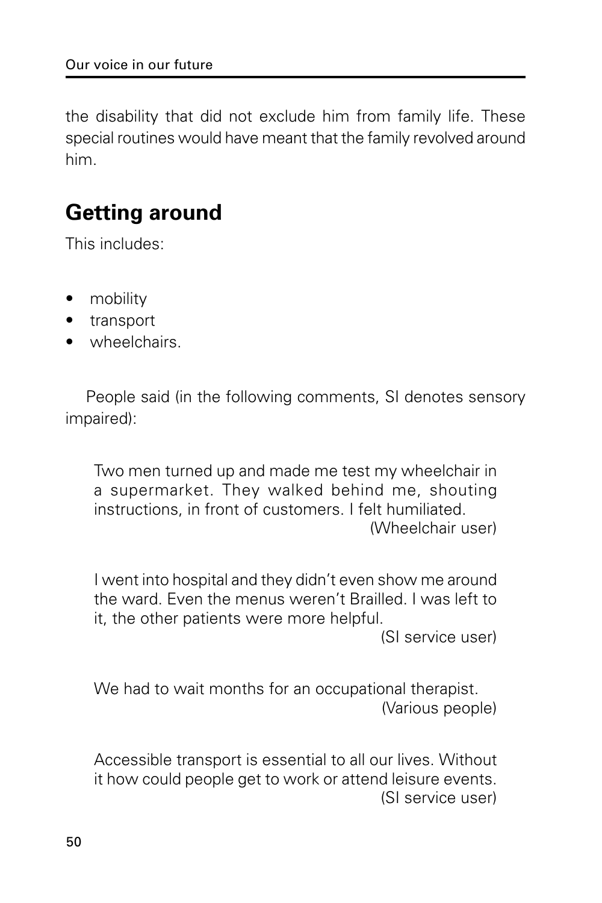the disability that did not exclude him from family life. These special routines would have meant that the family revolved around him.

## Getting around

This includes:

- mobility
- transport
- wheelchairs.

People said (in the following comments, SI denotes sensory impaired):

> Two men turned up and made me test my wheelchair in a supermarket. They walked behind me, shouting instructions, in front of customers. I felt humiliated.
> (Wheelchair user)

> I went into hospital and they didn't even show me around the ward. Even the menus weren't Brailled. I was left to it, the other patients were more helpful.
> (SI service user)

> We had to wait months for an occupational therapist.
> (Various people)

> Accessible transport is essential to all our lives. Without it how could people get to work or attend leisure events.
> (SI service user)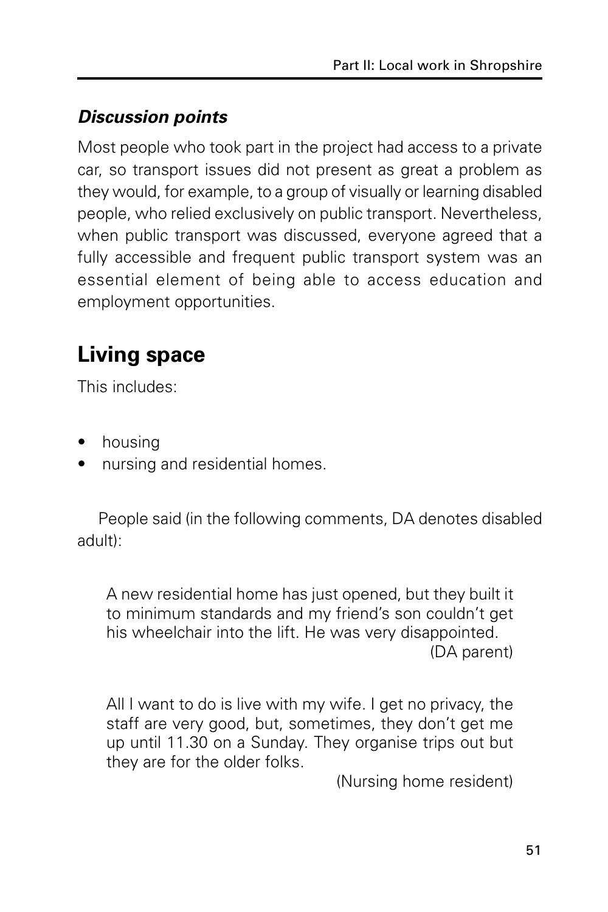### *Discussion points*

Most people who took part in the project had access to a private car, so transport issues did not present as great a problem as they would, for example, to a group of visually or learning disabled people, who relied exclusively on public transport. Nevertheless, when public transport was discussed, everyone agreed that a fully accessible and frequent public transport system was an essential element of being able to access education and employment opportunities.

## Living space

This includes:

- housing
- nursing and residential homes.

People said (in the following comments, DA denotes disabled adult):

> A new residential home has just opened, but they built it to minimum standards and my friend's son couldn't get his wheelchair into the lift. He was very disappointed.
>
> (DA parent)

> All I want to do is live with my wife. I get no privacy, the staff are very good, but, sometimes, they don't get me up until 11.30 on a Sunday. They organise trips out but they are for the older folks.
>
> (Nursing home resident)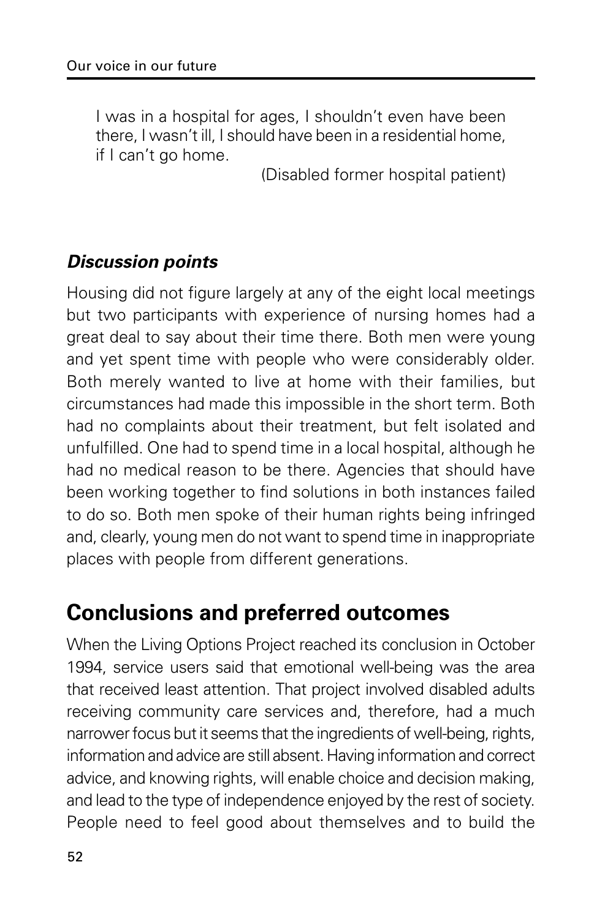> I was in a hospital for ages, I shouldn't even have been there, I wasn't ill, I should have been in a residential home, if I can't go home.
>
> (Disabled former hospital patient)

### *Discussion points*

Housing did not figure largely at any of the eight local meetings but two participants with experience of nursing homes had a great deal to say about their time there. Both men were young and yet spent time with people who were considerably older. Both merely wanted to live at home with their families, but circumstances had made this impossible in the short term. Both had no complaints about their treatment, but felt isolated and unfulfilled. One had to spend time in a local hospital, although he had no medical reason to be there. Agencies that should have been working together to find solutions in both instances failed to do so. Both men spoke of their human rights being infringed and, clearly, young men do not want to spend time in inappropriate places with people from different generations.

## Conclusions and preferred outcomes

When the Living Options Project reached its conclusion in October 1994, service users said that emotional well-being was the area that received least attention. That project involved disabled adults receiving community care services and, therefore, had a much narrower focus but it seems that the ingredients of well-being, rights, information and advice are still absent. Having information and correct advice, and knowing rights, will enable choice and decision making, and lead to the type of independence enjoyed by the rest of society. People need to feel good about themselves and to build the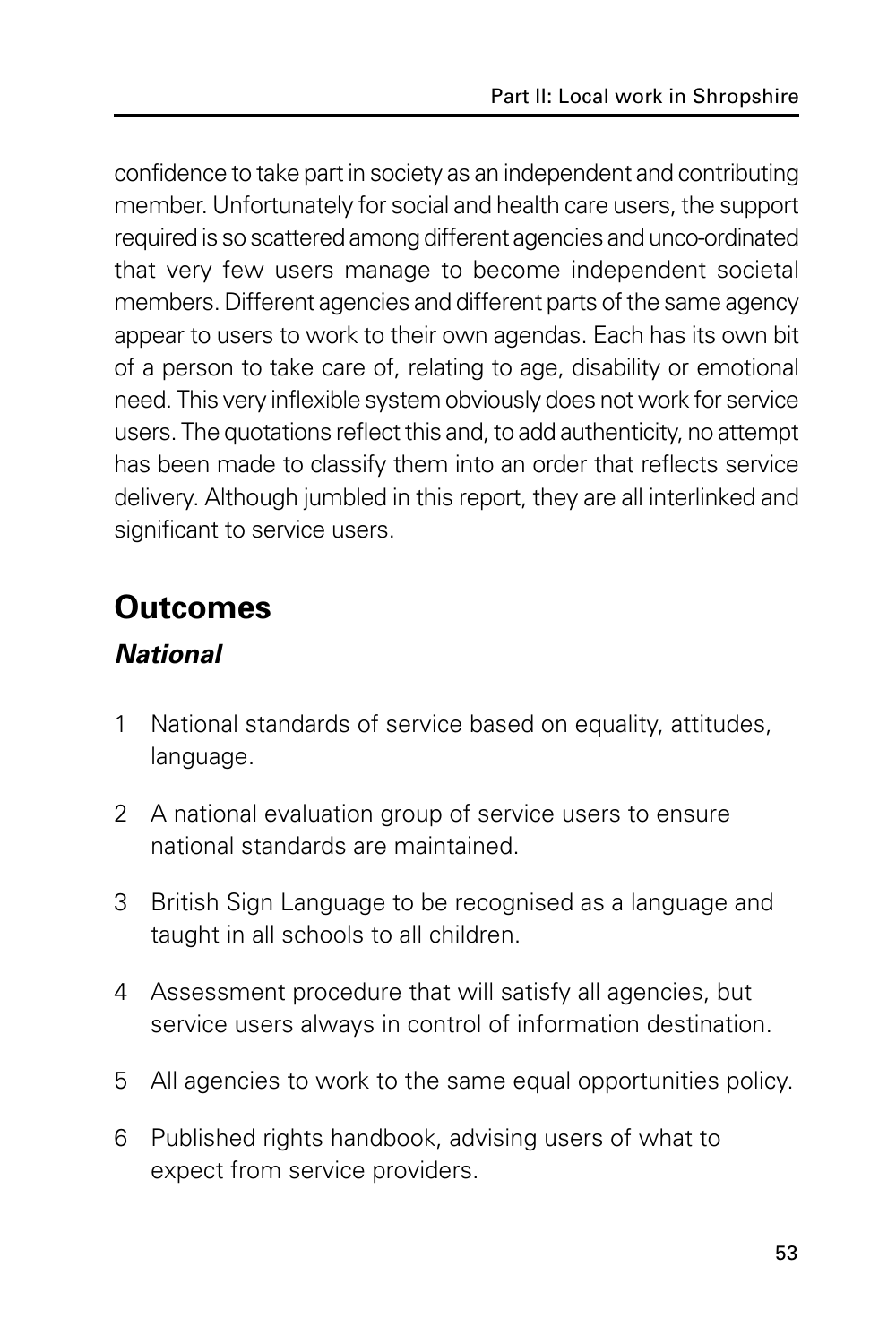confidence to take part in society as an independent and contributing member. Unfortunately for social and health care users, the support required is so scattered among different agencies and unco-ordinated that very few users manage to become independent societal members. Different agencies and different parts of the same agency appear to users to work to their own agendas. Each has its own bit of a person to take care of, relating to age, disability or emotional need. This very inflexible system obviously does not work for service users. The quotations reflect this and, to add authenticity, no attempt has been made to classify them into an order that reflects service delivery. Although jumbled in this report, they are all interlinked and significant to service users.

## Outcomes

### *National*

1. National standards of service based on equality, attitudes, language.
2. A national evaluation group of service users to ensure national standards are maintained.
3. British Sign Language to be recognised as a language and taught in all schools to all children.
4. Assessment procedure that will satisfy all agencies, but service users always in control of information destination.
5. All agencies to work to the same equal opportunities policy.
6. Published rights handbook, advising users of what to expect from service providers.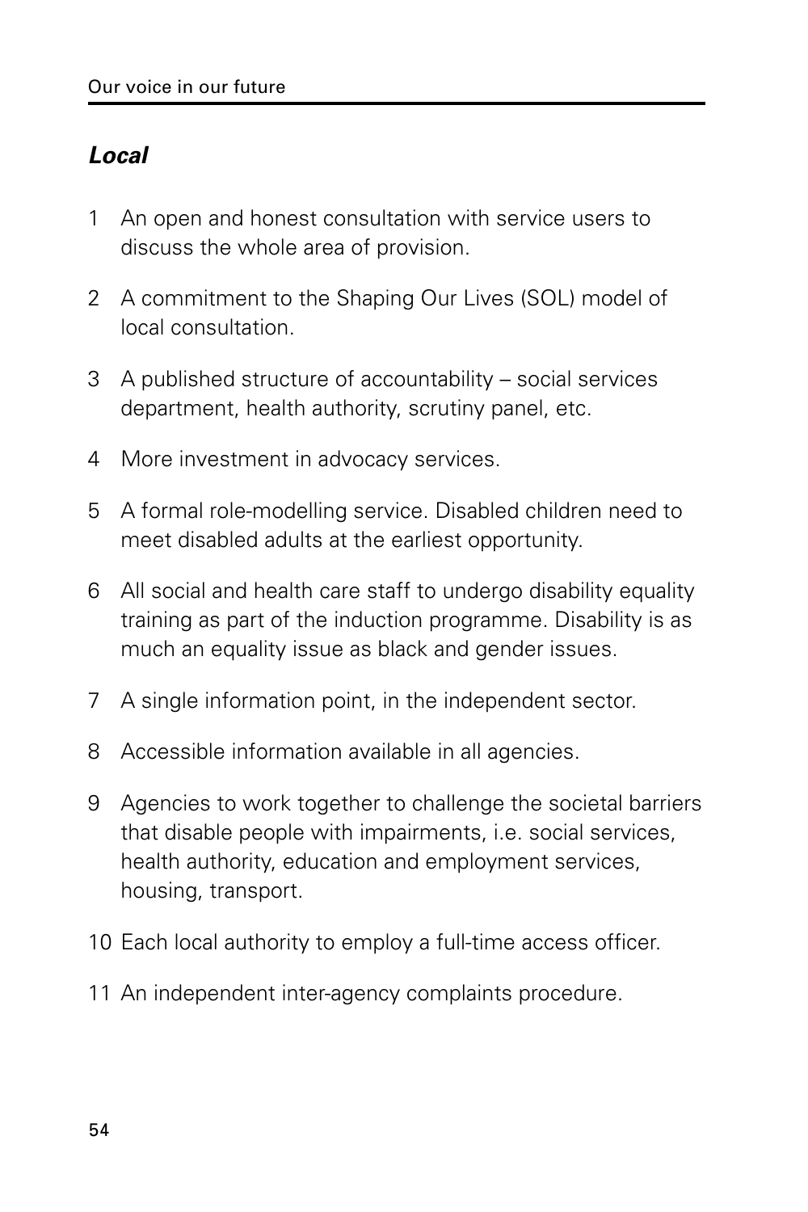### *Local*

1. An open and honest consultation with service users to discuss the whole area of provision.
2. A commitment to the Shaping Our Lives (SOL) model of local consultation.
3. A published structure of accountability – social services department, health authority, scrutiny panel, etc.
4. More investment in advocacy services.
5. A formal role-modelling service. Disabled children need to meet disabled adults at the earliest opportunity.
6. All social and health care staff to undergo disability equality training as part of the induction programme. Disability is as much an equality issue as black and gender issues.
7. A single information point, in the independent sector.
8. Accessible information available in all agencies.
9. Agencies to work together to challenge the societal barriers that disable people with impairments, i.e. social services, health authority, education and employment services, housing, transport.
10. Each local authority to employ a full-time access officer.
11. An independent inter-agency complaints procedure.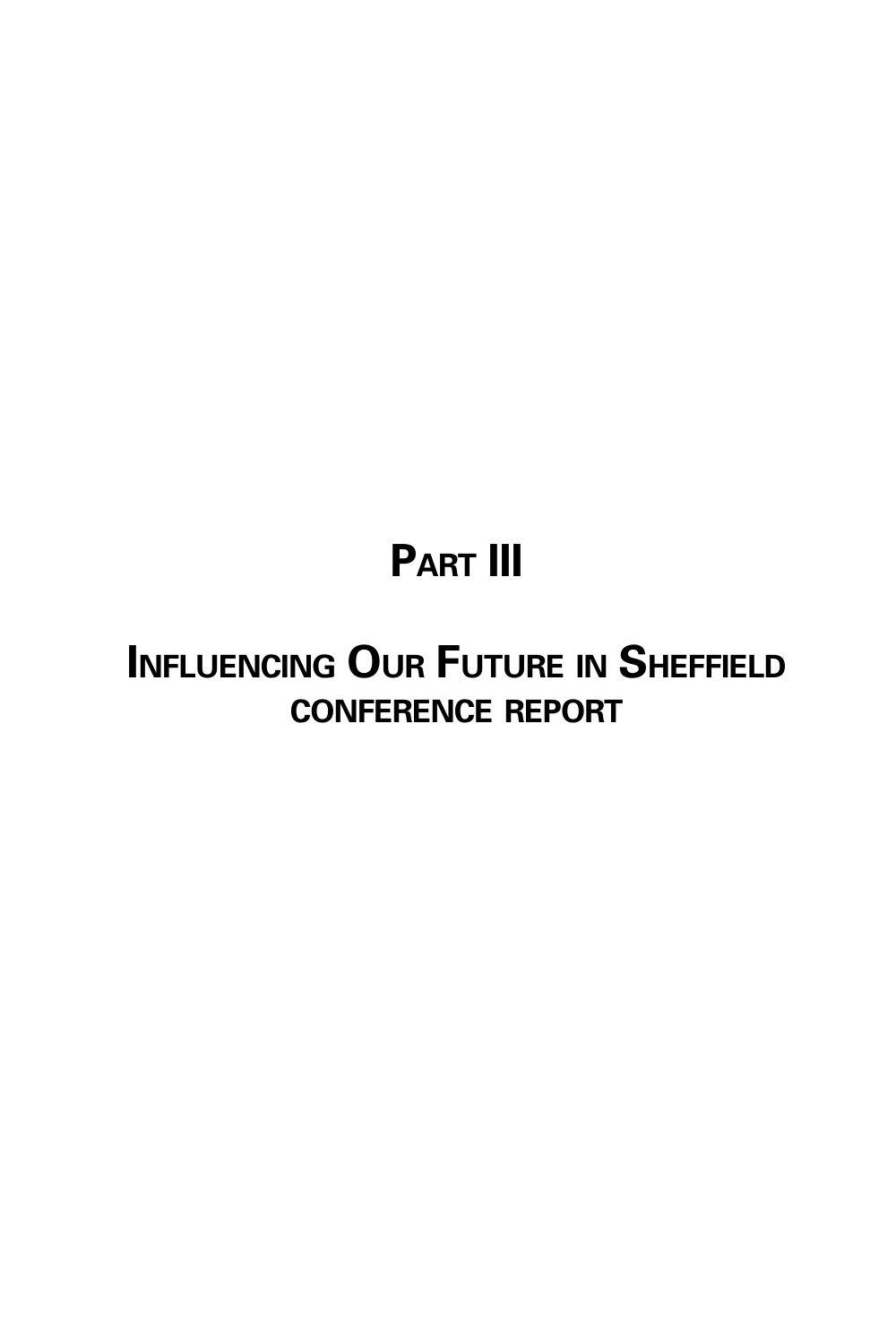# Part III

## Influencing Our Future in Sheffield

### conference report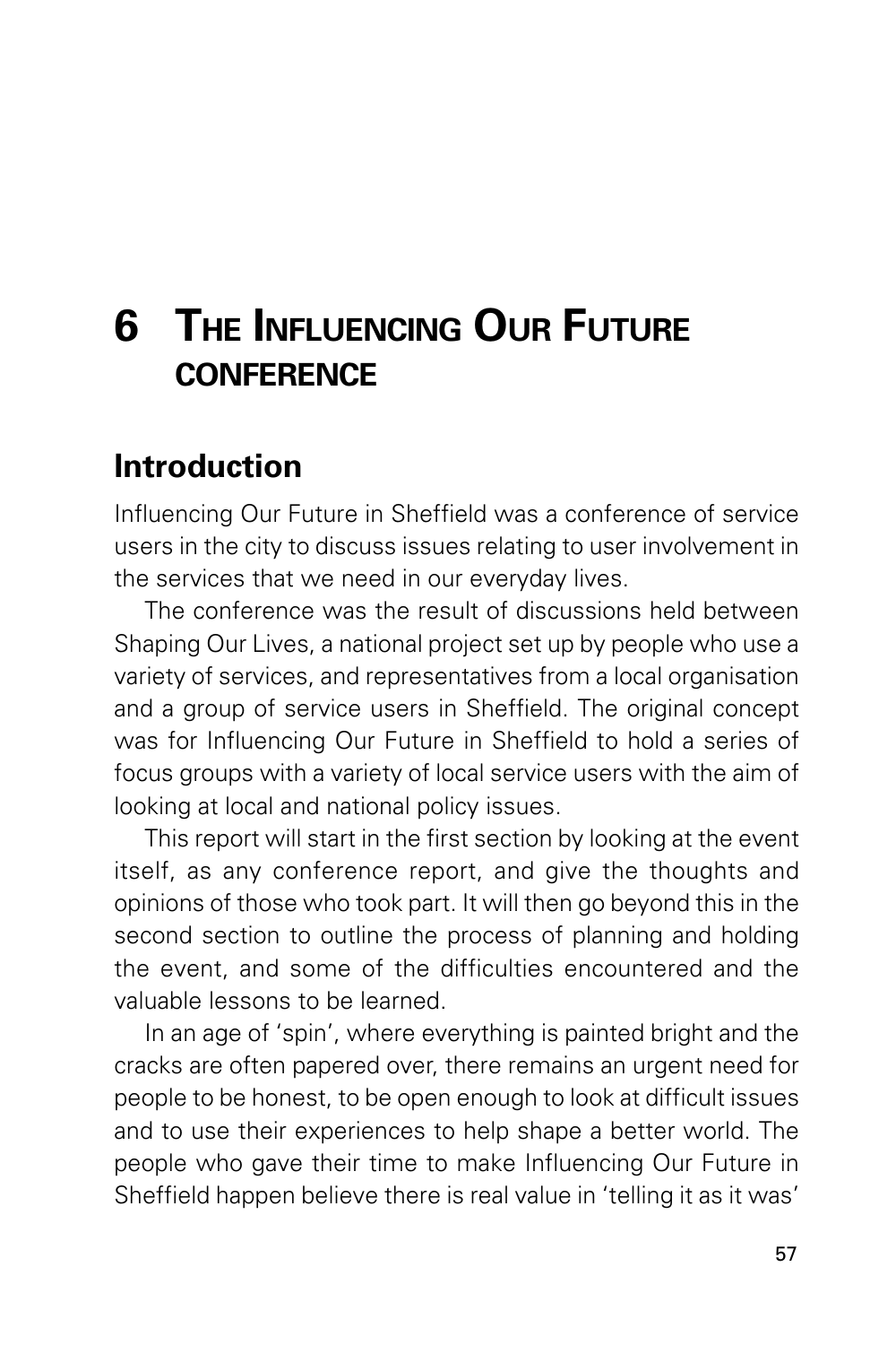# 6 The Influencing Our Future conference

## Introduction

Influencing Our Future in Sheffield was a conference of service users in the city to discuss issues relating to user involvement in the services that we need in our everyday lives.

The conference was the result of discussions held between Shaping Our Lives, a national project set up by people who use a variety of services, and representatives from a local organisation and a group of service users in Sheffield. The original concept was for Influencing Our Future in Sheffield to hold a series of focus groups with a variety of local service users with the aim of looking at local and national policy issues.

This report will start in the first section by looking at the event itself, as any conference report, and give the thoughts and opinions of those who took part. It will then go beyond this in the second section to outline the process of planning and holding the event, and some of the difficulties encountered and the valuable lessons to be learned.

In an age of 'spin', where everything is painted bright and the cracks are often papered over, there remains an urgent need for people to be honest, to be open enough to look at difficult issues and to use their experiences to help shape a better world. The people who gave their time to make Influencing Our Future in Sheffield happen believe there is real value in 'telling it as it was'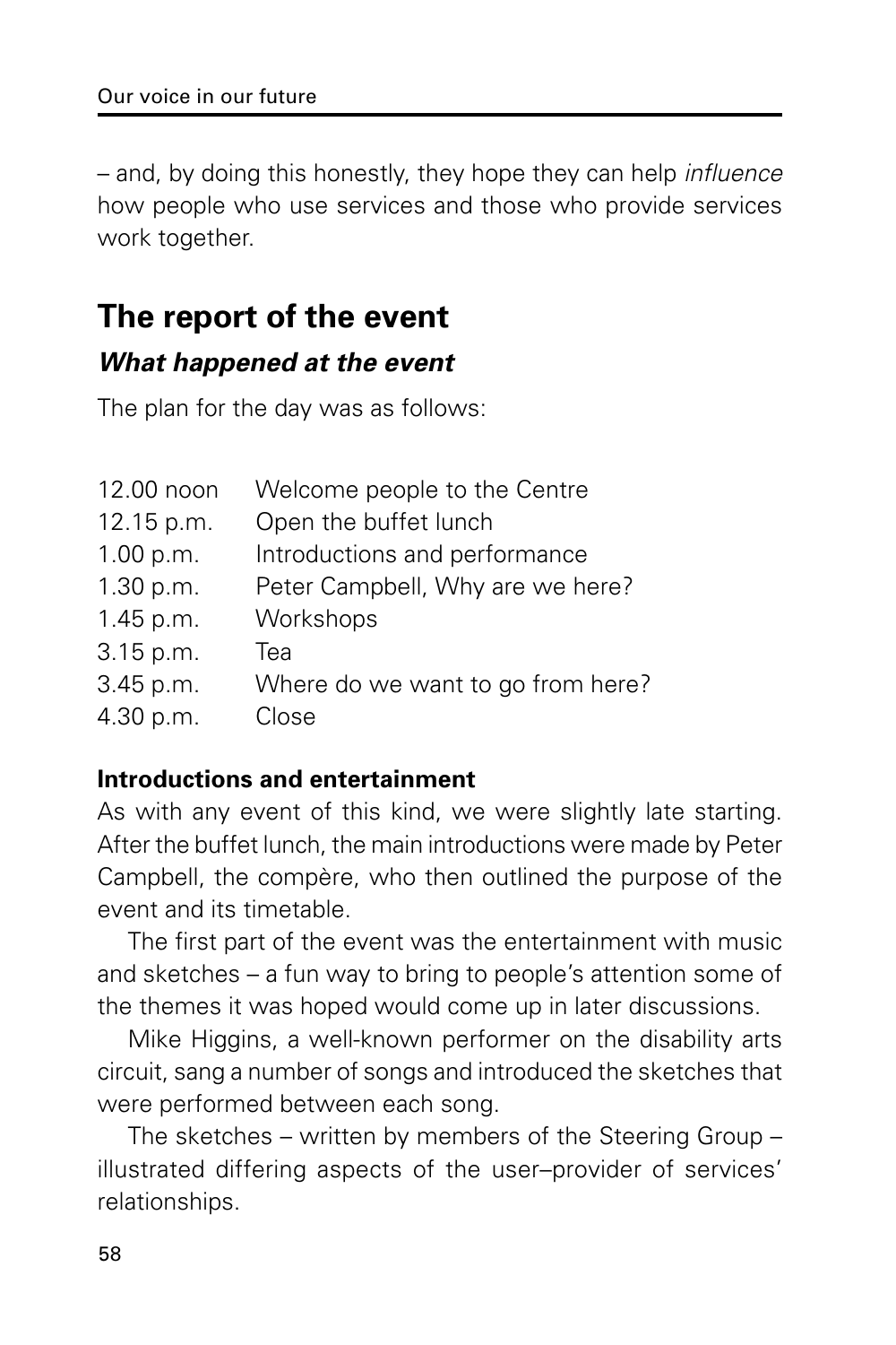– and, by doing this honestly, they hope they can help *influence* how people who use services and those who provide services work together.

## The report of the event

### *What happened at the event*

The plan for the day was as follows:

| | |
|---|---|
| 12.00 noon | Welcome people to the Centre |
| 12.15 p.m. | Open the buffet lunch |
| 1.00 p.m. | Introductions and performance |
| 1.30 p.m. | Peter Campbell, Why are we here? |
| 1.45 p.m. | Workshops |
| 3.15 p.m. | Tea |
| 3.45 p.m. | Where do we want to go from here? |
| 4.30 p.m. | Close |

**Introductions and entertainment**

As with any event of this kind, we were slightly late starting. After the buffet lunch, the main introductions were made by Peter Campbell, the compère, who then outlined the purpose of the event and its timetable.

The first part of the event was the entertainment with music and sketches – a fun way to bring to people's attention some of the themes it was hoped would come up in later discussions.

Mike Higgins, a well-known performer on the disability arts circuit, sang a number of songs and introduced the sketches that were performed between each song.

The sketches – written by members of the Steering Group – illustrated differing aspects of the user–provider of services' relationships.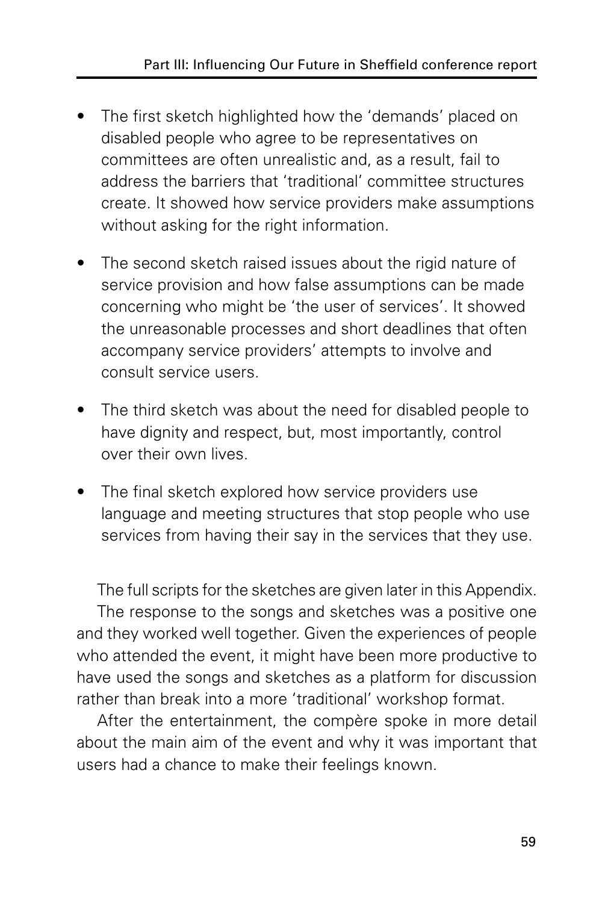- The first sketch highlighted how the 'demands' placed on disabled people who agree to be representatives on committees are often unrealistic and, as a result, fail to address the barriers that 'traditional' committee structures create. It showed how service providers make assumptions without asking for the right information.
- The second sketch raised issues about the rigid nature of service provision and how false assumptions can be made concerning who might be 'the user of services'. It showed the unreasonable processes and short deadlines that often accompany service providers' attempts to involve and consult service users.
- The third sketch was about the need for disabled people to have dignity and respect, but, most importantly, control over their own lives.
- The final sketch explored how service providers use language and meeting structures that stop people who use services from having their say in the services that they use.

The full scripts for the sketches are given later in this Appendix.

The response to the songs and sketches was a positive one and they worked well together. Given the experiences of people who attended the event, it might have been more productive to have used the songs and sketches as a platform for discussion rather than break into a more 'traditional' workshop format.

After the entertainment, the compère spoke in more detail about the main aim of the event and why it was important that users had a chance to make their feelings known.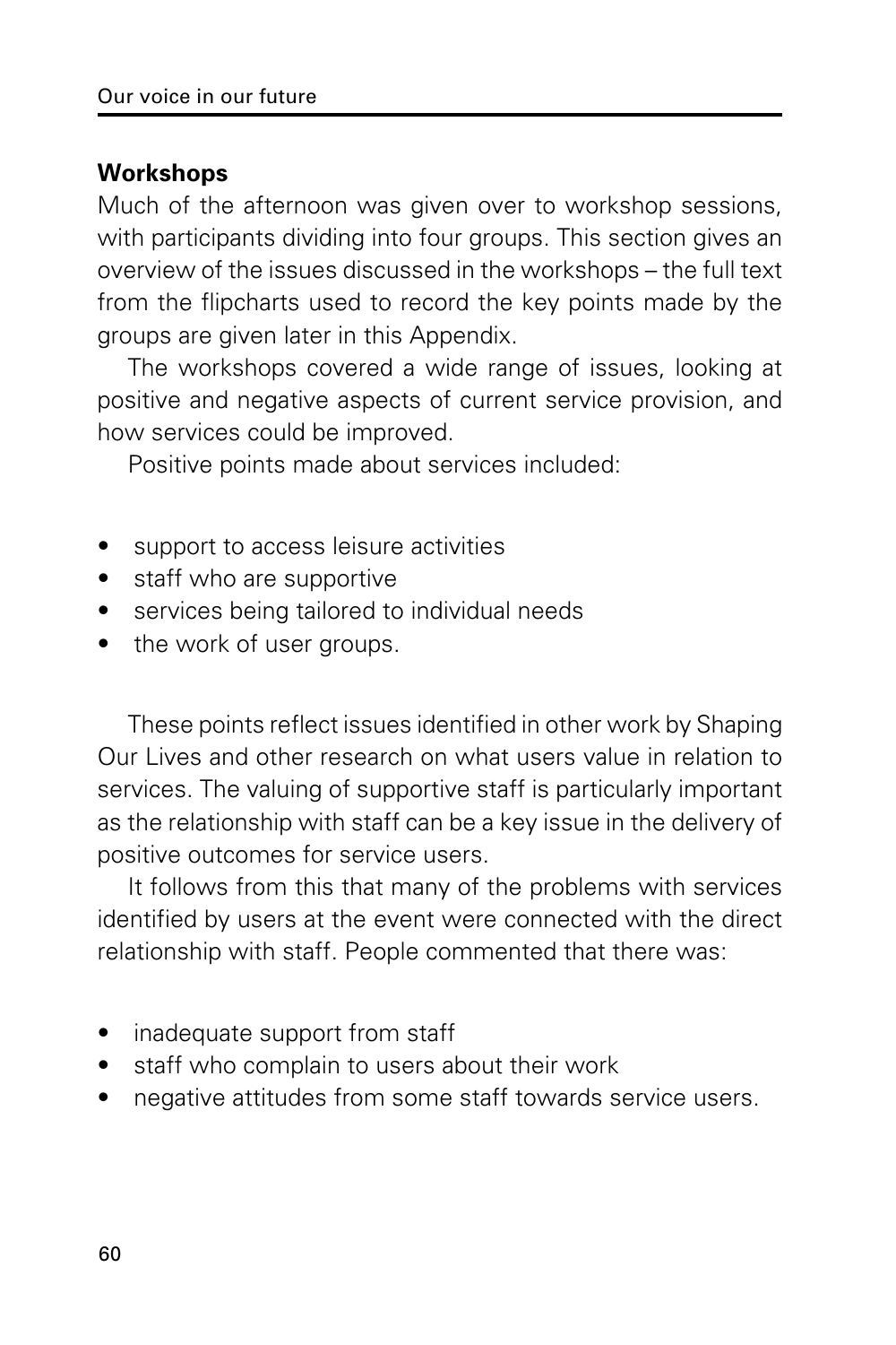## Workshops

Much of the afternoon was given over to workshop sessions, with participants dividing into four groups. This section gives an overview of the issues discussed in the workshops – the full text from the flipcharts used to record the key points made by the groups are given later in this Appendix.

The workshops covered a wide range of issues, looking at positive and negative aspects of current service provision, and how services could be improved.

Positive points made about services included:

- support to access leisure activities
- staff who are supportive
- services being tailored to individual needs
- the work of user groups.

These points reflect issues identified in other work by Shaping Our Lives and other research on what users value in relation to services. The valuing of supportive staff is particularly important as the relationship with staff can be a key issue in the delivery of positive outcomes for service users.

It follows from this that many of the problems with services identified by users at the event were connected with the direct relationship with staff. People commented that there was:

- inadequate support from staff
- staff who complain to users about their work
- negative attitudes from some staff towards service users.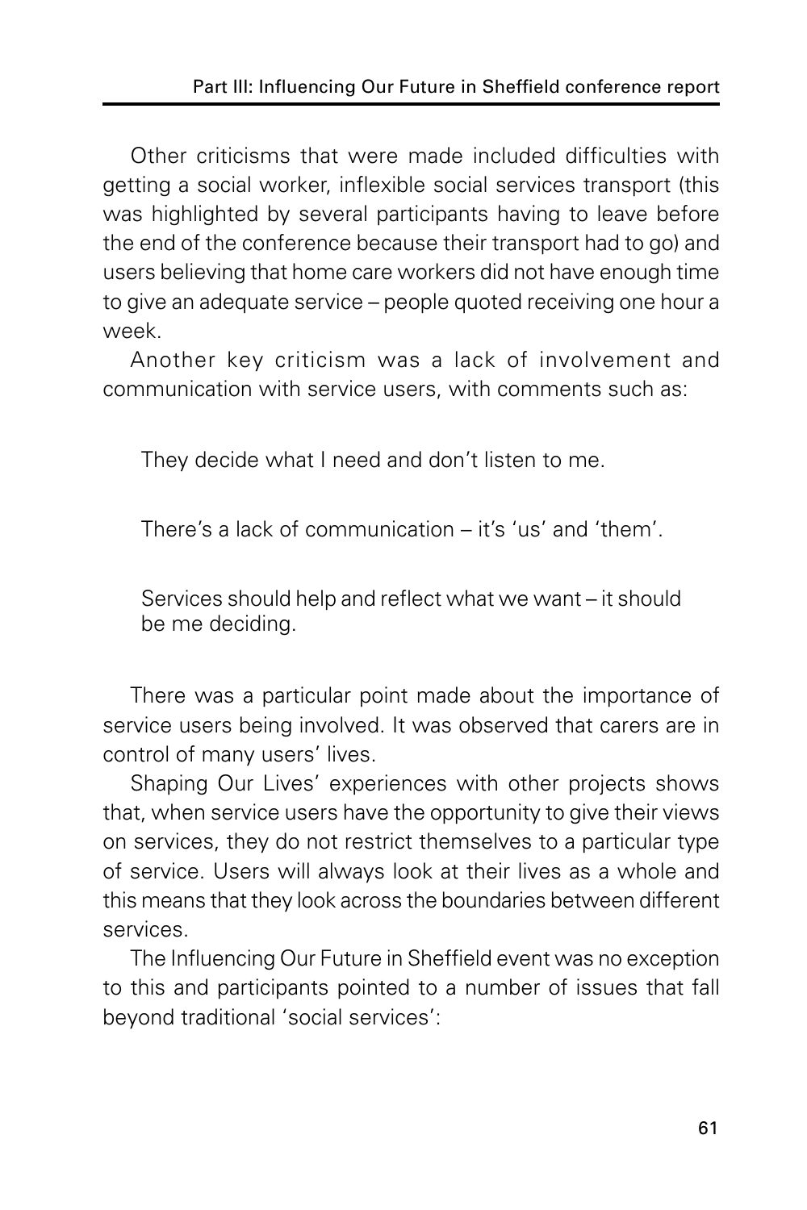Other criticisms that were made included difficulties with getting a social worker, inflexible social services transport (this was highlighted by several participants having to leave before the end of the conference because their transport had to go) and users believing that home care workers did not have enough time to give an adequate service – people quoted receiving one hour a week.

Another key criticism was a lack of involvement and communication with service users, with comments such as:

> They decide what I need and don't listen to me.
>
> There's a lack of communication – it's 'us' and 'them'.
>
> Services should help and reflect what we want – it should be me deciding.

There was a particular point made about the importance of service users being involved. It was observed that carers are in control of many users' lives.

Shaping Our Lives' experiences with other projects shows that, when service users have the opportunity to give their views on services, they do not restrict themselves to a particular type of service. Users will always look at their lives as a whole and this means that they look across the boundaries between different services.

The Influencing Our Future in Sheffield event was no exception to this and participants pointed to a number of issues that fall beyond traditional 'social services':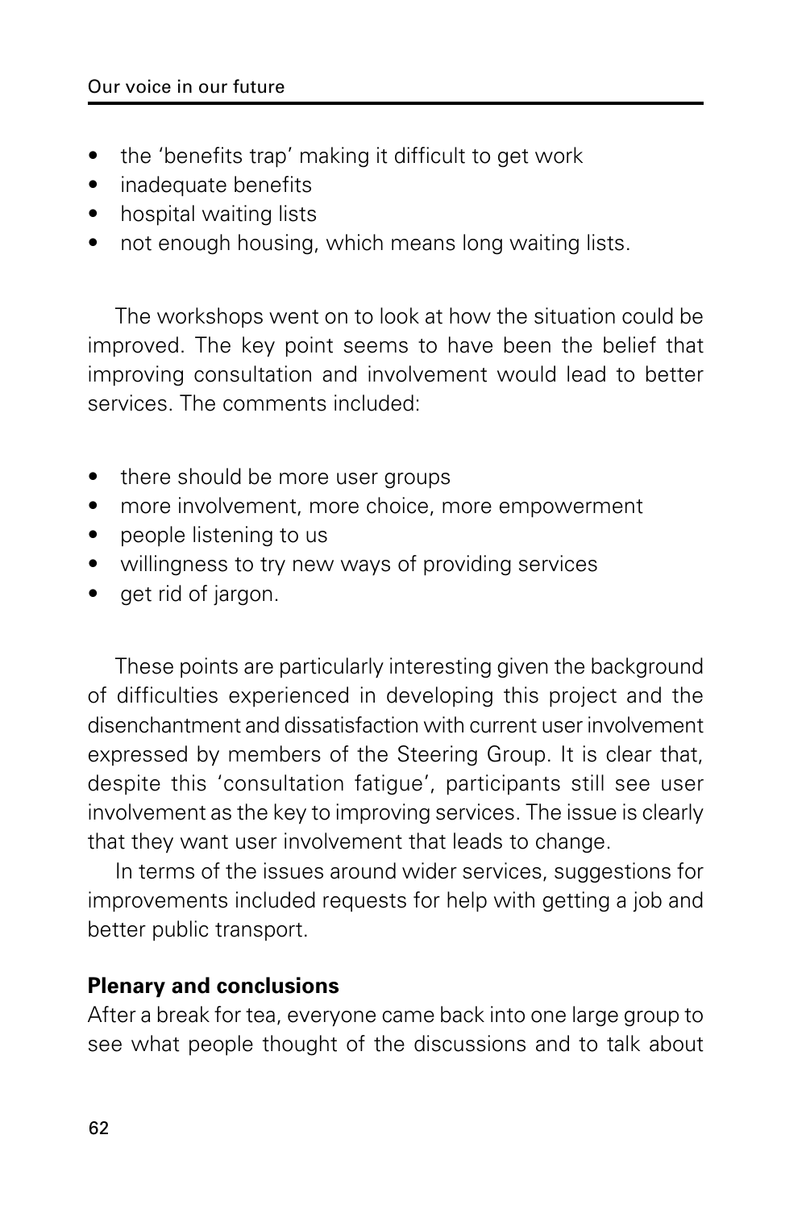- the 'benefits trap' making it difficult to get work
- inadequate benefits
- hospital waiting lists
- not enough housing, which means long waiting lists.

The workshops went on to look at how the situation could be improved. The key point seems to have been the belief that improving consultation and involvement would lead to better services. The comments included:

- there should be more user groups
- more involvement, more choice, more empowerment
- people listening to us
- willingness to try new ways of providing services
- get rid of jargon.

These points are particularly interesting given the background of difficulties experienced in developing this project and the disenchantment and dissatisfaction with current user involvement expressed by members of the Steering Group. It is clear that, despite this 'consultation fatigue', participants still see user involvement as the key to improving services. The issue is clearly that they want user involvement that leads to change.

In terms of the issues around wider services, suggestions for improvements included requests for help with getting a job and better public transport.

**Plenary and conclusions**

After a break for tea, everyone came back into one large group to see what people thought of the discussions and to talk about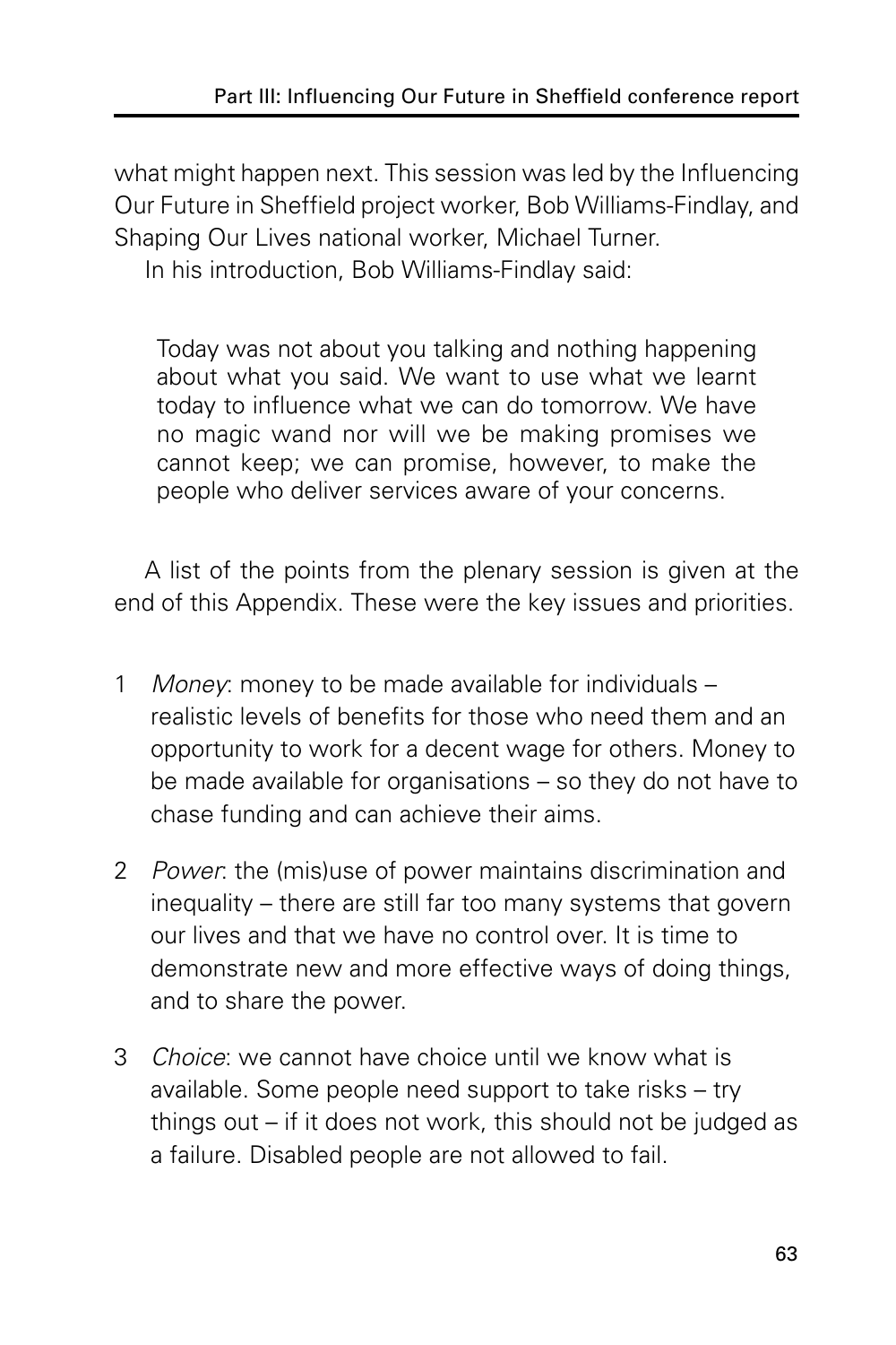what might happen next. This session was led by the Influencing Our Future in Sheffield project worker, Bob Williams-Findlay, and Shaping Our Lives national worker, Michael Turner.

In his introduction, Bob Williams-Findlay said:

> Today was not about you talking and nothing happening about what you said. We want to use what we learnt today to influence what we can do tomorrow. We have no magic wand nor will we be making promises we cannot keep; we can promise, however, to make the people who deliver services aware of your concerns.

A list of the points from the plenary session is given at the end of this Appendix. These were the key issues and priorities.

1. *Money*: money to be made available for individuals – realistic levels of benefits for those who need them and an opportunity to work for a decent wage for others. Money to be made available for organisations – so they do not have to chase funding and can achieve their aims.
2. *Power*: the (mis)use of power maintains discrimination and inequality – there are still far too many systems that govern our lives and that we have no control over. It is time to demonstrate new and more effective ways of doing things, and to share the power.
3. *Choice*: we cannot have choice until we know what is available. Some people need support to take risks – try things out – if it does not work, this should not be judged as a failure. Disabled people are not allowed to fail.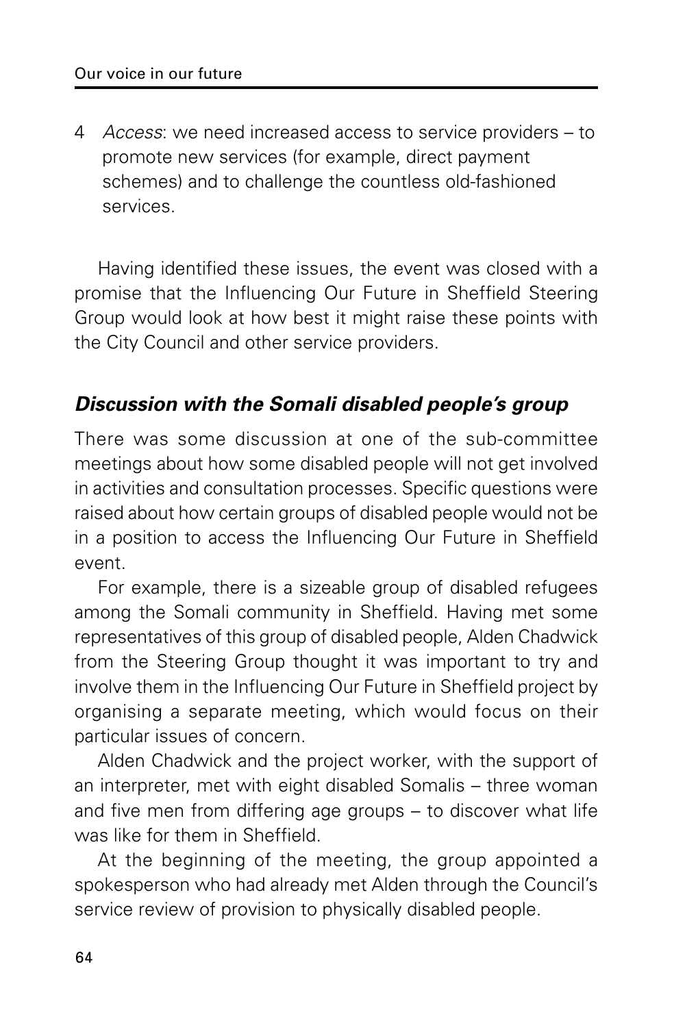4 *Access*: we need increased access to service providers – to promote new services (for example, direct payment schemes) and to challenge the countless old-fashioned services.

Having identified these issues, the event was closed with a promise that the Influencing Our Future in Sheffield Steering Group would look at how best it might raise these points with the City Council and other service providers.

## *Discussion with the Somali disabled people's group*

There was some discussion at one of the sub-committee meetings about how some disabled people will not get involved in activities and consultation processes. Specific questions were raised about how certain groups of disabled people would not be in a position to access the Influencing Our Future in Sheffield event.

For example, there is a sizeable group of disabled refugees among the Somali community in Sheffield. Having met some representatives of this group of disabled people, Alden Chadwick from the Steering Group thought it was important to try and involve them in the Influencing Our Future in Sheffield project by organising a separate meeting, which would focus on their particular issues of concern.

Alden Chadwick and the project worker, with the support of an interpreter, met with eight disabled Somalis – three woman and five men from differing age groups – to discover what life was like for them in Sheffield.

At the beginning of the meeting, the group appointed a spokesperson who had already met Alden through the Council's service review of provision to physically disabled people.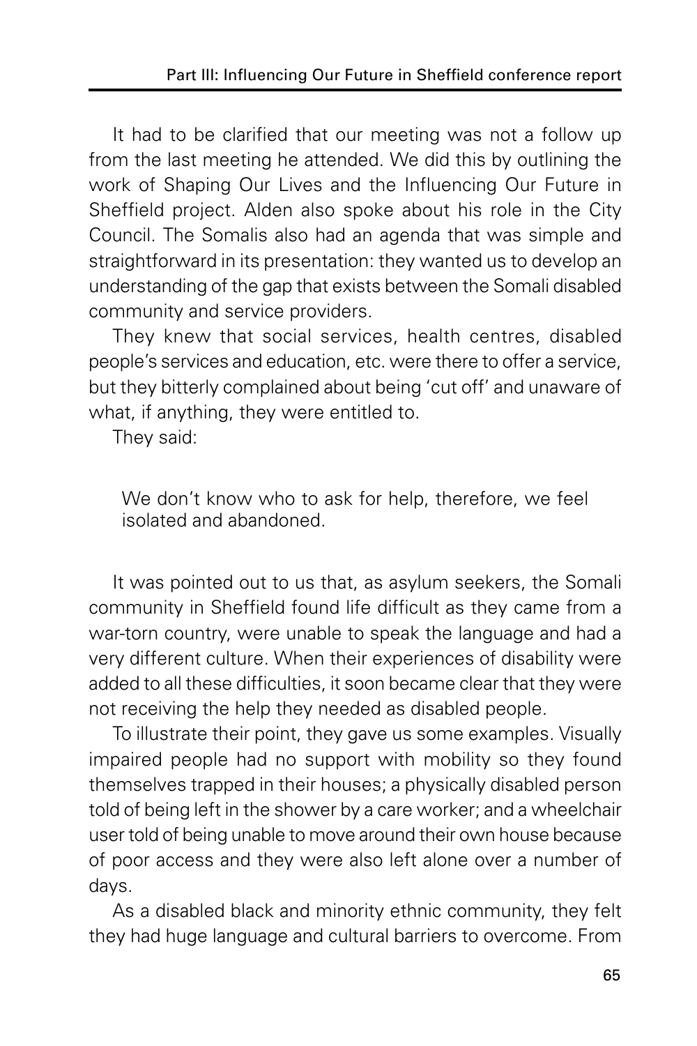It had to be clarified that our meeting was not a follow up from the last meeting he attended. We did this by outlining the work of Shaping Our Lives and the Influencing Our Future in Sheffield project. Alden also spoke about his role in the City Council. The Somalis also had an agenda that was simple and straightforward in its presentation: they wanted us to develop an understanding of the gap that exists between the Somali disabled community and service providers.

They knew that social services, health centres, disabled people's services and education, etc. were there to offer a service, but they bitterly complained about being 'cut off' and unaware of what, if anything, they were entitled to.

They said:

> We don't know who to ask for help, therefore, we feel isolated and abandoned.

It was pointed out to us that, as asylum seekers, the Somali community in Sheffield found life difficult as they came from a war-torn country, were unable to speak the language and had a very different culture. When their experiences of disability were added to all these difficulties, it soon became clear that they were not receiving the help they needed as disabled people.

To illustrate their point, they gave us some examples. Visually impaired people had no support with mobility so they found themselves trapped in their houses; a physically disabled person told of being left in the shower by a care worker; and a wheelchair user told of being unable to move around their own house because of poor access and they were also left alone over a number of days.

As a disabled black and minority ethnic community, they felt they had huge language and cultural barriers to overcome. From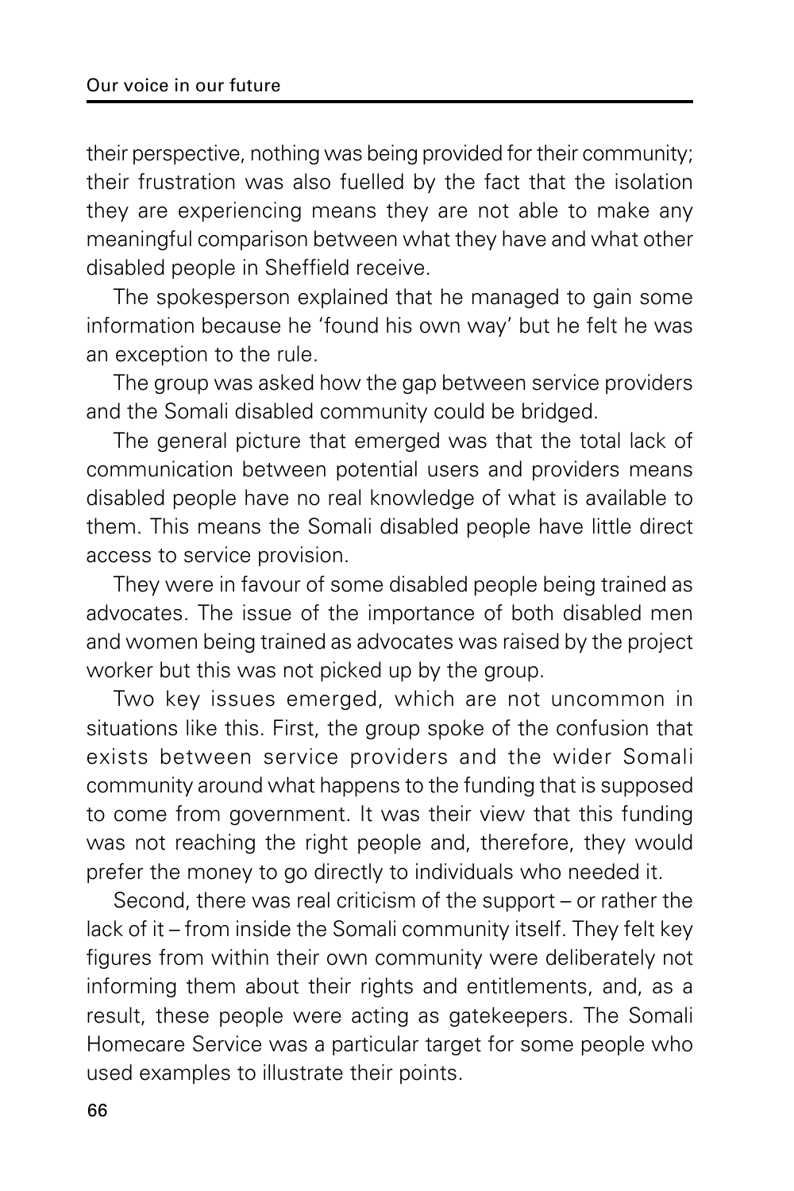their perspective, nothing was being provided for their community; their frustration was also fuelled by the fact that the isolation they are experiencing means they are not able to make any meaningful comparison between what they have and what other disabled people in Sheffield receive.

The spokesperson explained that he managed to gain some information because he 'found his own way' but he felt he was an exception to the rule.

The group was asked how the gap between service providers and the Somali disabled community could be bridged.

The general picture that emerged was that the total lack of communication between potential users and providers means disabled people have no real knowledge of what is available to them. This means the Somali disabled people have little direct access to service provision.

They were in favour of some disabled people being trained as advocates. The issue of the importance of both disabled men and women being trained as advocates was raised by the project worker but this was not picked up by the group.

Two key issues emerged, which are not uncommon in situations like this. First, the group spoke of the confusion that exists between service providers and the wider Somali community around what happens to the funding that is supposed to come from government. It was their view that this funding was not reaching the right people and, therefore, they would prefer the money to go directly to individuals who needed it.

Second, there was real criticism of the support – or rather the lack of it – from inside the Somali community itself. They felt key figures from within their own community were deliberately not informing them about their rights and entitlements, and, as a result, these people were acting as gatekeepers. The Somali Homecare Service was a particular target for some people who used examples to illustrate their points.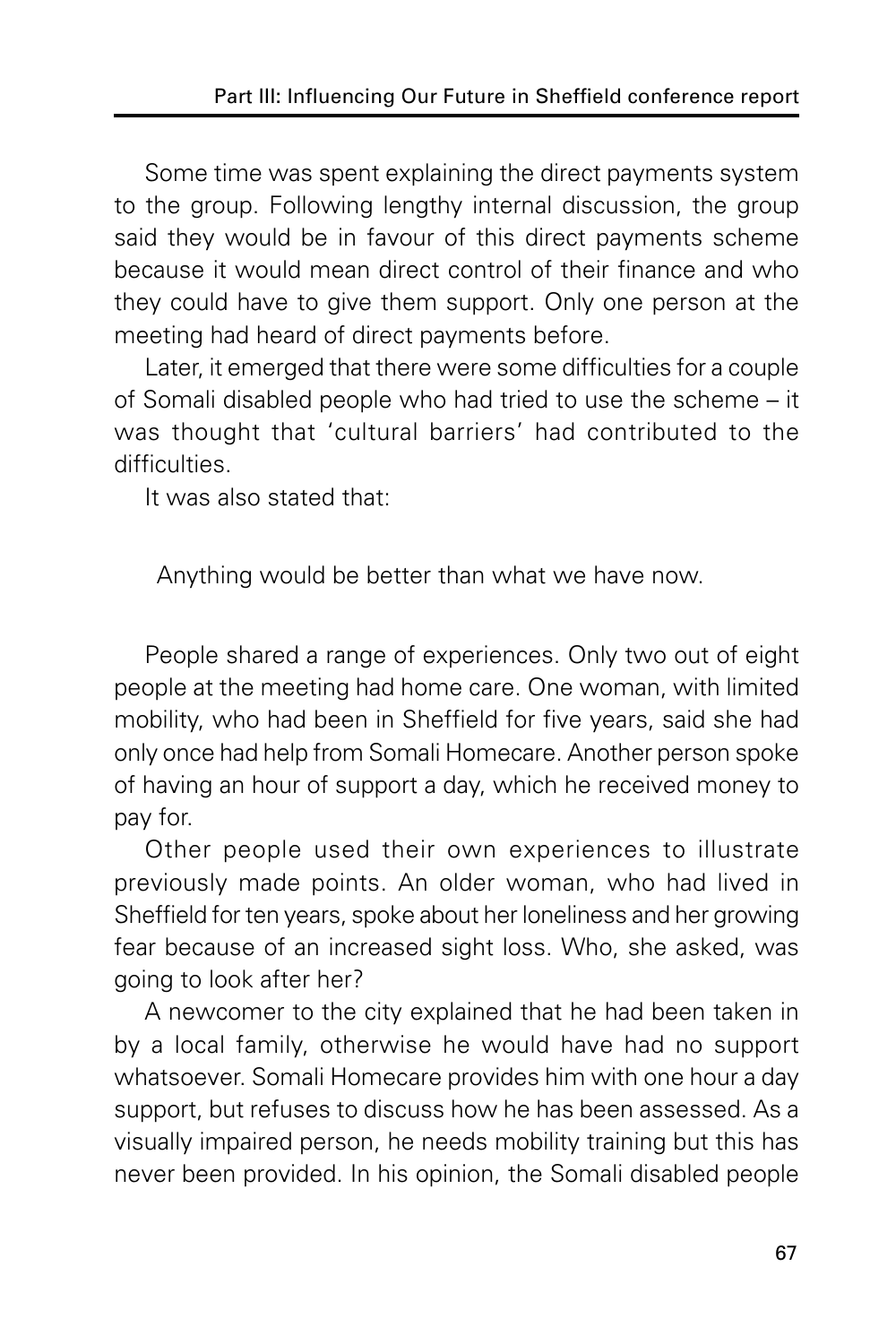Some time was spent explaining the direct payments system to the group. Following lengthy internal discussion, the group said they would be in favour of this direct payments scheme because it would mean direct control of their finance and who they could have to give them support. Only one person at the meeting had heard of direct payments before.

Later, it emerged that there were some difficulties for a couple of Somali disabled people who had tried to use the scheme – it was thought that 'cultural barriers' had contributed to the difficulties.

It was also stated that:

> Anything would be better than what we have now.

People shared a range of experiences. Only two out of eight people at the meeting had home care. One woman, with limited mobility, who had been in Sheffield for five years, said she had only once had help from Somali Homecare. Another person spoke of having an hour of support a day, which he received money to pay for.

Other people used their own experiences to illustrate previously made points. An older woman, who had lived in Sheffield for ten years, spoke about her loneliness and her growing fear because of an increased sight loss. Who, she asked, was going to look after her?

A newcomer to the city explained that he had been taken in by a local family, otherwise he would have had no support whatsoever. Somali Homecare provides him with one hour a day support, but refuses to discuss how he has been assessed. As a visually impaired person, he needs mobility training but this has never been provided. In his opinion, the Somali disabled people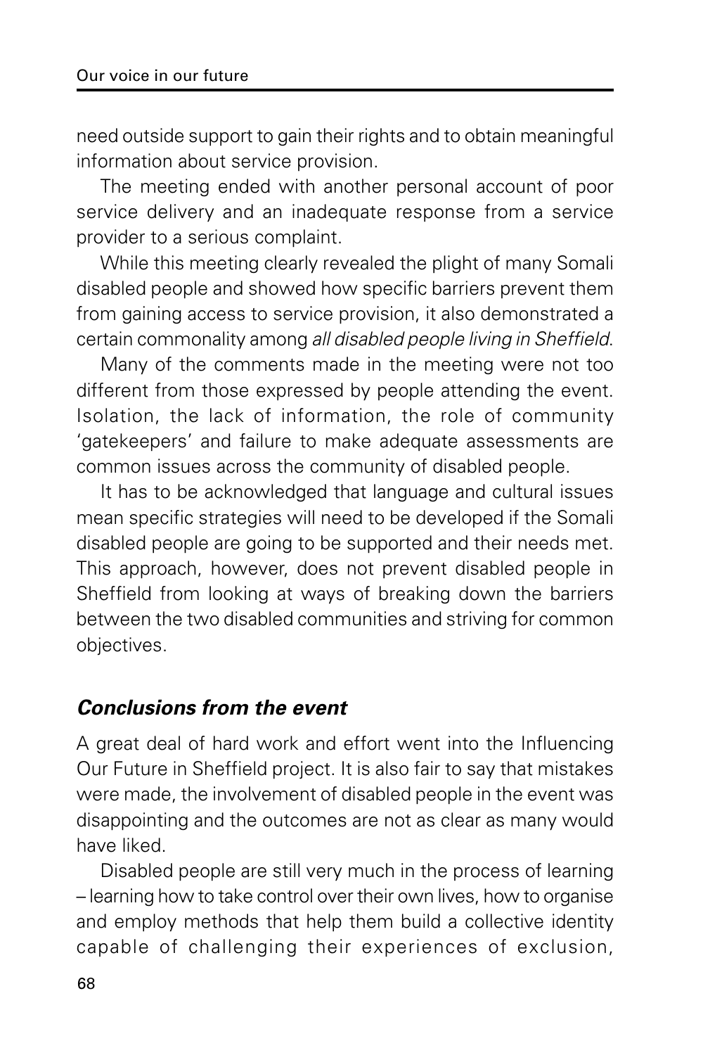need outside support to gain their rights and to obtain meaningful information about service provision.

The meeting ended with another personal account of poor service delivery and an inadequate response from a service provider to a serious complaint.

While this meeting clearly revealed the plight of many Somali disabled people and showed how specific barriers prevent them from gaining access to service provision, it also demonstrated a certain commonality among *all disabled people living in Sheffield*.

Many of the comments made in the meeting were not too different from those expressed by people attending the event. Isolation, the lack of information, the role of community 'gatekeepers' and failure to make adequate assessments are common issues across the community of disabled people.

It has to be acknowledged that language and cultural issues mean specific strategies will need to be developed if the Somali disabled people are going to be supported and their needs met. This approach, however, does not prevent disabled people in Sheffield from looking at ways of breaking down the barriers between the two disabled communities and striving for common objectives.

### *Conclusions from the event*

A great deal of hard work and effort went into the Influencing Our Future in Sheffield project. It is also fair to say that mistakes were made, the involvement of disabled people in the event was disappointing and the outcomes are not as clear as many would have liked.

Disabled people are still very much in the process of learning – learning how to take control over their own lives, how to organise and employ methods that help them build a collective identity capable of challenging their experiences of exclusion,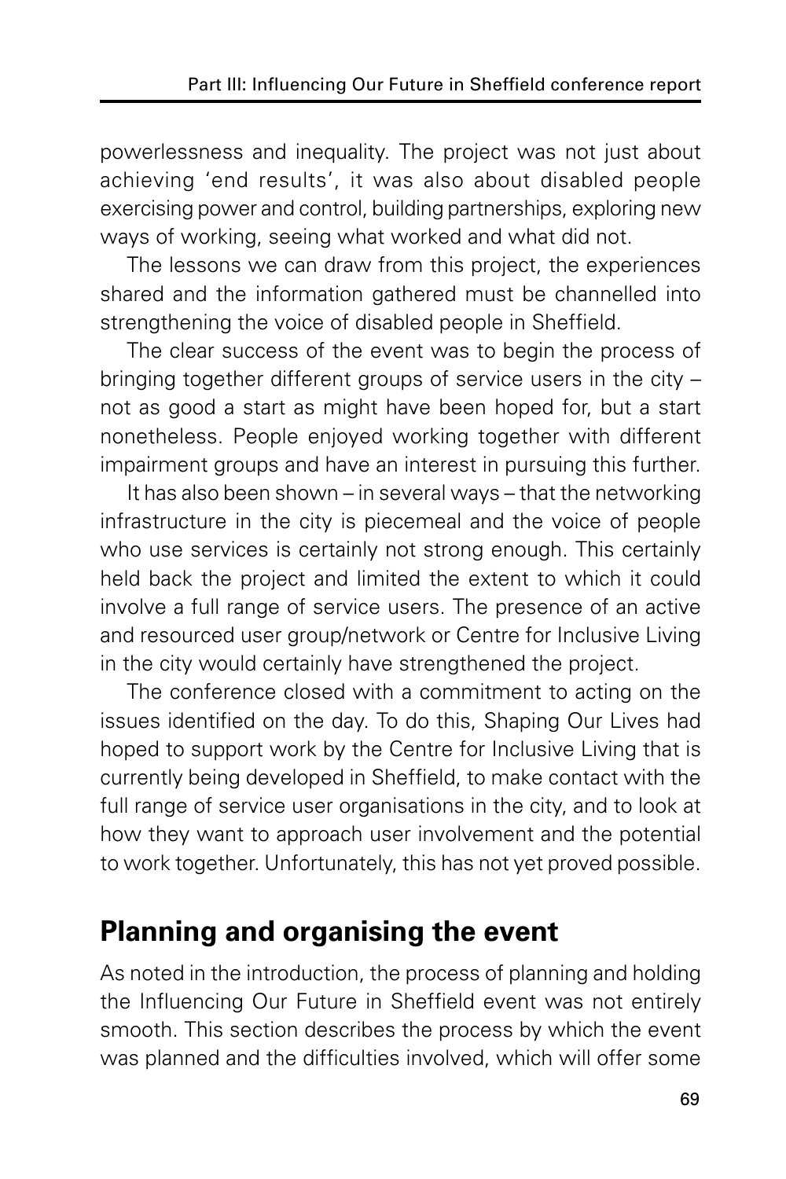powerlessness and inequality. The project was not just about achieving 'end results', it was also about disabled people exercising power and control, building partnerships, exploring new ways of working, seeing what worked and what did not.

The lessons we can draw from this project, the experiences shared and the information gathered must be channelled into strengthening the voice of disabled people in Sheffield.

The clear success of the event was to begin the process of bringing together different groups of service users in the city – not as good a start as might have been hoped for, but a start nonetheless. People enjoyed working together with different impairment groups and have an interest in pursuing this further.

It has also been shown – in several ways – that the networking infrastructure in the city is piecemeal and the voice of people who use services is certainly not strong enough. This certainly held back the project and limited the extent to which it could involve a full range of service users. The presence of an active and resourced user group/network or Centre for Inclusive Living in the city would certainly have strengthened the project.

The conference closed with a commitment to acting on the issues identified on the day. To do this, Shaping Our Lives had hoped to support work by the Centre for Inclusive Living that is currently being developed in Sheffield, to make contact with the full range of service user organisations in the city, and to look at how they want to approach user involvement and the potential to work together. Unfortunately, this has not yet proved possible.

## Planning and organising the event

As noted in the introduction, the process of planning and holding the Influencing Our Future in Sheffield event was not entirely smooth. This section describes the process by which the event was planned and the difficulties involved, which will offer some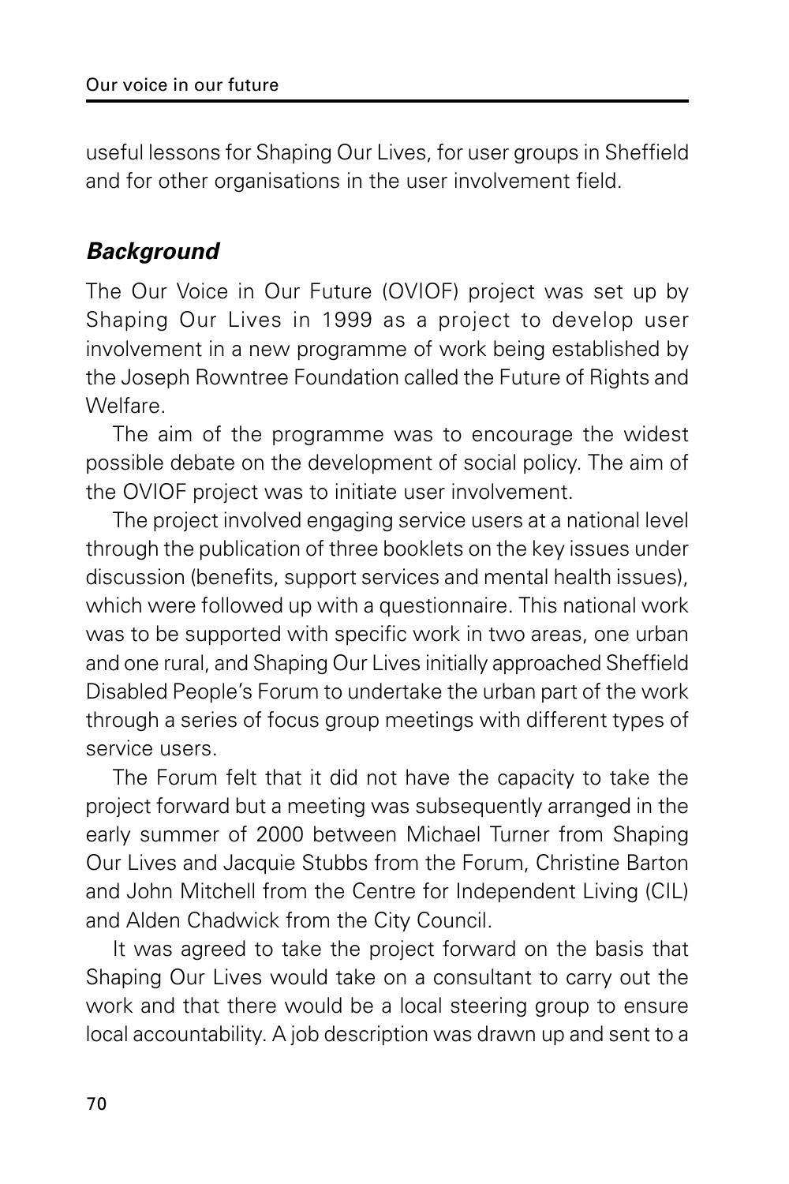useful lessons for Shaping Our Lives, for user groups in Sheffield and for other organisations in the user involvement field.

### *Background*

The Our Voice in Our Future (OVIOF) project was set up by Shaping Our Lives in 1999 as a project to develop user involvement in a new programme of work being established by the Joseph Rowntree Foundation called the Future of Rights and Welfare.

The aim of the programme was to encourage the widest possible debate on the development of social policy. The aim of the OVIOF project was to initiate user involvement.

The project involved engaging service users at a national level through the publication of three booklets on the key issues under discussion (benefits, support services and mental health issues), which were followed up with a questionnaire. This national work was to be supported with specific work in two areas, one urban and one rural, and Shaping Our Lives initially approached Sheffield Disabled People's Forum to undertake the urban part of the work through a series of focus group meetings with different types of service users.

The Forum felt that it did not have the capacity to take the project forward but a meeting was subsequently arranged in the early summer of 2000 between Michael Turner from Shaping Our Lives and Jacquie Stubbs from the Forum, Christine Barton and John Mitchell from the Centre for Independent Living (CIL) and Alden Chadwick from the City Council.

It was agreed to take the project forward on the basis that Shaping Our Lives would take on a consultant to carry out the work and that there would be a local steering group to ensure local accountability. A job description was drawn up and sent to a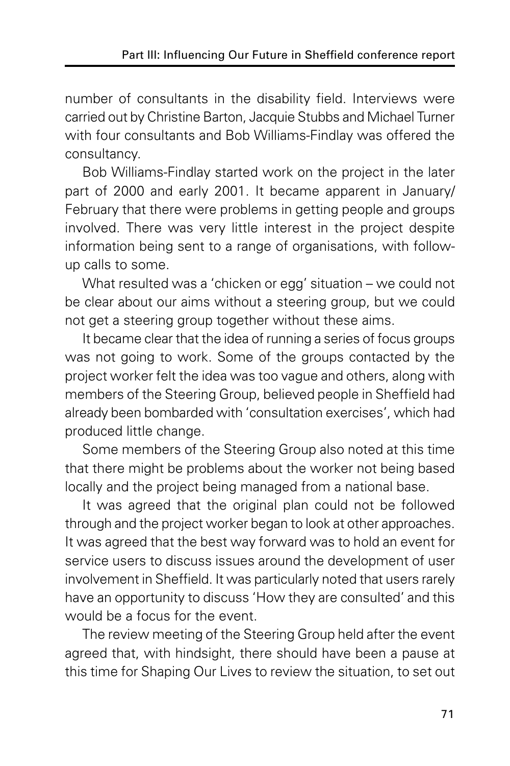number of consultants in the disability field. Interviews were carried out by Christine Barton, Jacquie Stubbs and Michael Turner with four consultants and Bob Williams-Findlay was offered the consultancy.

Bob Williams-Findlay started work on the project in the later part of 2000 and early 2001. It became apparent in January/February that there were problems in getting people and groups involved. There was very little interest in the project despite information being sent to a range of organisations, with follow-up calls to some.

What resulted was a 'chicken or egg' situation – we could not be clear about our aims without a steering group, but we could not get a steering group together without these aims.

It became clear that the idea of running a series of focus groups was not going to work. Some of the groups contacted by the project worker felt the idea was too vague and others, along with members of the Steering Group, believed people in Sheffield had already been bombarded with 'consultation exercises', which had produced little change.

Some members of the Steering Group also noted at this time that there might be problems about the worker not being based locally and the project being managed from a national base.

It was agreed that the original plan could not be followed through and the project worker began to look at other approaches. It was agreed that the best way forward was to hold an event for service users to discuss issues around the development of user involvement in Sheffield. It was particularly noted that users rarely have an opportunity to discuss 'How they are consulted' and this would be a focus for the event.

The review meeting of the Steering Group held after the event agreed that, with hindsight, there should have been a pause at this time for Shaping Our Lives to review the situation, to set out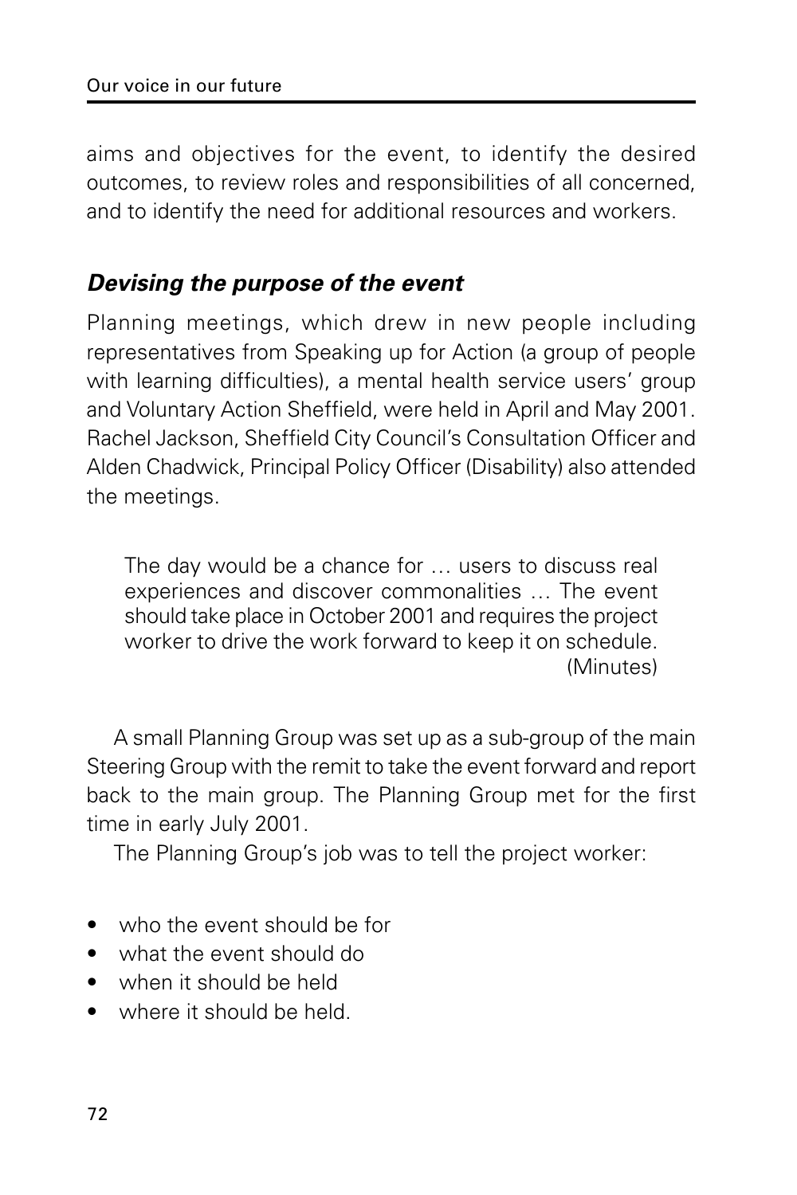aims and objectives for the event, to identify the desired outcomes, to review roles and responsibilities of all concerned, and to identify the need for additional resources and workers.

### *Devising the purpose of the event*

Planning meetings, which drew in new people including representatives from Speaking up for Action (a group of people with learning difficulties), a mental health service users' group and Voluntary Action Sheffield, were held in April and May 2001. Rachel Jackson, Sheffield City Council's Consultation Officer and Alden Chadwick, Principal Policy Officer (Disability) also attended the meetings.

> The day would be a chance for … users to discuss real experiences and discover commonalities … The event should take place in October 2001 and requires the project worker to drive the work forward to keep it on schedule. (Minutes)

A small Planning Group was set up as a sub-group of the main Steering Group with the remit to take the event forward and report back to the main group. The Planning Group met for the first time in early July 2001.

The Planning Group's job was to tell the project worker:

- who the event should be for
- what the event should do
- when it should be held
- where it should be held.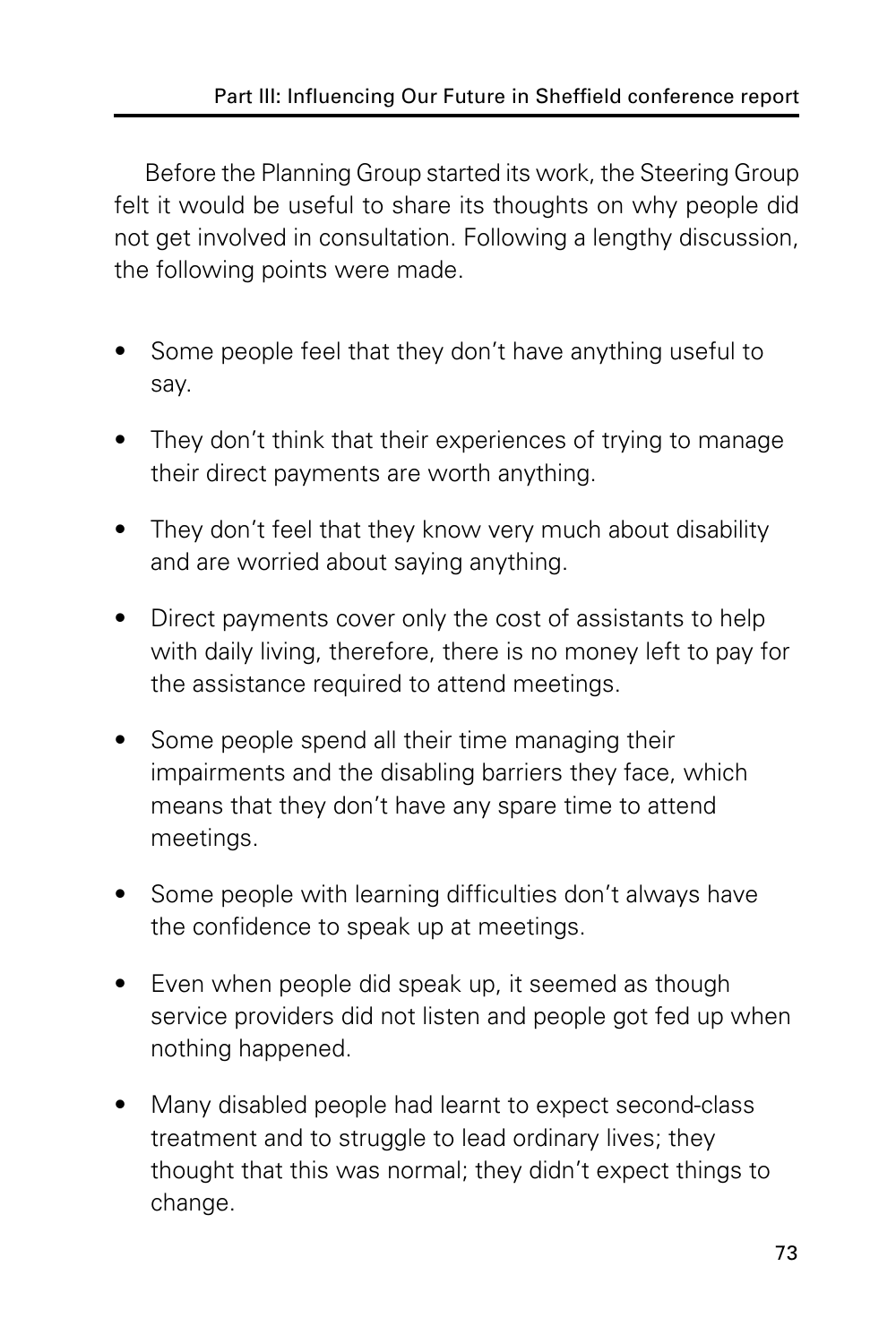Before the Planning Group started its work, the Steering Group felt it would be useful to share its thoughts on why people did not get involved in consultation. Following a lengthy discussion, the following points were made.

- Some people feel that they don't have anything useful to say.
- They don't think that their experiences of trying to manage their direct payments are worth anything.
- They don't feel that they know very much about disability and are worried about saying anything.
- Direct payments cover only the cost of assistants to help with daily living, therefore, there is no money left to pay for the assistance required to attend meetings.
- Some people spend all their time managing their impairments and the disabling barriers they face, which means that they don't have any spare time to attend meetings.
- Some people with learning difficulties don't always have the confidence to speak up at meetings.
- Even when people did speak up, it seemed as though service providers did not listen and people got fed up when nothing happened.
- Many disabled people had learnt to expect second-class treatment and to struggle to lead ordinary lives; they thought that this was normal; they didn't expect things to change.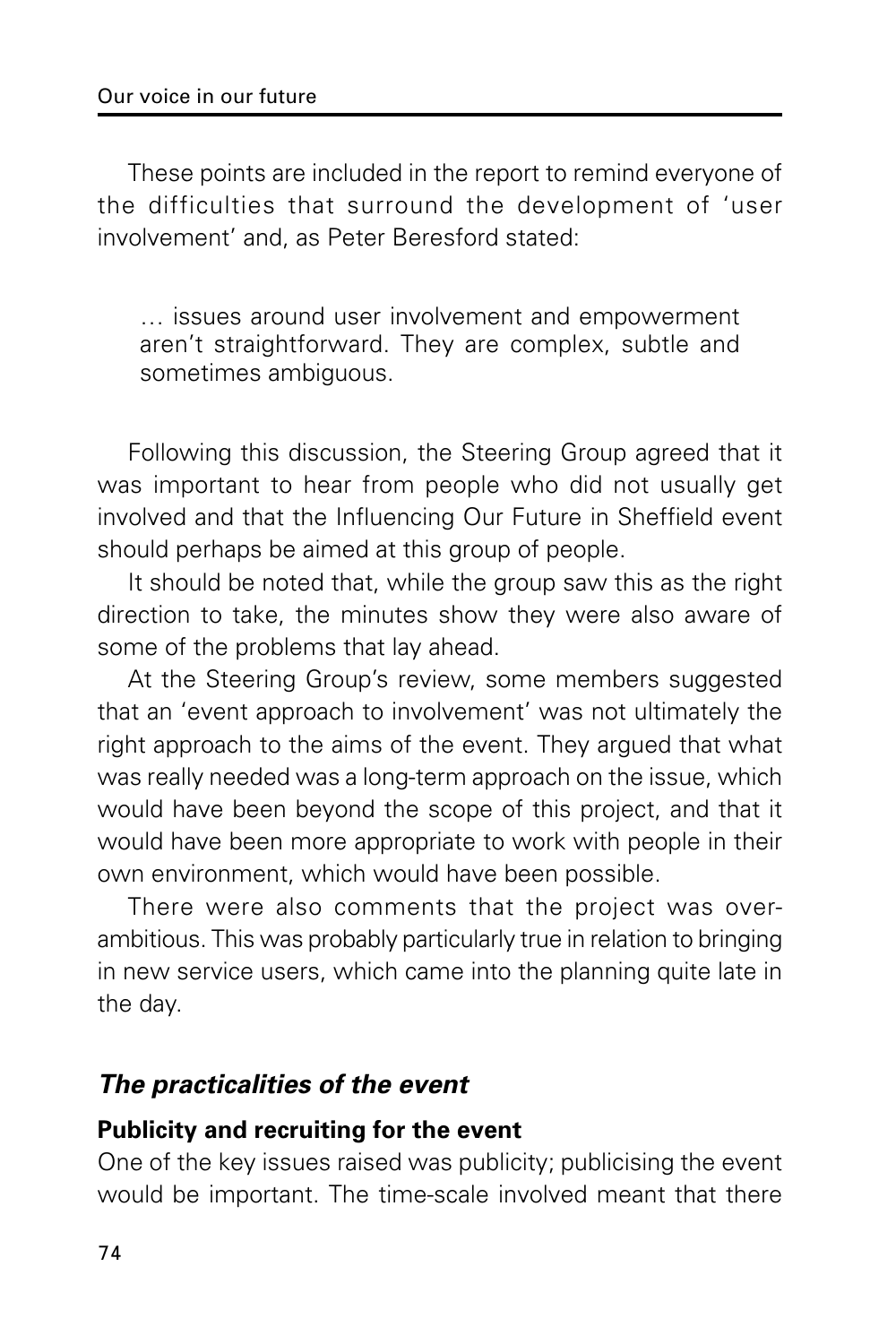These points are included in the report to remind everyone of the difficulties that surround the development of 'user involvement' and, as Peter Beresford stated:

> … issues around user involvement and empowerment aren't straightforward. They are complex, subtle and sometimes ambiguous.

Following this discussion, the Steering Group agreed that it was important to hear from people who did not usually get involved and that the Influencing Our Future in Sheffield event should perhaps be aimed at this group of people.

It should be noted that, while the group saw this as the right direction to take, the minutes show they were also aware of some of the problems that lay ahead.

At the Steering Group's review, some members suggested that an 'event approach to involvement' was not ultimately the right approach to the aims of the event. They argued that what was really needed was a long-term approach on the issue, which would have been beyond the scope of this project, and that it would have been more appropriate to work with people in their own environment, which would have been possible.

There were also comments that the project was over-ambitious. This was probably particularly true in relation to bringing in new service users, which came into the planning quite late in the day.

## *The practicalities of the event*

### Publicity and recruiting for the event

One of the key issues raised was publicity; publicising the event would be important. The time-scale involved meant that there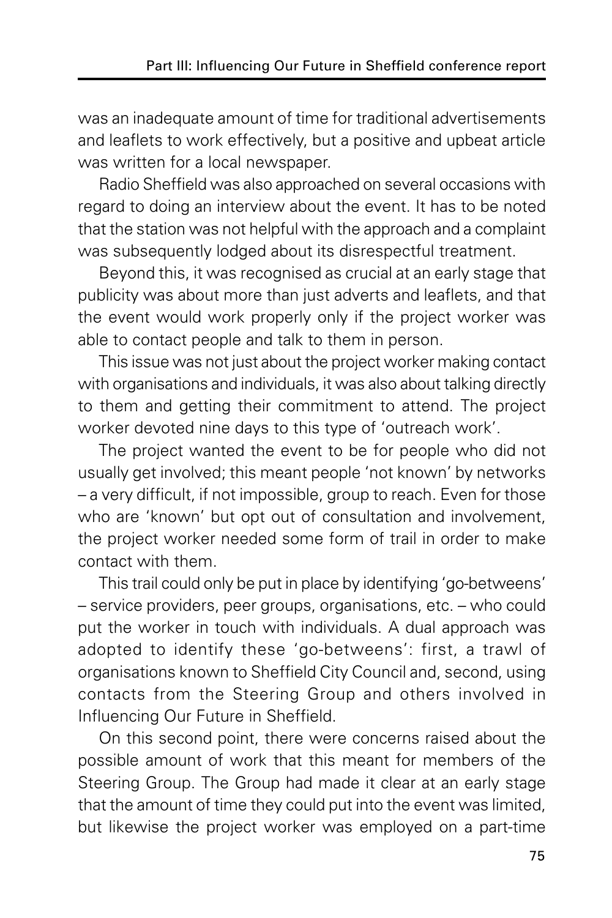was an inadequate amount of time for traditional advertisements and leaflets to work effectively, but a positive and upbeat article was written for a local newspaper.

Radio Sheffield was also approached on several occasions with regard to doing an interview about the event. It has to be noted that the station was not helpful with the approach and a complaint was subsequently lodged about its disrespectful treatment.

Beyond this, it was recognised as crucial at an early stage that publicity was about more than just adverts and leaflets, and that the event would work properly only if the project worker was able to contact people and talk to them in person.

This issue was not just about the project worker making contact with organisations and individuals, it was also about talking directly to them and getting their commitment to attend. The project worker devoted nine days to this type of 'outreach work'.

The project wanted the event to be for people who did not usually get involved; this meant people 'not known' by networks – a very difficult, if not impossible, group to reach. Even for those who are 'known' but opt out of consultation and involvement, the project worker needed some form of trail in order to make contact with them.

This trail could only be put in place by identifying 'go-betweens' – service providers, peer groups, organisations, etc. – who could put the worker in touch with individuals. A dual approach was adopted to identify these 'go-betweens': first, a trawl of organisations known to Sheffield City Council and, second, using contacts from the Steering Group and others involved in Influencing Our Future in Sheffield.

On this second point, there were concerns raised about the possible amount of work that this meant for members of the Steering Group. The Group had made it clear at an early stage that the amount of time they could put into the event was limited, but likewise the project worker was employed on a part-time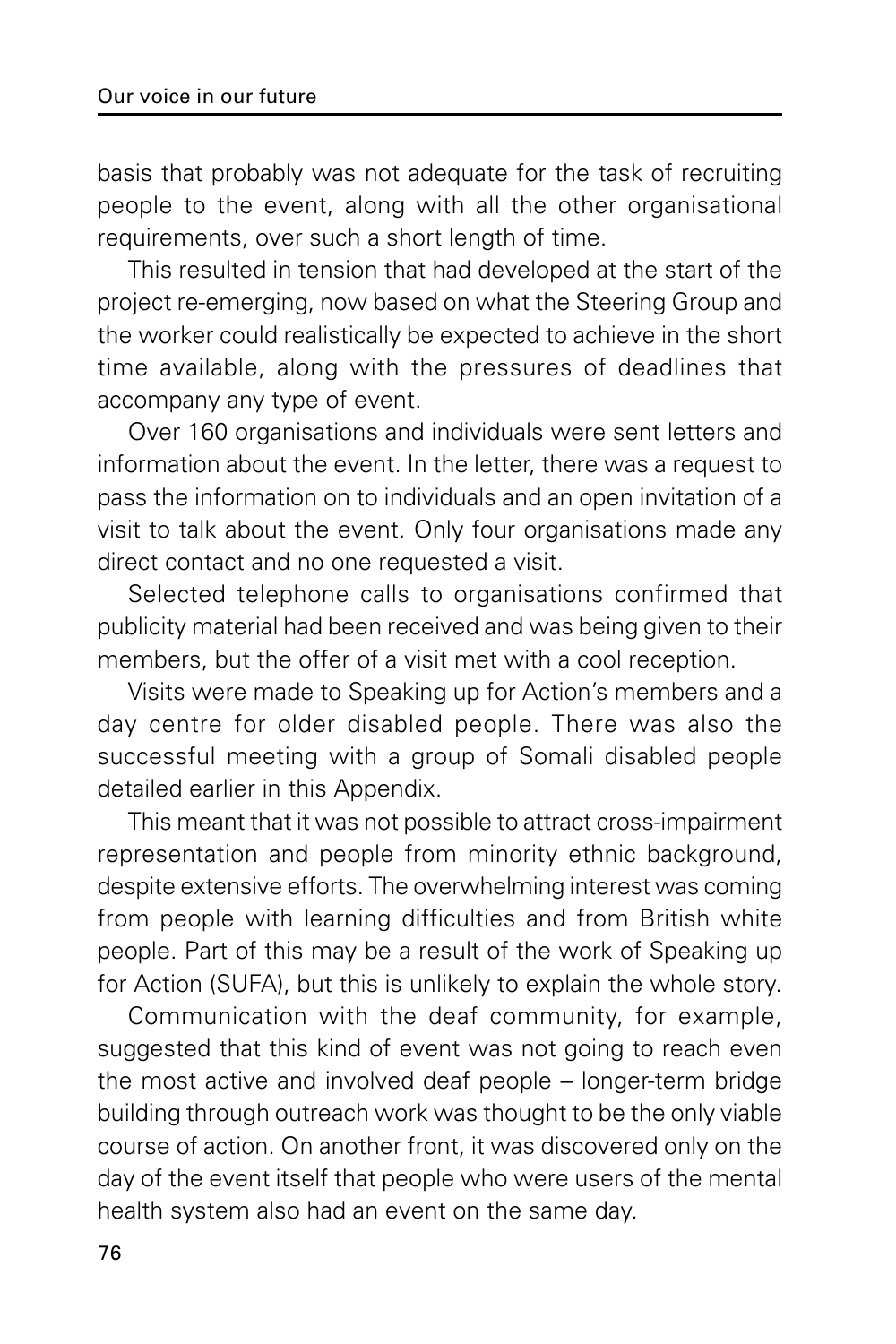basis that probably was not adequate for the task of recruiting people to the event, along with all the other organisational requirements, over such a short length of time.

This resulted in tension that had developed at the start of the project re-emerging, now based on what the Steering Group and the worker could realistically be expected to achieve in the short time available, along with the pressures of deadlines that accompany any type of event.

Over 160 organisations and individuals were sent letters and information about the event. In the letter, there was a request to pass the information on to individuals and an open invitation of a visit to talk about the event. Only four organisations made any direct contact and no one requested a visit.

Selected telephone calls to organisations confirmed that publicity material had been received and was being given to their members, but the offer of a visit met with a cool reception.

Visits were made to Speaking up for Action's members and a day centre for older disabled people. There was also the successful meeting with a group of Somali disabled people detailed earlier in this Appendix.

This meant that it was not possible to attract cross-impairment representation and people from minority ethnic background, despite extensive efforts. The overwhelming interest was coming from people with learning difficulties and from British white people. Part of this may be a result of the work of Speaking up for Action (SUFA), but this is unlikely to explain the whole story.

Communication with the deaf community, for example, suggested that this kind of event was not going to reach even the most active and involved deaf people – longer-term bridge building through outreach work was thought to be the only viable course of action. On another front, it was discovered only on the day of the event itself that people who were users of the mental health system also had an event on the same day.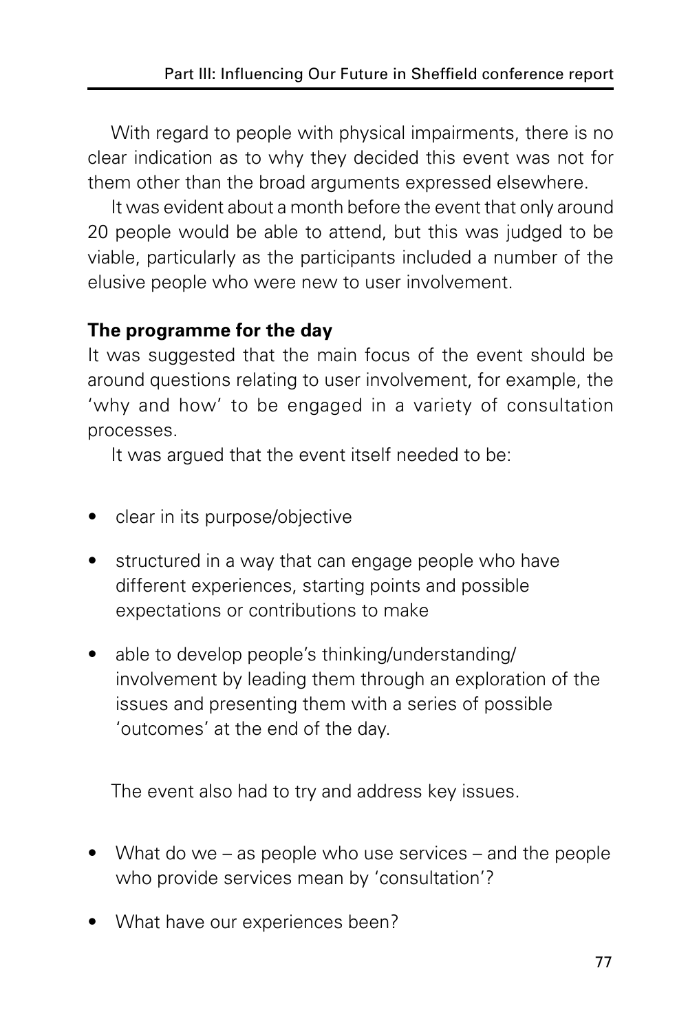With regard to people with physical impairments, there is no clear indication as to why they decided this event was not for them other than the broad arguments expressed elsewhere.

It was evident about a month before the event that only around 20 people would be able to attend, but this was judged to be viable, particularly as the participants included a number of the elusive people who were new to user involvement.

**The programme for the day**

It was suggested that the main focus of the event should be around questions relating to user involvement, for example, the 'why and how' to be engaged in a variety of consultation processes.

It was argued that the event itself needed to be:

- clear in its purpose/objective
- structured in a way that can engage people who have different experiences, starting points and possible expectations or contributions to make
- able to develop people's thinking/understanding/ involvement by leading them through an exploration of the issues and presenting them with a series of possible 'outcomes' at the end of the day.

The event also had to try and address key issues.

- What do we – as people who use services – and the people who provide services mean by 'consultation'?
- What have our experiences been?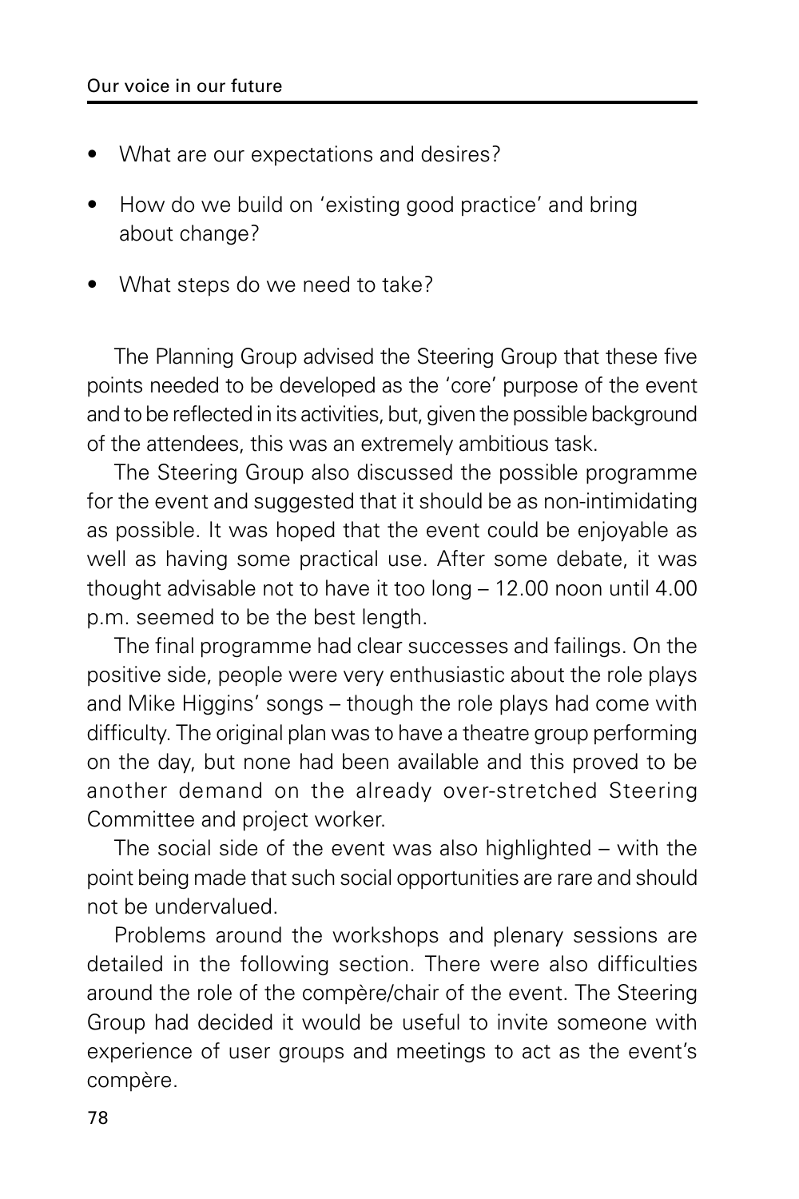- What are our expectations and desires?
- How do we build on 'existing good practice' and bring about change?
- What steps do we need to take?

The Planning Group advised the Steering Group that these five points needed to be developed as the 'core' purpose of the event and to be reflected in its activities, but, given the possible background of the attendees, this was an extremely ambitious task.

The Steering Group also discussed the possible programme for the event and suggested that it should be as non-intimidating as possible. It was hoped that the event could be enjoyable as well as having some practical use. After some debate, it was thought advisable not to have it too long – 12.00 noon until 4.00 p.m. seemed to be the best length.

The final programme had clear successes and failings. On the positive side, people were very enthusiastic about the role plays and Mike Higgins' songs – though the role plays had come with difficulty. The original plan was to have a theatre group performing on the day, but none had been available and this proved to be another demand on the already over-stretched Steering Committee and project worker.

The social side of the event was also highlighted – with the point being made that such social opportunities are rare and should not be undervalued.

Problems around the workshops and plenary sessions are detailed in the following section. There were also difficulties around the role of the compère/chair of the event. The Steering Group had decided it would be useful to invite someone with experience of user groups and meetings to act as the event's compère.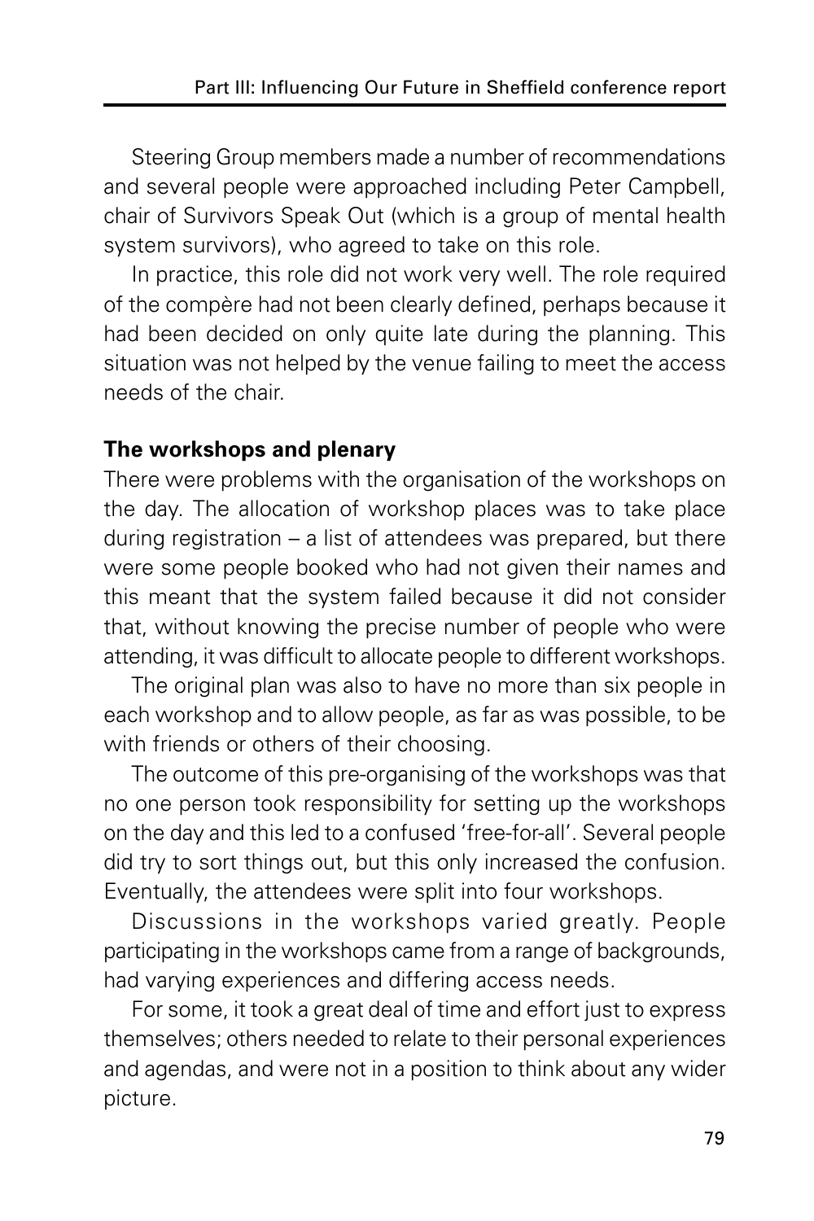Steering Group members made a number of recommendations and several people were approached including Peter Campbell, chair of Survivors Speak Out (which is a group of mental health system survivors), who agreed to take on this role.

In practice, this role did not work very well. The role required of the compère had not been clearly defined, perhaps because it had been decided on only quite late during the planning. This situation was not helped by the venue failing to meet the access needs of the chair.

**The workshops and plenary**

There were problems with the organisation of the workshops on the day. The allocation of workshop places was to take place during registration – a list of attendees was prepared, but there were some people booked who had not given their names and this meant that the system failed because it did not consider that, without knowing the precise number of people who were attending, it was difficult to allocate people to different workshops.

The original plan was also to have no more than six people in each workshop and to allow people, as far as was possible, to be with friends or others of their choosing.

The outcome of this pre-organising of the workshops was that no one person took responsibility for setting up the workshops on the day and this led to a confused 'free-for-all'. Several people did try to sort things out, but this only increased the confusion. Eventually, the attendees were split into four workshops.

Discussions in the workshops varied greatly. People participating in the workshops came from a range of backgrounds, had varying experiences and differing access needs.

For some, it took a great deal of time and effort just to express themselves; others needed to relate to their personal experiences and agendas, and were not in a position to think about any wider picture.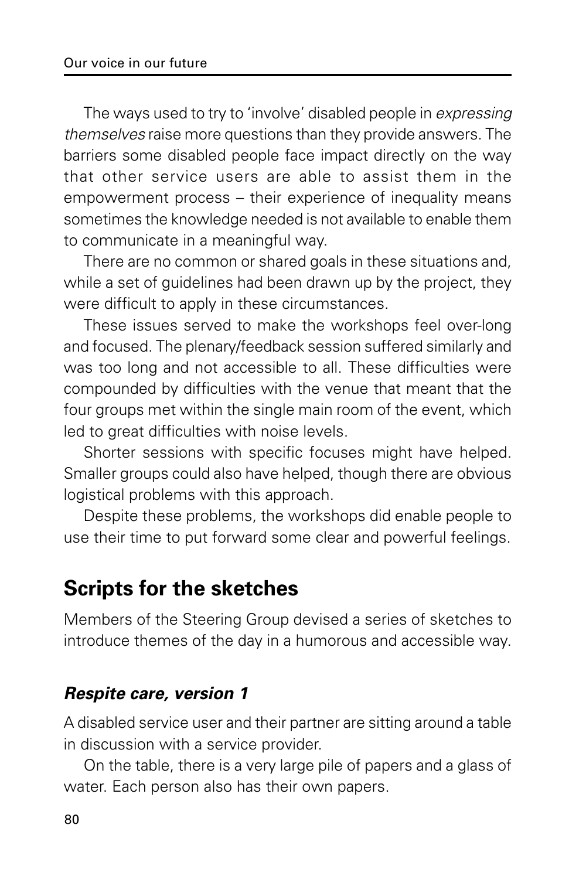The ways used to try to 'involve' disabled people in *expressing themselves* raise more questions than they provide answers. The barriers some disabled people face impact directly on the way that other service users are able to assist them in the empowerment process – their experience of inequality means sometimes the knowledge needed is not available to enable them to communicate in a meaningful way.

There are no common or shared goals in these situations and, while a set of guidelines had been drawn up by the project, they were difficult to apply in these circumstances.

These issues served to make the workshops feel over-long and focused. The plenary/feedback session suffered similarly and was too long and not accessible to all. These difficulties were compounded by difficulties with the venue that meant that the four groups met within the single main room of the event, which led to great difficulties with noise levels.

Shorter sessions with specific focuses might have helped. Smaller groups could also have helped, though there are obvious logistical problems with this approach.

Despite these problems, the workshops did enable people to use their time to put forward some clear and powerful feelings.

## Scripts for the sketches

Members of the Steering Group devised a series of sketches to introduce themes of the day in a humorous and accessible way.

### *Respite care, version 1*

A disabled service user and their partner are sitting around a table in discussion with a service provider.

On the table, there is a very large pile of papers and a glass of water. Each person also has their own papers.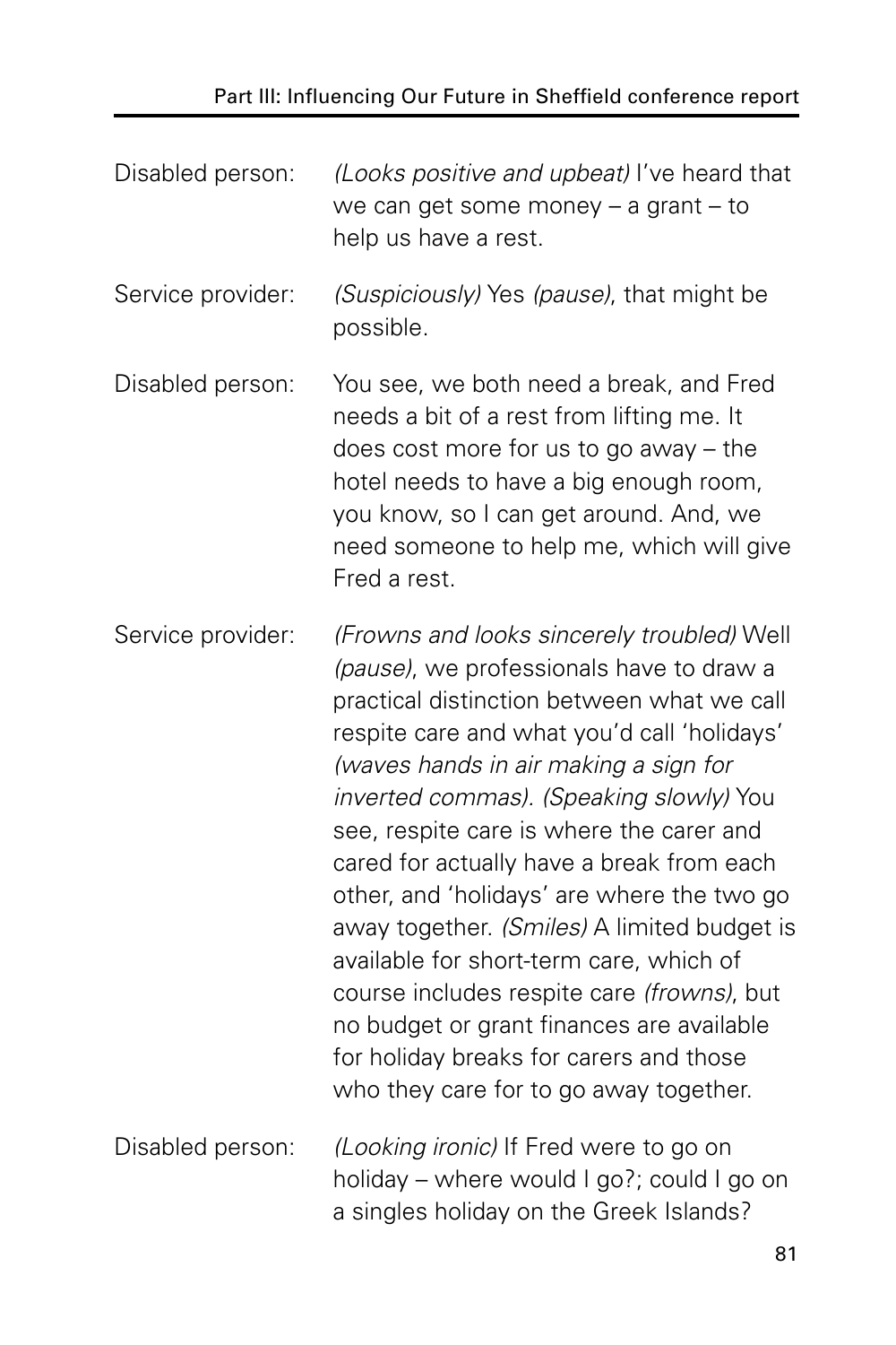Disabled person: *(Looks positive and upbeat)* I've heard that we can get some money – a grant – to help us have a rest.

Service provider: *(Suspiciously)* Yes *(pause)*, that might be possible.

Disabled person: You see, we both need a break, and Fred needs a bit of a rest from lifting me. It does cost more for us to go away – the hotel needs to have a big enough room, you know, so I can get around. And, we need someone to help me, which will give Fred a rest.

Service provider: *(Frowns and looks sincerely troubled)* Well *(pause)*, we professionals have to draw a practical distinction between what we call respite care and what you'd call 'holidays' *(waves hands in air making a sign for inverted commas). (Speaking slowly)* You see, respite care is where the carer and cared for actually have a break from each other, and 'holidays' are where the two go away together. *(Smiles)* A limited budget is available for short-term care, which of course includes respite care *(frowns)*, but no budget or grant finances are available for holiday breaks for carers and those who they care for to go away together.

Disabled person: *(Looking ironic)* If Fred were to go on holiday – where would I go?; could I go on a singles holiday on the Greek Islands?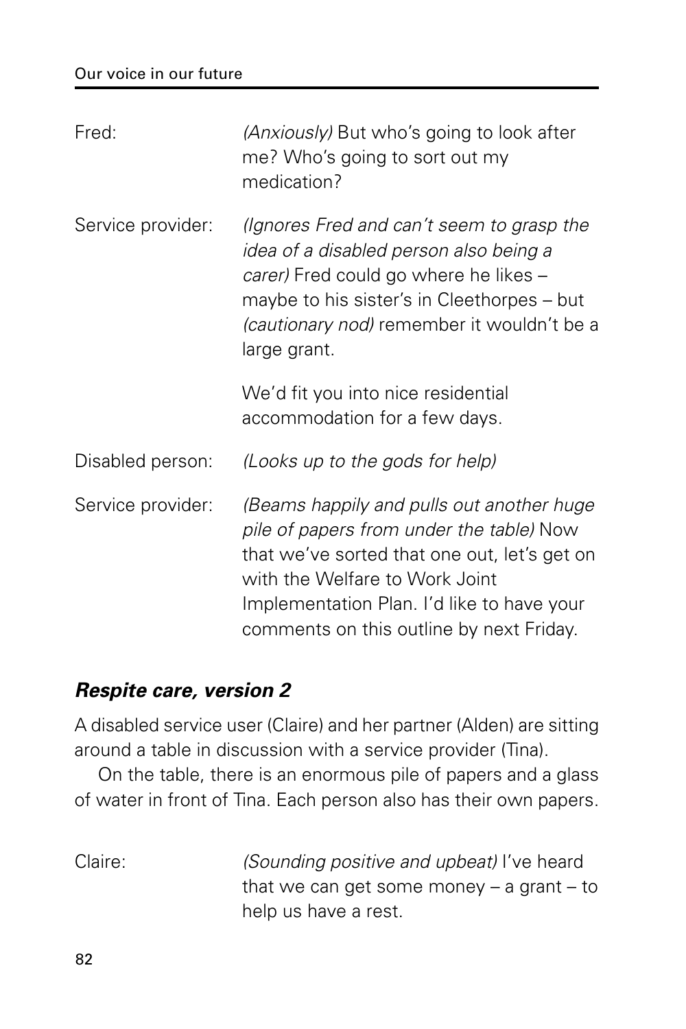Fred: *(Anxiously)* But who's going to look after me? Who's going to sort out my medication?

Service provider: *(Ignores Fred and can't seem to grasp the idea of a disabled person also being a carer)* Fred could go where he likes – maybe to his sister's in Cleethorpes – but *(cautionary nod)* remember it wouldn't be a large grant.

We'd fit you into nice residential accommodation for a few days.

Disabled person: *(Looks up to the gods for help)*

Service provider: *(Beams happily and pulls out another huge pile of papers from under the table)* Now that we've sorted that one out, let's get on with the Welfare to Work Joint Implementation Plan. I'd like to have your comments on this outline by next Friday.

### *Respite care, version 2*

A disabled service user (Claire) and her partner (Alden) are sitting around a table in discussion with a service provider (Tina).

On the table, there is an enormous pile of papers and a glass of water in front of Tina. Each person also has their own papers.

Claire: *(Sounding positive and upbeat)* I've heard that we can get some money – a grant – to help us have a rest.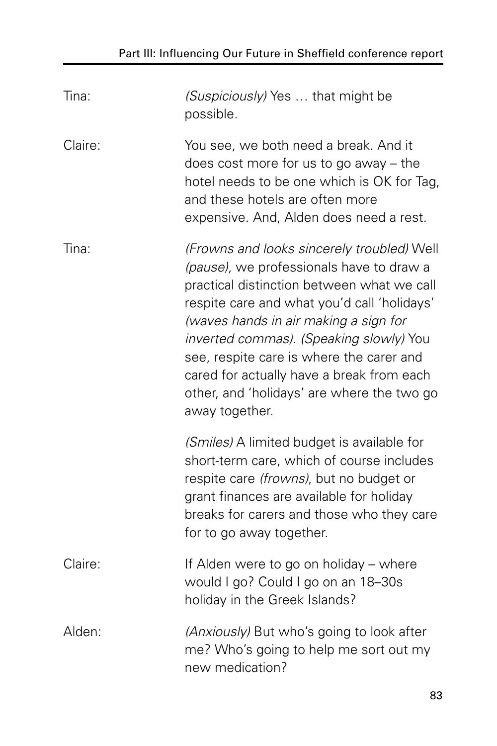Tina: *(Suspiciously)* Yes … that might be possible.

Claire: You see, we both need a break. And it does cost more for us to go away – the hotel needs to be one which is OK for Tag, and these hotels are often more expensive. And, Alden does need a rest.

Tina: *(Frowns and looks sincerely troubled)* Well *(pause)*, we professionals have to draw a practical distinction between what we call respite care and what you'd call 'holidays' *(waves hands in air making a sign for inverted commas). (Speaking slowly)* You see, respite care is where the carer and cared for actually have a break from each other, and 'holidays' are where the two go away together.

*(Smiles)* A limited budget is available for short-term care, which of course includes respite care *(frowns)*, but no budget or grant finances are available for holiday breaks for carers and those who they care for to go away together.

Claire: If Alden were to go on holiday – where would I go? Could I go on an 18–30s holiday in the Greek Islands?

Alden: *(Anxiously)* But who's going to look after me? Who's going to help me sort out my new medication?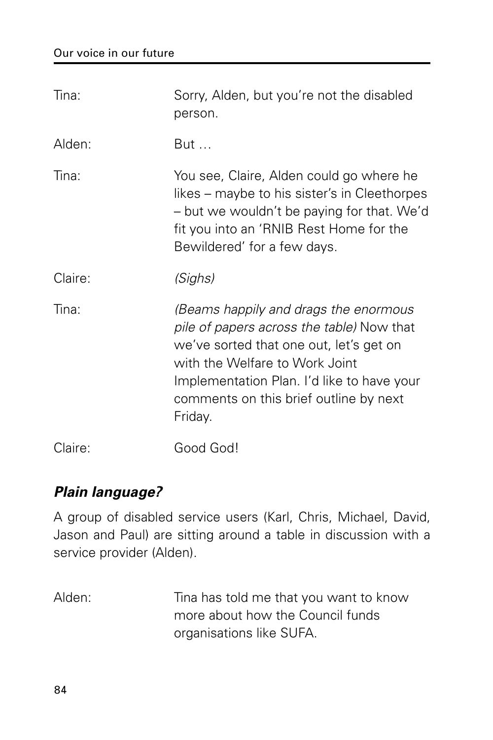Tina: Sorry, Alden, but you're not the disabled person.

Alden: But …

Tina: You see, Claire, Alden could go where he likes – maybe to his sister's in Cleethorpes – but we wouldn't be paying for that. We'd fit you into an 'RNIB Rest Home for the Bewildered' for a few days.

Claire: *(Sighs)*

Tina: *(Beams happily and drags the enormous pile of papers across the table)* Now that we've sorted that one out, let's get on with the Welfare to Work Joint Implementation Plan. I'd like to have your comments on this brief outline by next Friday.

Claire: Good God!

### *Plain language?*

A group of disabled service users (Karl, Chris, Michael, David, Jason and Paul) are sitting around a table in discussion with a service provider (Alden).

Alden: Tina has told me that you want to know more about how the Council funds organisations like SUFA.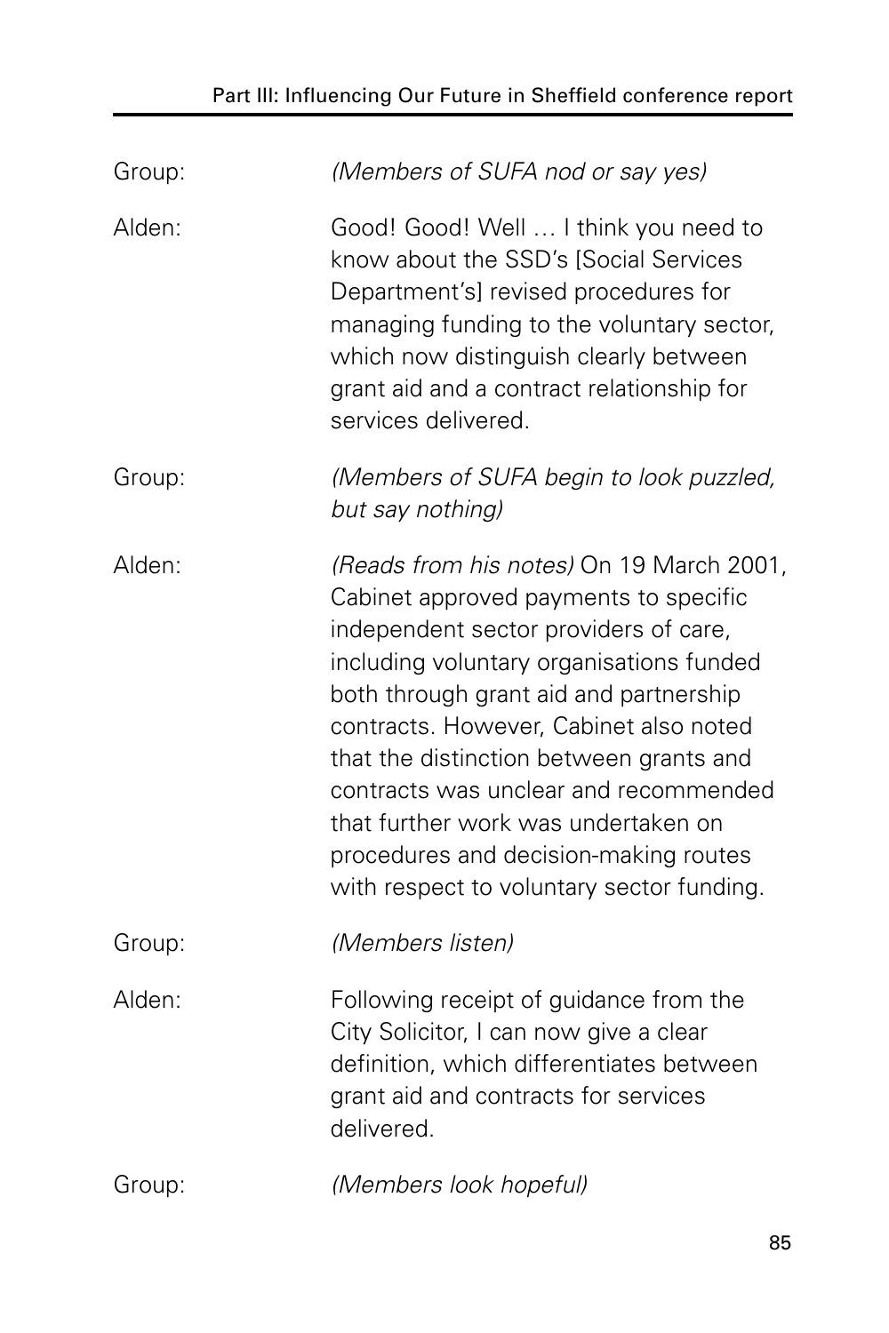Group: *(Members of SUFA nod or say yes)*

Alden: Good! Good! Well … I think you need to know about the SSD's [Social Services Department's] revised procedures for managing funding to the voluntary sector, which now distinguish clearly between grant aid and a contract relationship for services delivered.

Group: *(Members of SUFA begin to look puzzled, but say nothing)*

Alden: *(Reads from his notes)* On 19 March 2001, Cabinet approved payments to specific independent sector providers of care, including voluntary organisations funded both through grant aid and partnership contracts. However, Cabinet also noted that the distinction between grants and contracts was unclear and recommended that further work was undertaken on procedures and decision-making routes with respect to voluntary sector funding.

Group: *(Members listen)*

Alden: Following receipt of guidance from the City Solicitor, I can now give a clear definition, which differentiates between grant aid and contracts for services delivered.

Group: *(Members look hopeful)*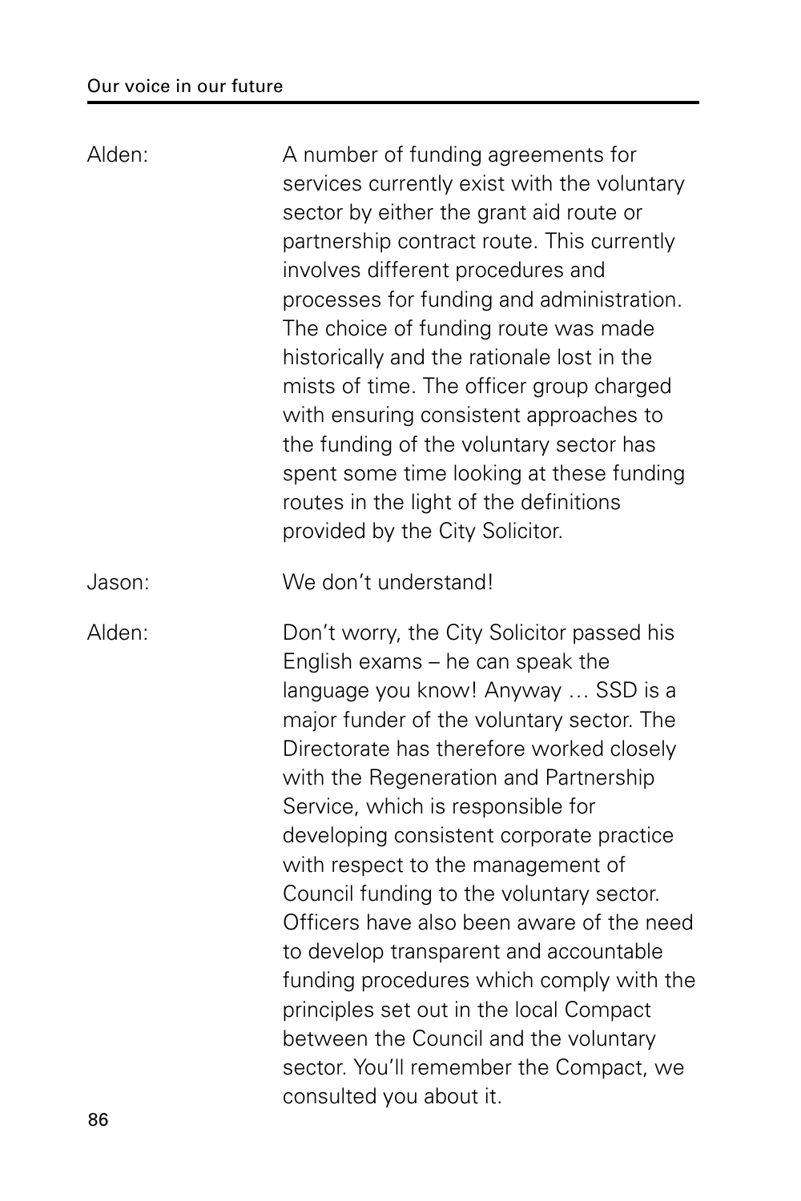Alden: A number of funding agreements for services currently exist with the voluntary sector by either the grant aid route or partnership contract route. This currently involves different procedures and processes for funding and administration. The choice of funding route was made historically and the rationale lost in the mists of time. The officer group charged with ensuring consistent approaches to the funding of the voluntary sector has spent some time looking at these funding routes in the light of the definitions provided by the City Solicitor.

Jason: We don't understand!

Alden: Don't worry, the City Solicitor passed his English exams – he can speak the language you know! Anyway … SSD is a major funder of the voluntary sector. The Directorate has therefore worked closely with the Regeneration and Partnership Service, which is responsible for developing consistent corporate practice with respect to the management of Council funding to the voluntary sector. Officers have also been aware of the need to develop transparent and accountable funding procedures which comply with the principles set out in the local Compact between the Council and the voluntary sector. You'll remember the Compact, we consulted you about it.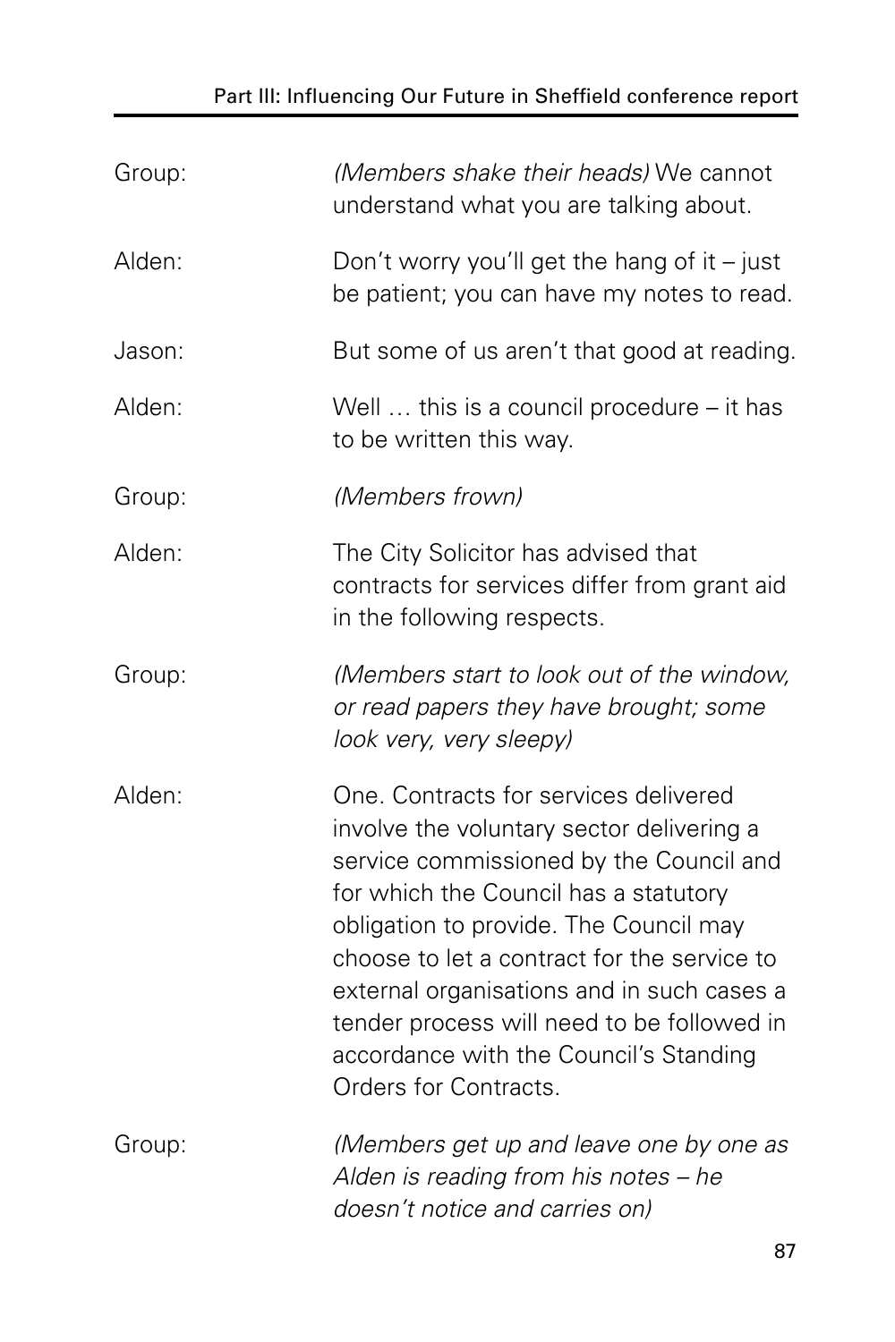Group: *(Members shake their heads)* We cannot understand what you are talking about.

Alden: Don't worry you'll get the hang of it – just be patient; you can have my notes to read.

Jason: But some of us aren't that good at reading.

Alden: Well … this is a council procedure – it has to be written this way.

Group: *(Members frown)*

Alden: The City Solicitor has advised that contracts for services differ from grant aid in the following respects.

Group: *(Members start to look out of the window, or read papers they have brought; some look very, very sleepy)*

Alden: One. Contracts for services delivered involve the voluntary sector delivering a service commissioned by the Council and for which the Council has a statutory obligation to provide. The Council may choose to let a contract for the service to external organisations and in such cases a tender process will need to be followed in accordance with the Council's Standing Orders for Contracts.

Group: *(Members get up and leave one by one as Alden is reading from his notes – he doesn't notice and carries on)*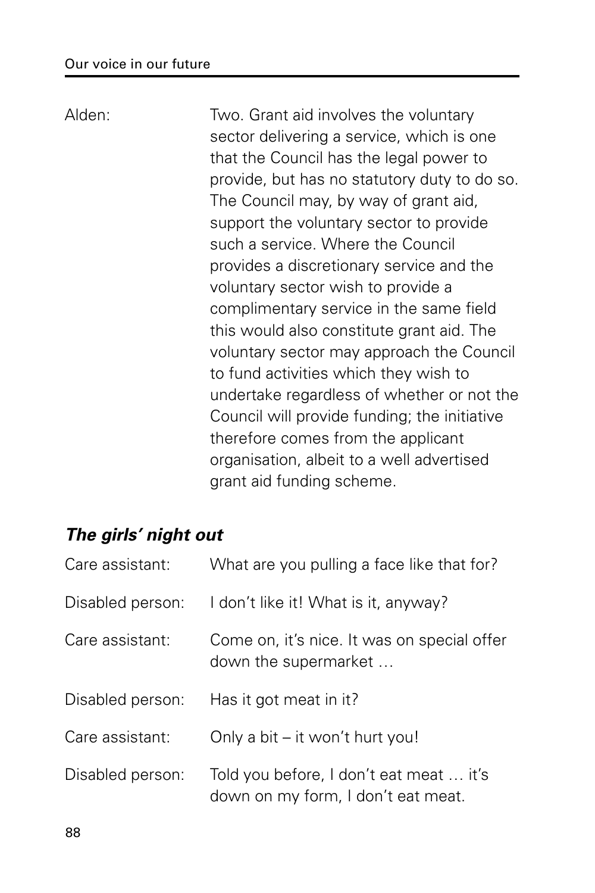Alden: Two. Grant aid involves the voluntary sector delivering a service, which is one that the Council has the legal power to provide, but has no statutory duty to do so. The Council may, by way of grant aid, support the voluntary sector to provide such a service. Where the Council provides a discretionary service and the voluntary sector wish to provide a complimentary service in the same field this would also constitute grant aid. The voluntary sector may approach the Council to fund activities which they wish to undertake regardless of whether or not the Council will provide funding; the initiative therefore comes from the applicant organisation, albeit to a well advertised grant aid funding scheme.

### *The girls' night out*

Care assistant: What are you pulling a face like that for?

Disabled person: I don't like it! What is it, anyway?

Care assistant: Come on, it's nice. It was on special offer down the supermarket …

Disabled person: Has it got meat in it?

Care assistant: Only a bit – it won't hurt you!

Disabled person: Told you before, I don't eat meat … it's down on my form, I don't eat meat.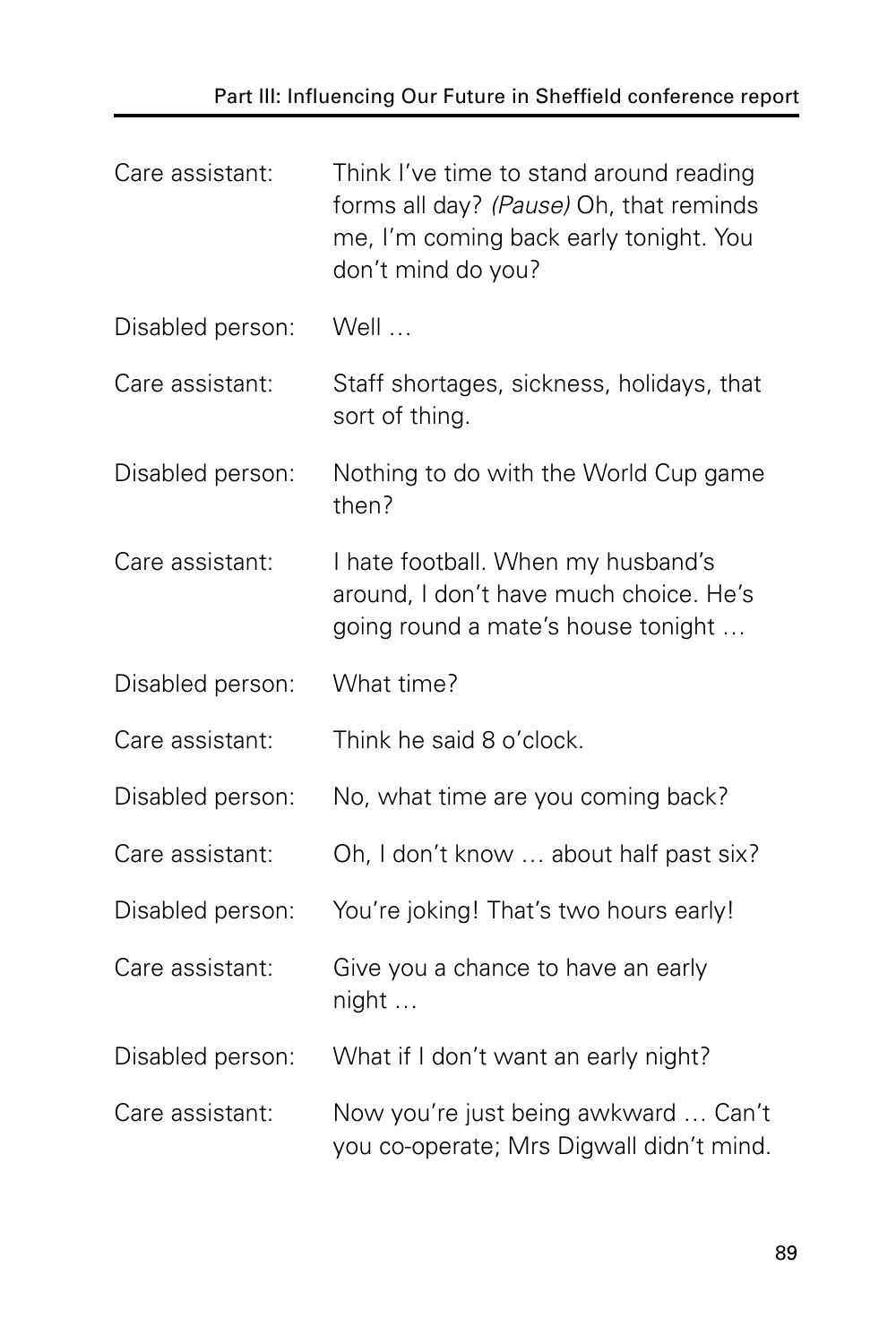Care assistant: Think I've time to stand around reading forms all day? *(Pause)* Oh, that reminds me, I'm coming back early tonight. You don't mind do you?

Disabled person: Well …

Care assistant: Staff shortages, sickness, holidays, that sort of thing.

Disabled person: Nothing to do with the World Cup game then?

Care assistant: I hate football. When my husband's around, I don't have much choice. He's going round a mate's house tonight …

Disabled person: What time?

Care assistant: Think he said 8 o'clock.

Disabled person: No, what time are you coming back?

Care assistant: Oh, I don't know … about half past six?

Disabled person: You're joking! That's two hours early!

Care assistant: Give you a chance to have an early night …

Disabled person: What if I don't want an early night?

Care assistant: Now you're just being awkward … Can't you co-operate; Mrs Digwall didn't mind.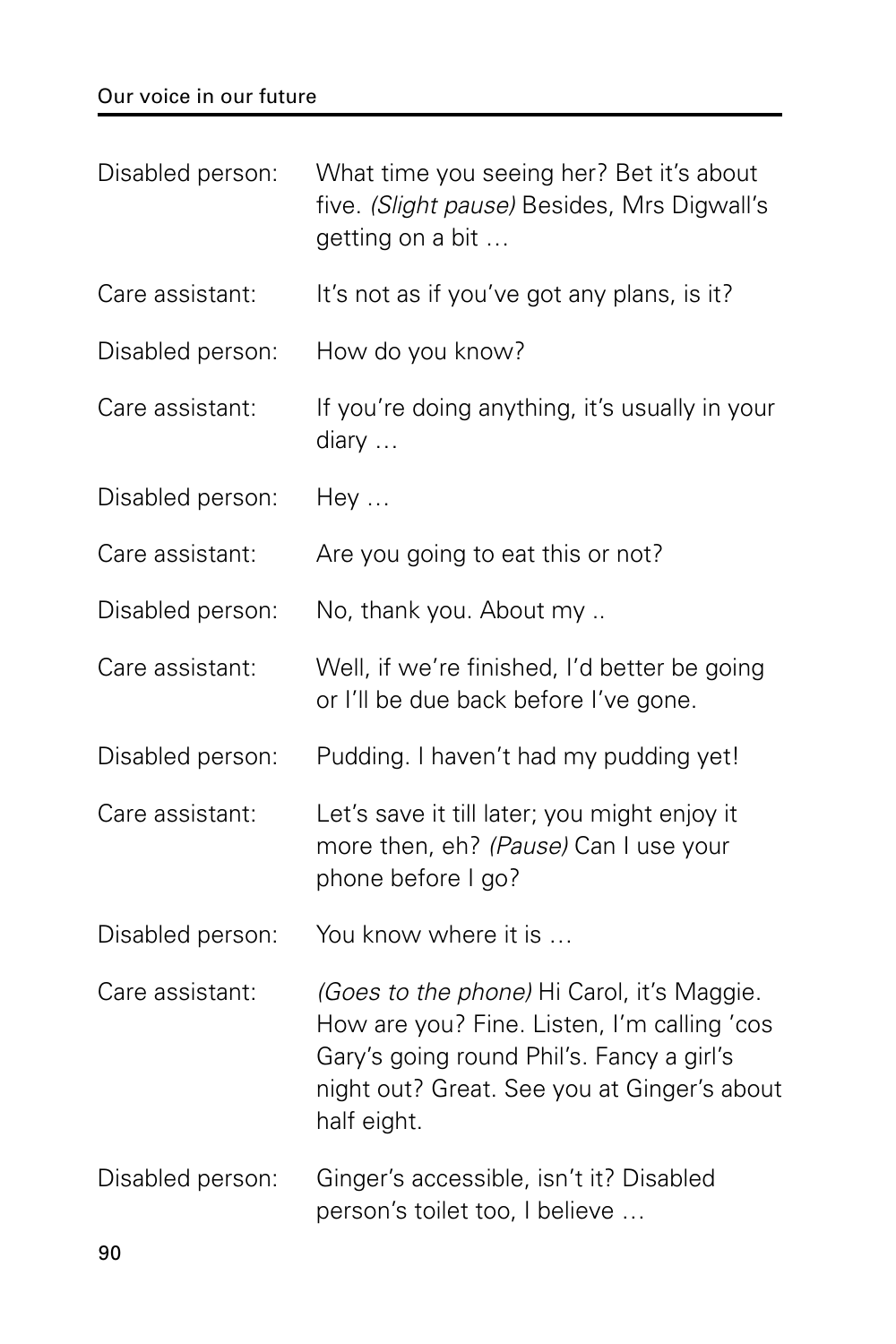Disabled person: What time you seeing her? Bet it's about five. *(Slight pause)* Besides, Mrs Digwall's getting on a bit …

Care assistant: It's not as if you've got any plans, is it?

Disabled person: How do you know?

Care assistant: If you're doing anything, it's usually in your diary …

Disabled person: Hey …

Care assistant: Are you going to eat this or not?

Disabled person: No, thank you. About my ..

Care assistant: Well, if we're finished, I'd better be going or I'll be due back before I've gone.

Disabled person: Pudding. I haven't had my pudding yet!

Care assistant: Let's save it till later; you might enjoy it more then, eh? *(Pause)* Can I use your phone before I go?

Disabled person: You know where it is …

Care assistant: *(Goes to the phone)* Hi Carol, it's Maggie. How are you? Fine. Listen, I'm calling 'cos Gary's going round Phil's. Fancy a girl's night out? Great. See you at Ginger's about half eight.

Disabled person: Ginger's accessible, isn't it? Disabled person's toilet too, I believe …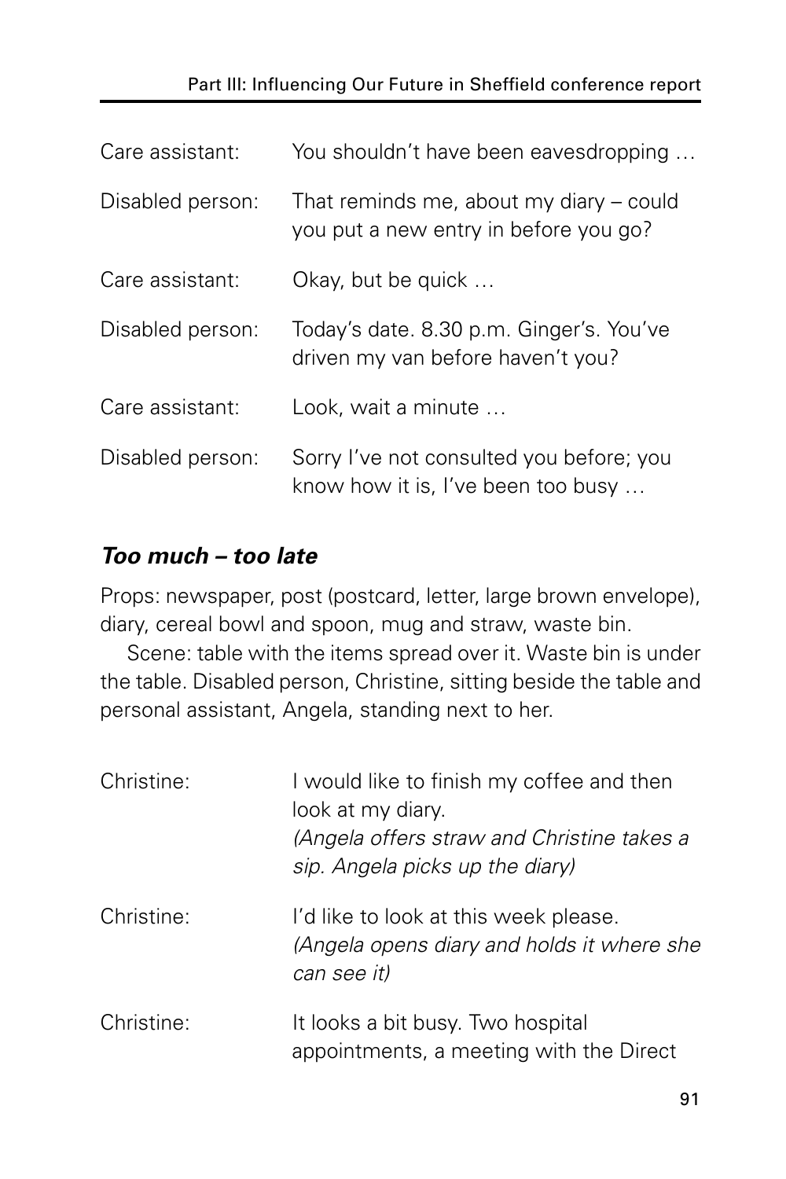| | |
|---|---|
| Care assistant: | You shouldn't have been eavesdropping … |
| Disabled person: | That reminds me, about my diary – could you put a new entry in before you go? |
| Care assistant: | Okay, but be quick … |
| Disabled person: | Today's date. 8.30 p.m. Ginger's. You've driven my van before haven't you? |
| Care assistant: | Look, wait a minute … |
| Disabled person: | Sorry I've not consulted you before; you know how it is, I've been too busy … |

### *Too much – too late*

Props: newspaper, post (postcard, letter, large brown envelope), diary, cereal bowl and spoon, mug and straw, waste bin.

Scene: table with the items spread over it. Waste bin is under the table. Disabled person, Christine, sitting beside the table and personal assistant, Angela, standing next to her.

| | |
|---|---|
| Christine: | I would like to finish my coffee and then look at my diary. *(Angela offers straw and Christine takes a sip. Angela picks up the diary)* |
| Christine: | I'd like to look at this week please. *(Angela opens diary and holds it where she can see it)* |
| Christine: | It looks a bit busy. Two hospital appointments, a meeting with the Direct |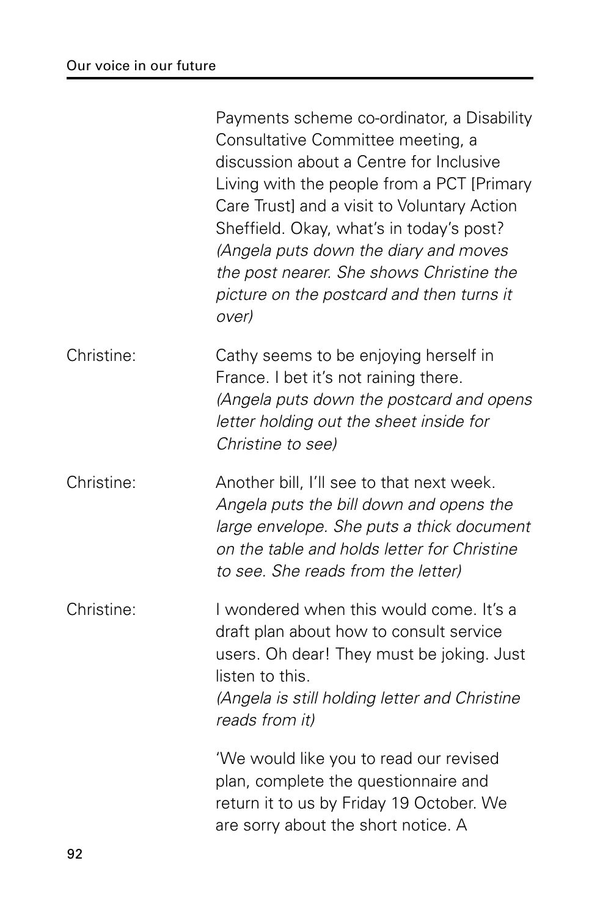Payments scheme co-ordinator, a Disability Consultative Committee meeting, a discussion about a Centre for Inclusive Living with the people from a PCT [Primary Care Trust] and a visit to Voluntary Action Sheffield. Okay, what's in today's post?
*(Angela puts down the diary and moves the post nearer. She shows Christine the picture on the postcard and then turns it over)*

Christine: Cathy seems to be enjoying herself in France. I bet it's not raining there.
*(Angela puts down the postcard and opens letter holding out the sheet inside for Christine to see)*

Christine: Another bill, I'll see to that next week.
*Angela puts the bill down and opens the large envelope. She puts a thick document on the table and holds letter for Christine to see. She reads from the letter)*

Christine: I wondered when this would come. It's a draft plan about how to consult service users. Oh dear! They must be joking. Just listen to this.
*(Angela is still holding letter and Christine reads from it)*

'We would like you to read our revised plan, complete the questionnaire and return it to us by Friday 19 October. We are sorry about the short notice. A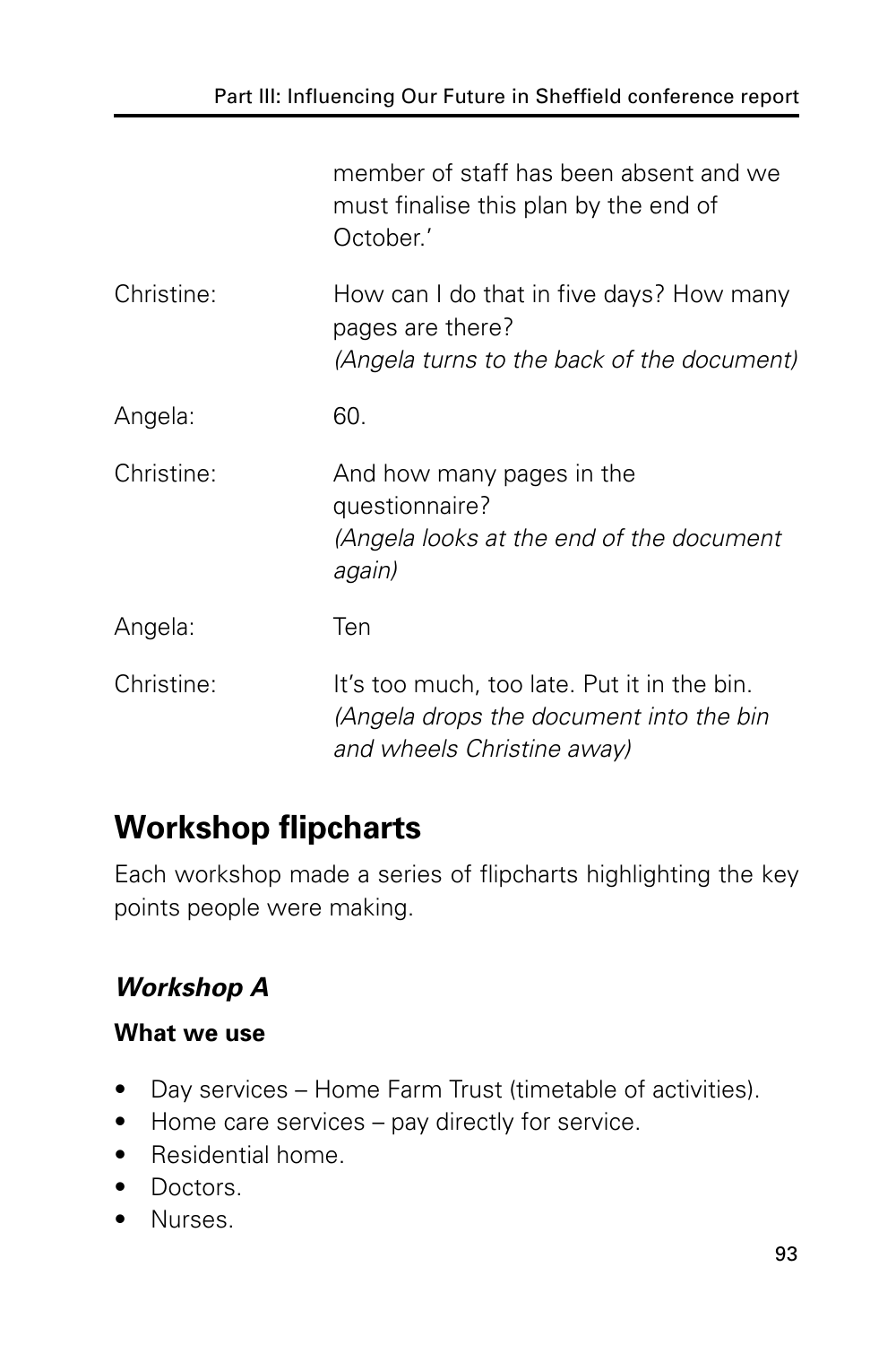member of staff has been absent and we must finalise this plan by the end of October.'

Christine: How can I do that in five days? How many pages are there?
*(Angela turns to the back of the document)*

Angela: 60.

Christine: And how many pages in the questionnaire?
*(Angela looks at the end of the document again)*

Angela: Ten

Christine: It's too much, too late. Put it in the bin.
*(Angela drops the document into the bin and wheels Christine away)*

## Workshop flipcharts

Each workshop made a series of flipcharts highlighting the key points people were making.

### *Workshop A*

#### What we use

- Day services – Home Farm Trust (timetable of activities).
- Home care services – pay directly for service.
- Residential home.
- Doctors.
- Nurses.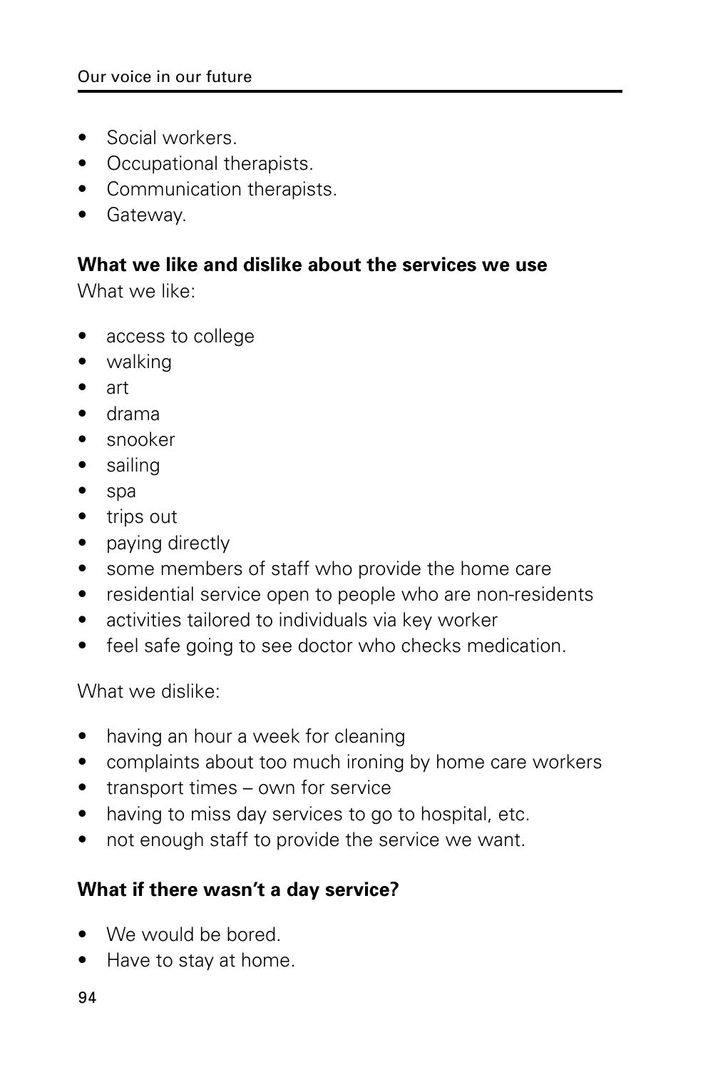- Social workers.
- Occupational therapists.
- Communication therapists.
- Gateway.

**What we like and dislike about the services we use**

What we like:

- access to college
- walking
- art
- drama
- snooker
- sailing
- spa
- trips out
- paying directly
- some members of staff who provide the home care
- residential service open to people who are non-residents
- activities tailored to individuals via key worker
- feel safe going to see doctor who checks medication.

What we dislike:

- having an hour a week for cleaning
- complaints about too much ironing by home care workers
- transport times – own for service
- having to miss day services to go to hospital, etc.
- not enough staff to provide the service we want.

**What if there wasn't a day service?**

- We would be bored.
- Have to stay at home.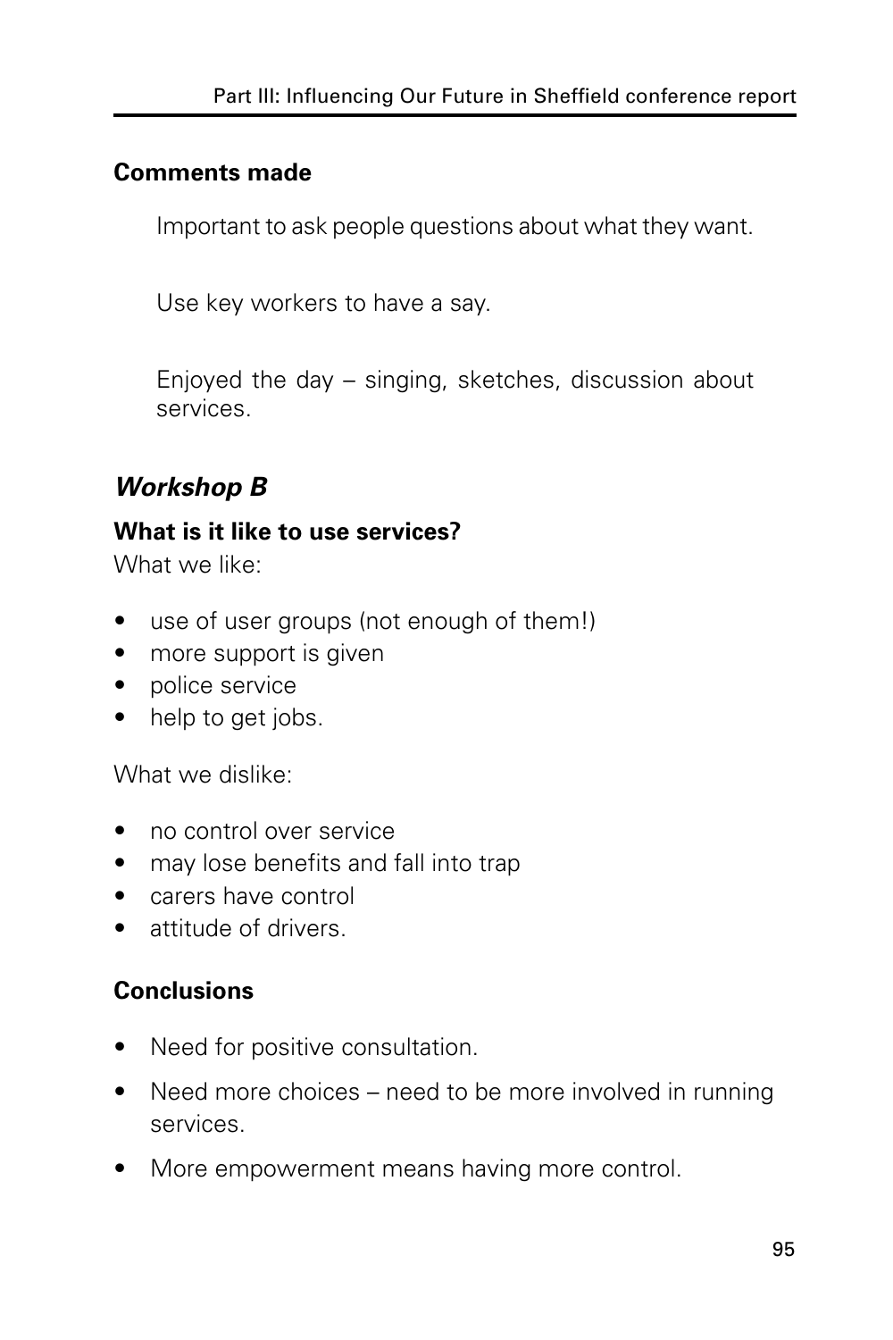**Comments made**

Important to ask people questions about what they want.

Use key workers to have a say.

Enjoyed the day – singing, sketches, discussion about services.

## *Workshop B*

**What is it like to use services?**

What we like:

- use of user groups (not enough of them!)
- more support is given
- police service
- help to get jobs.

What we dislike:

- no control over service
- may lose benefits and fall into trap
- carers have control
- attitude of drivers.

**Conclusions**

- Need for positive consultation.
- Need more choices – need to be more involved in running services.
- More empowerment means having more control.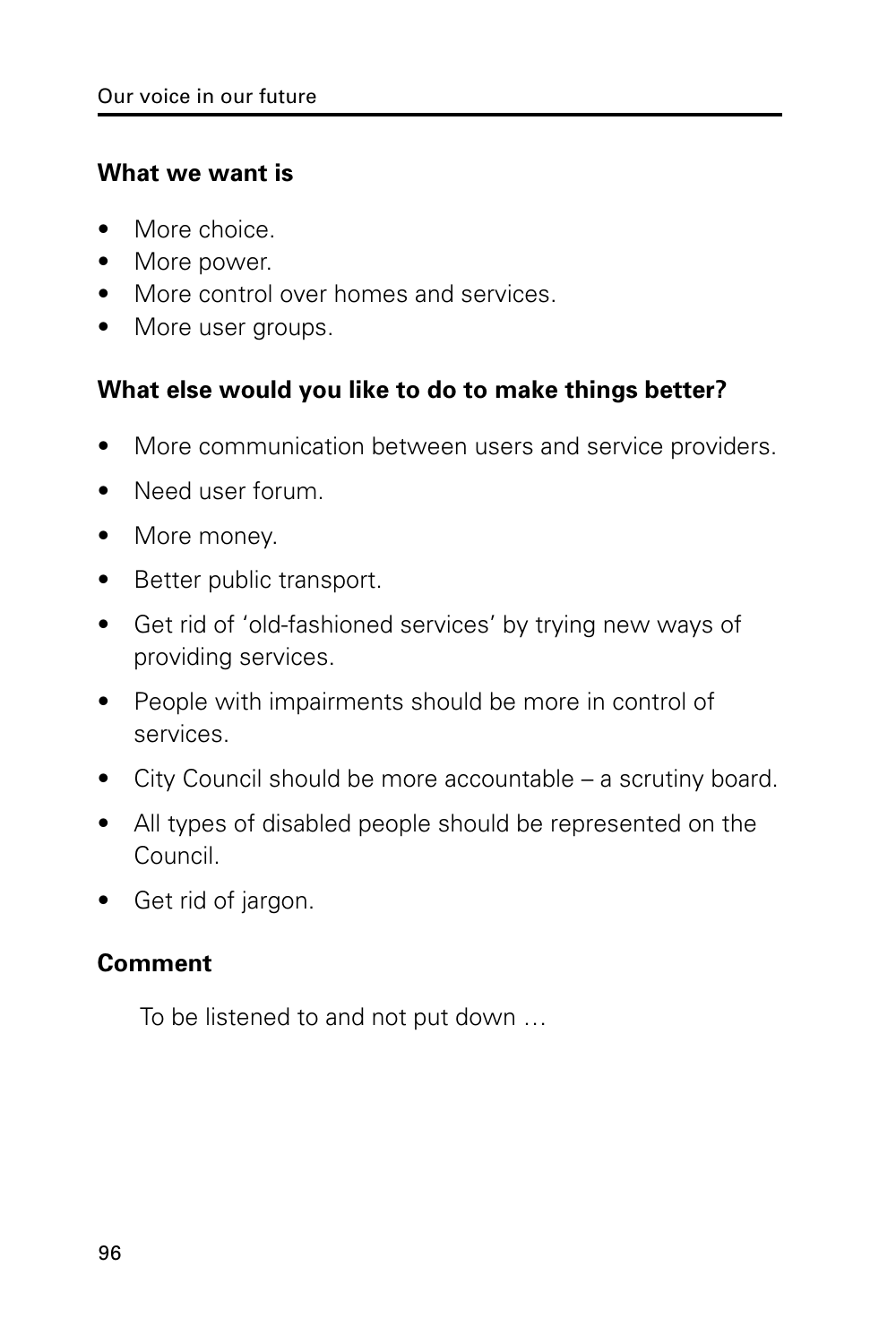**What we want is**

- More choice.
- More power.
- More control over homes and services.
- More user groups.

**What else would you like to do to make things better?**

- More communication between users and service providers.
- Need user forum.
- More money.
- Better public transport.
- Get rid of 'old-fashioned services' by trying new ways of providing services.
- People with impairments should be more in control of services.
- City Council should be more accountable – a scrutiny board.
- All types of disabled people should be represented on the Council.
- Get rid of jargon.

**Comment**

To be listened to and not put down …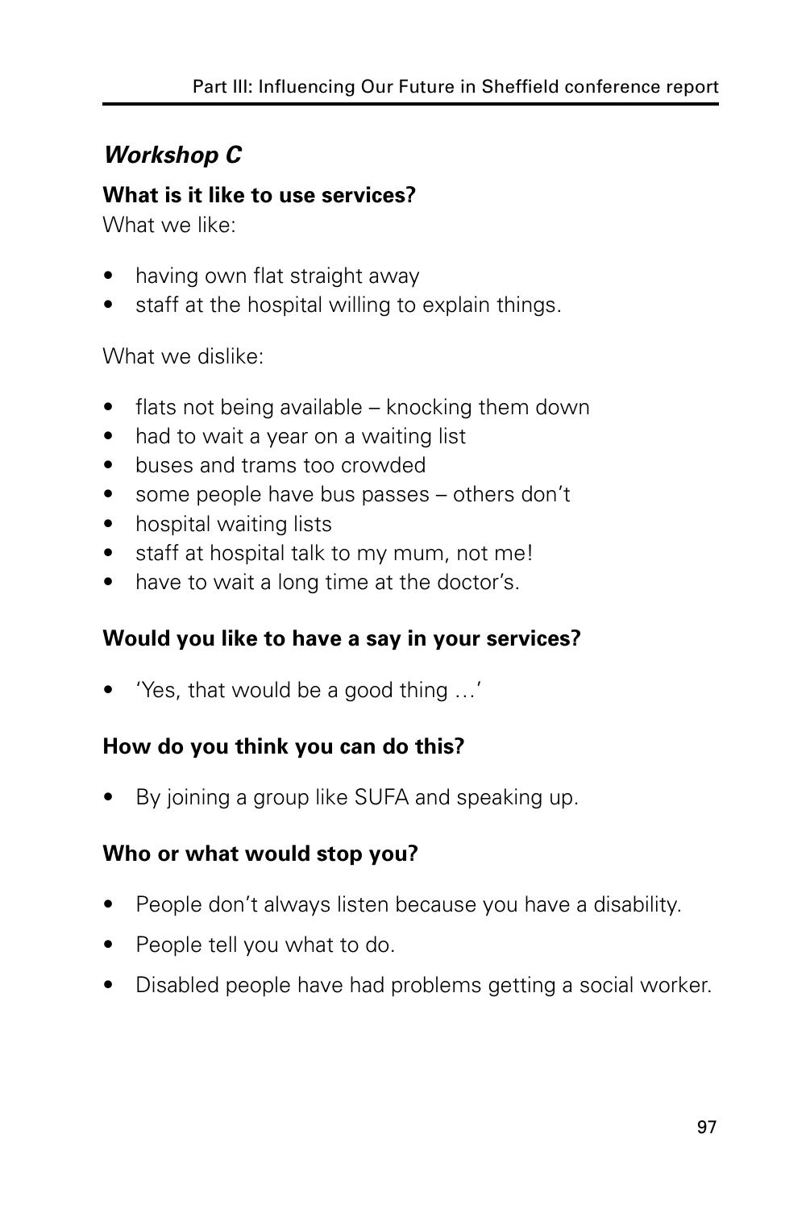### *Workshop C*

**What is it like to use services?**

What we like:

- having own flat straight away
- staff at the hospital willing to explain things.

What we dislike:

- flats not being available – knocking them down
- had to wait a year on a waiting list
- buses and trams too crowded
- some people have bus passes – others don't
- hospital waiting lists
- staff at hospital talk to my mum, not me!
- have to wait a long time at the doctor's.

**Would you like to have a say in your services?**

- 'Yes, that would be a good thing …'

**How do you think you can do this?**

- By joining a group like SUFA and speaking up.

**Who or what would stop you?**

- People don't always listen because you have a disability.
- People tell you what to do.
- Disabled people have had problems getting a social worker.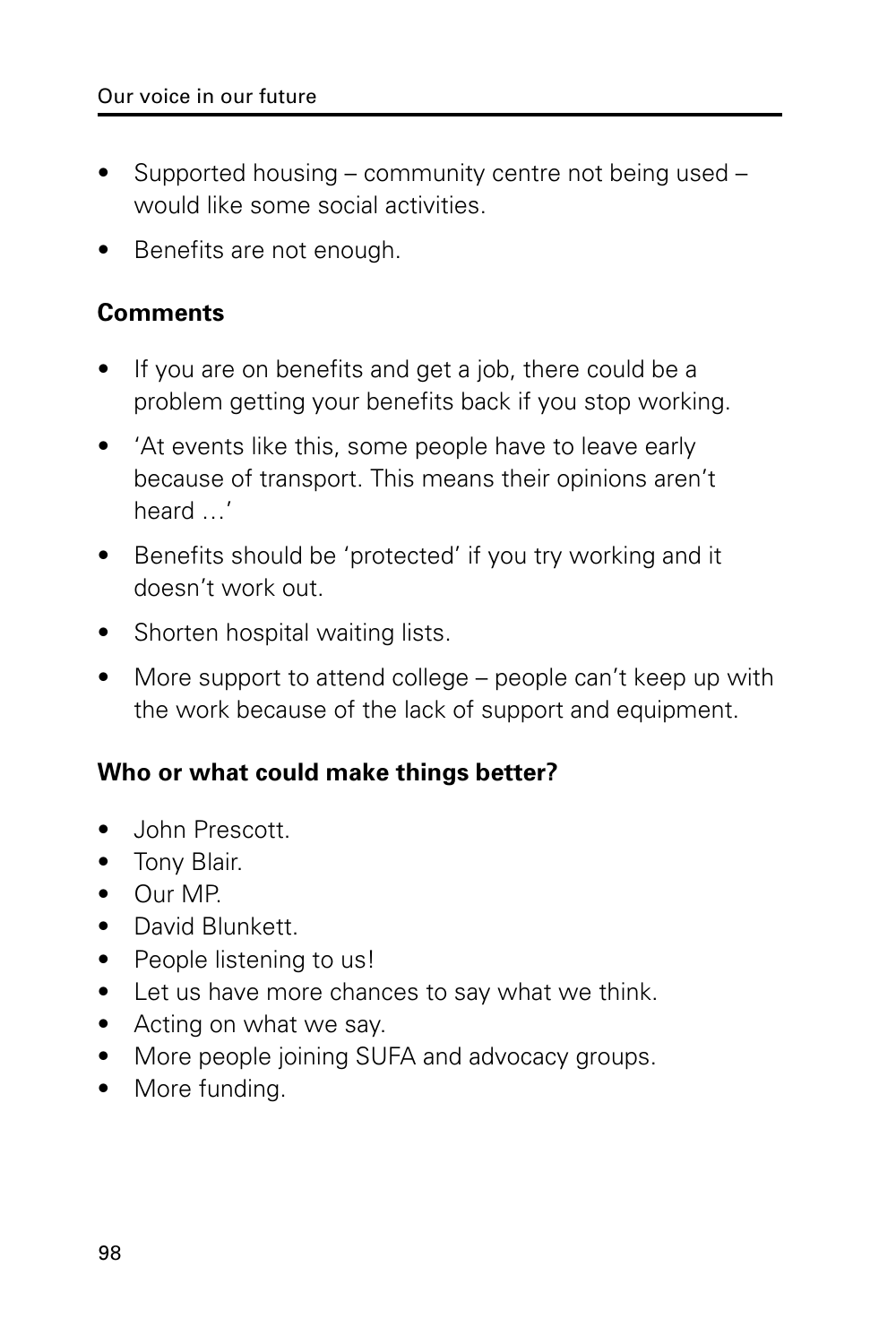- Supported housing – community centre not being used – would like some social activities.
- Benefits are not enough.

**Comments**

- If you are on benefits and get a job, there could be a problem getting your benefits back if you stop working.
- 'At events like this, some people have to leave early because of transport. This means their opinions aren't heard …'
- Benefits should be 'protected' if you try working and it doesn't work out.
- Shorten hospital waiting lists.
- More support to attend college – people can't keep up with the work because of the lack of support and equipment.

**Who or what could make things better?**

- John Prescott.
- Tony Blair.
- Our MP.
- David Blunkett.
- People listening to us!
- Let us have more chances to say what we think.
- Acting on what we say.
- More people joining SUFA and advocacy groups.
- More funding.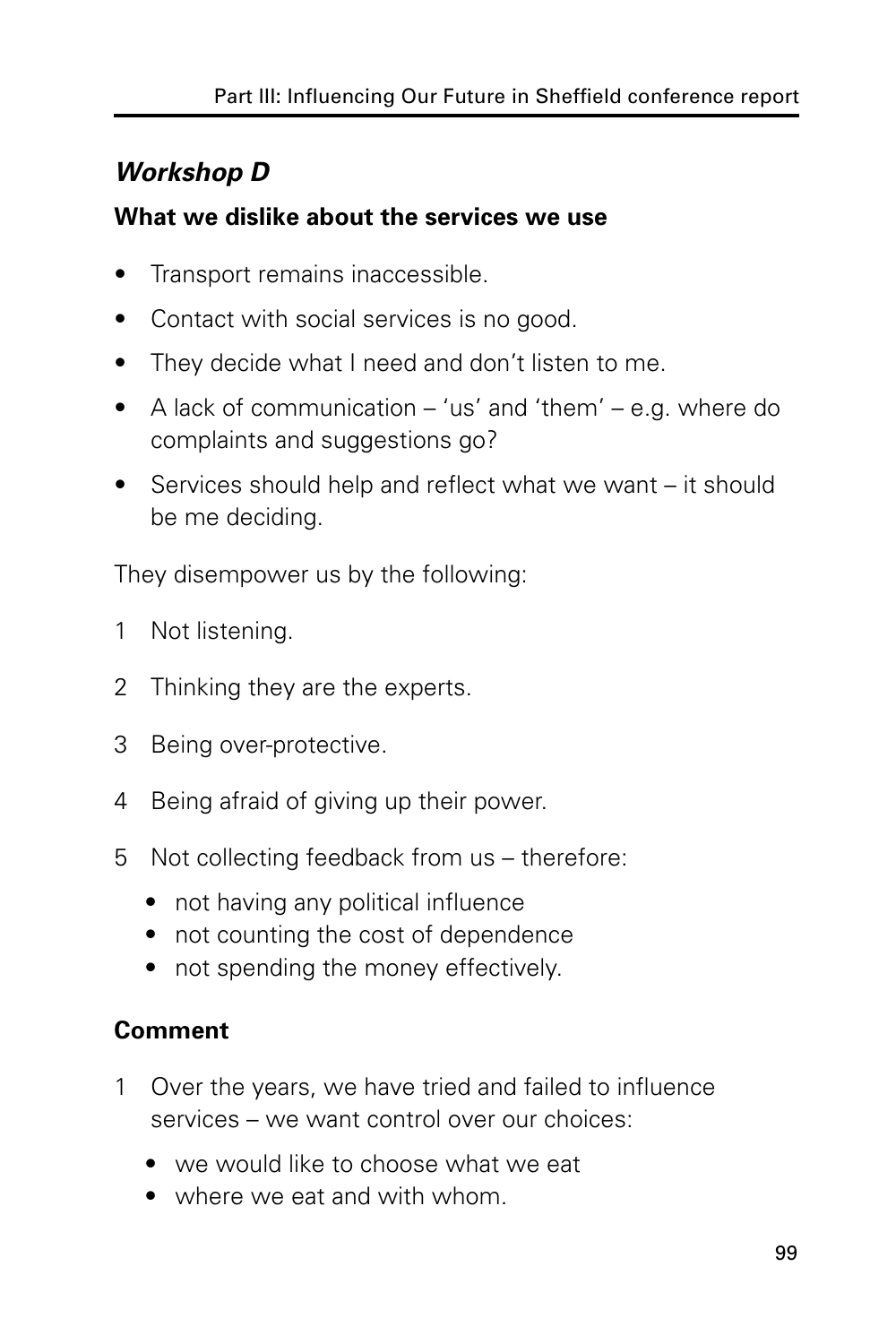### *Workshop D*

**What we dislike about the services we use**

- Transport remains inaccessible.
- Contact with social services is no good.
- They decide what I need and don't listen to me.
- A lack of communication – 'us' and 'them' – e.g. where do complaints and suggestions go?
- Services should help and reflect what we want – it should be me deciding.

They disempower us by the following:

1. Not listening.
2. Thinking they are the experts.
3. Being over-protective.
4. Being afraid of giving up their power.
5. Not collecting feedback from us – therefore:
   - not having any political influence
   - not counting the cost of dependence
   - not spending the money effectively.

**Comment**

1. Over the years, we have tried and failed to influence services – we want control over our choices:
   - we would like to choose what we eat
   - where we eat and with whom.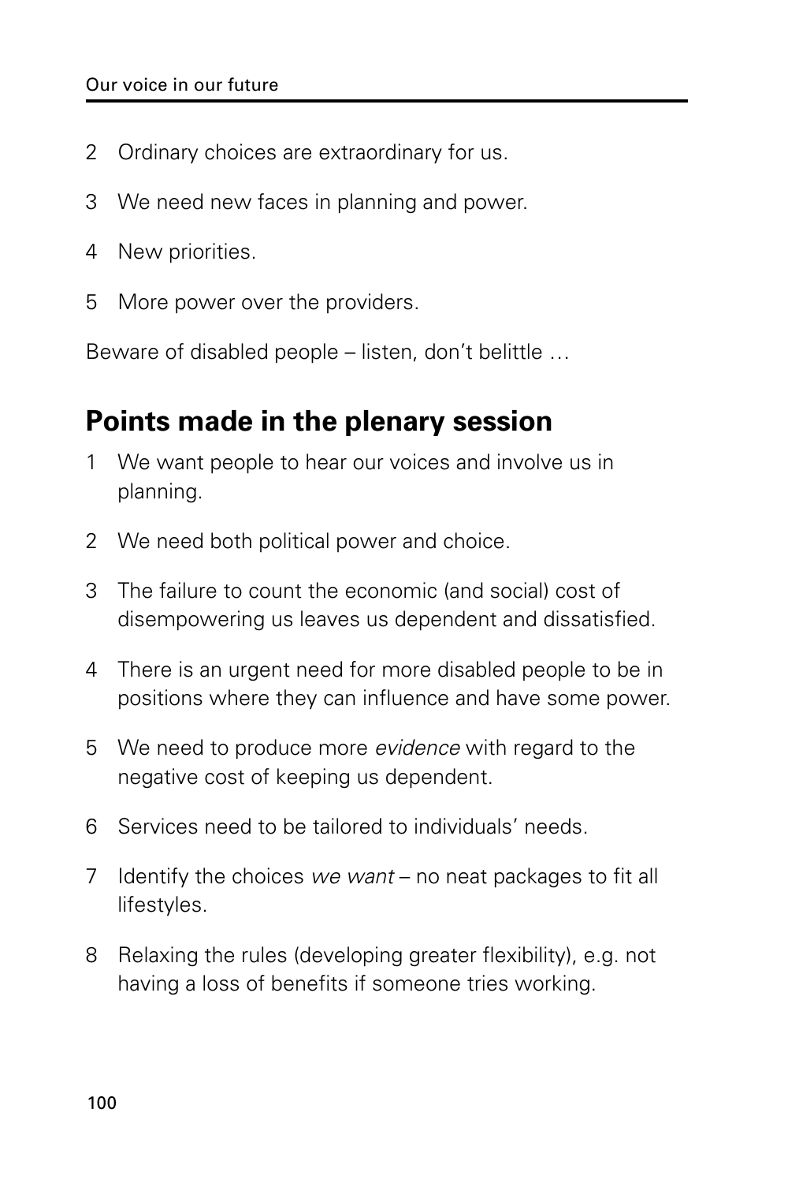2 Ordinary choices are extraordinary for us.

3 We need new faces in planning and power.

4 New priorities.

5 More power over the providers.

Beware of disabled people – listen, don't belittle …

## Points made in the plenary session

1 We want people to hear our voices and involve us in planning.

2 We need both political power and choice.

3 The failure to count the economic (and social) cost of disempowering us leaves us dependent and dissatisfied.

4 There is an urgent need for more disabled people to be in positions where they can influence and have some power.

5 We need to produce more *evidence* with regard to the negative cost of keeping us dependent.

6 Services need to be tailored to individuals' needs.

7 Identify the choices *we want* – no neat packages to fit all lifestyles.

8 Relaxing the rules (developing greater flexibility), e.g. not having a loss of benefits if someone tries working.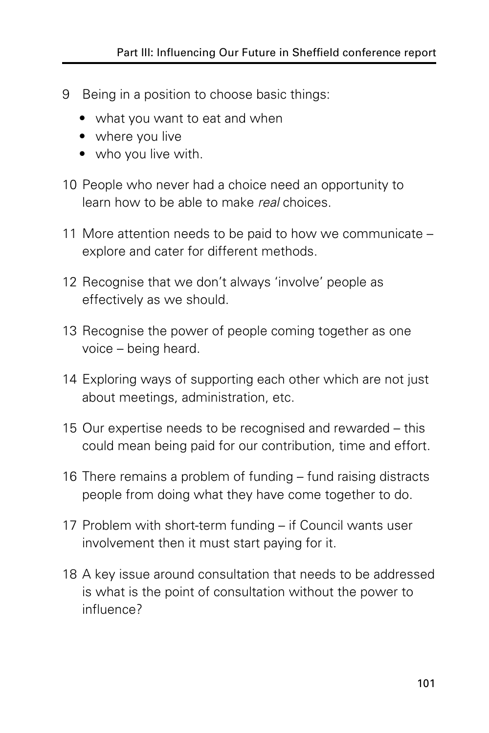9 Being in a position to choose basic things:
   - what you want to eat and when
   - where you live
   - who you live with.

10 People who never had a choice need an opportunity to learn how to be able to make *real* choices.

11 More attention needs to be paid to how we communicate – explore and cater for different methods.

12 Recognise that we don't always 'involve' people as effectively as we should.

13 Recognise the power of people coming together as one voice – being heard.

14 Exploring ways of supporting each other which are not just about meetings, administration, etc.

15 Our expertise needs to be recognised and rewarded – this could mean being paid for our contribution, time and effort.

16 There remains a problem of funding – fund raising distracts people from doing what they have come together to do.

17 Problem with short-term funding – if Council wants user involvement then it must start paying for it.

18 A key issue around consultation that needs to be addressed is what is the point of consultation without the power to influence?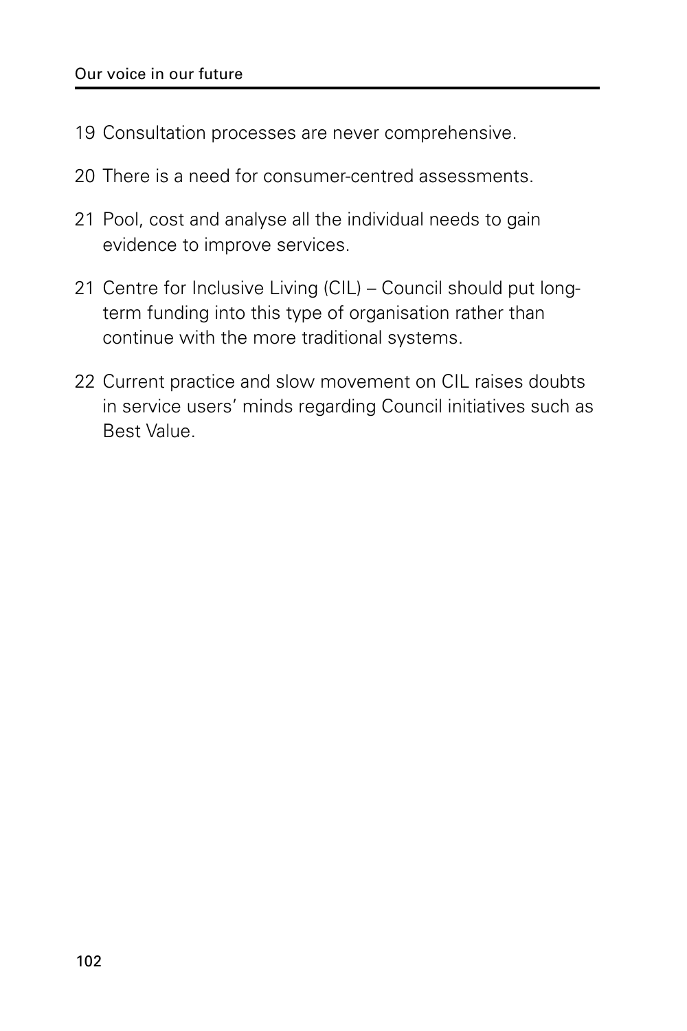19 Consultation processes are never comprehensive.

20 There is a need for consumer-centred assessments.

21 Pool, cost and analyse all the individual needs to gain evidence to improve services.

21 Centre for Inclusive Living (CIL) – Council should put long-term funding into this type of organisation rather than continue with the more traditional systems.

22 Current practice and slow movement on CIL raises doubts in service users' minds regarding Council initiatives such as Best Value.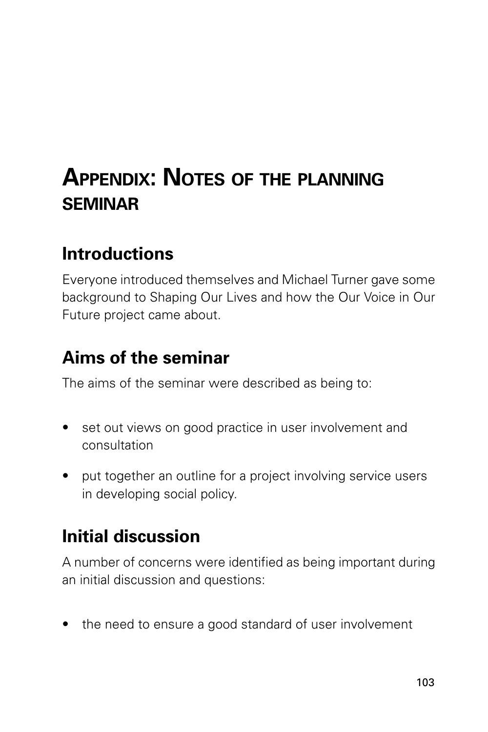# Appendix: Notes of the planning seminar

## Introductions

Everyone introduced themselves and Michael Turner gave some background to Shaping Our Lives and how the Our Voice in Our Future project came about.

## Aims of the seminar

The aims of the seminar were described as being to:

- set out views on good practice in user involvement and consultation
- put together an outline for a project involving service users in developing social policy.

## Initial discussion

A number of concerns were identified as being important during an initial discussion and questions:

- the need to ensure a good standard of user involvement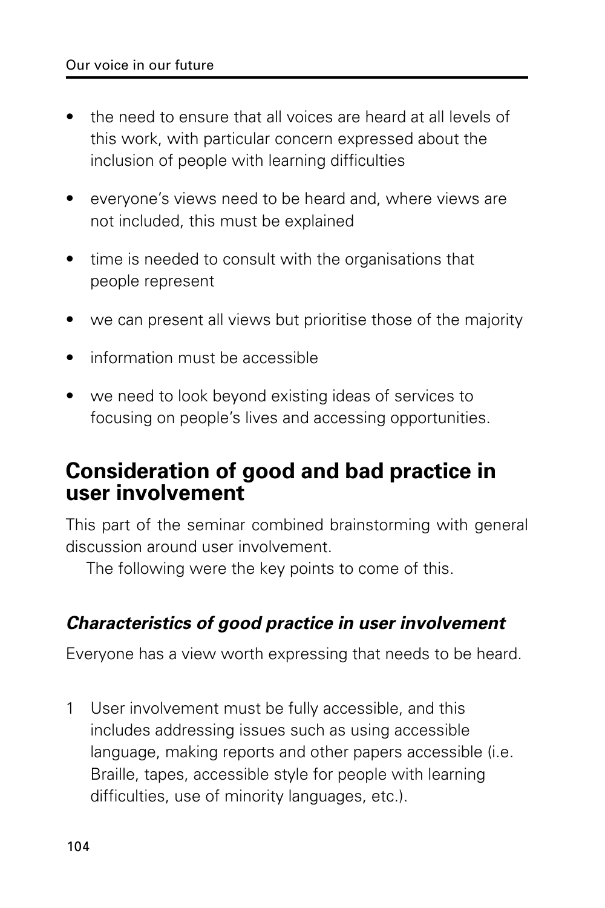- the need to ensure that all voices are heard at all levels of this work, with particular concern expressed about the inclusion of people with learning difficulties
- everyone's views need to be heard and, where views are not included, this must be explained
- time is needed to consult with the organisations that people represent
- we can present all views but prioritise those of the majority
- information must be accessible
- we need to look beyond existing ideas of services to focusing on people's lives and accessing opportunities.

## Consideration of good and bad practice in user involvement

This part of the seminar combined brainstorming with general discussion around user involvement.

The following were the key points to come of this.

### *Characteristics of good practice in user involvement*

Everyone has a view worth expressing that needs to be heard.

1 User involvement must be fully accessible, and this includes addressing issues such as using accessible language, making reports and other papers accessible (i.e. Braille, tapes, accessible style for people with learning difficulties, use of minority languages, etc.).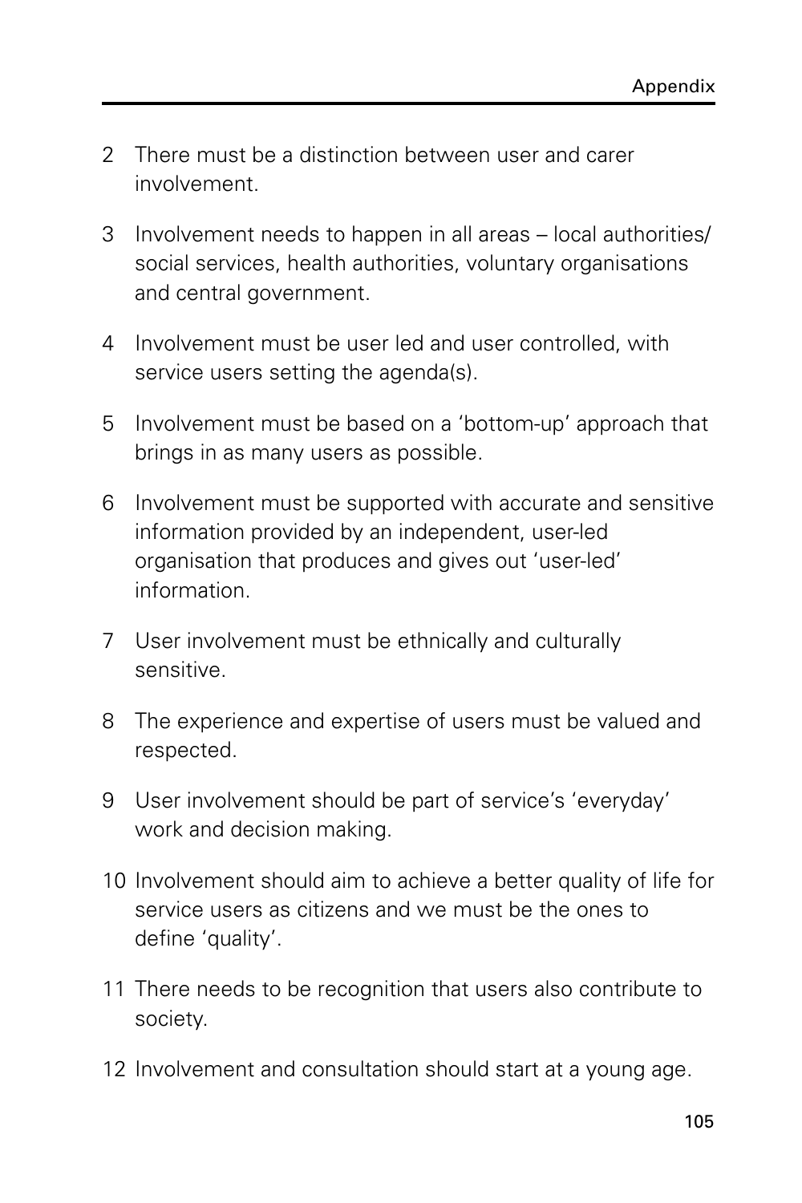2. There must be a distinction between user and carer involvement.
3. Involvement needs to happen in all areas – local authorities/ social services, health authorities, voluntary organisations and central government.
4. Involvement must be user led and user controlled, with service users setting the agenda(s).
5. Involvement must be based on a 'bottom-up' approach that brings in as many users as possible.
6. Involvement must be supported with accurate and sensitive information provided by an independent, user-led organisation that produces and gives out 'user-led' information.
7. User involvement must be ethnically and culturally sensitive.
8. The experience and expertise of users must be valued and respected.
9. User involvement should be part of service's 'everyday' work and decision making.
10. Involvement should aim to achieve a better quality of life for service users as citizens and we must be the ones to define 'quality'.
11. There needs to be recognition that users also contribute to society.
12. Involvement and consultation should start at a young age.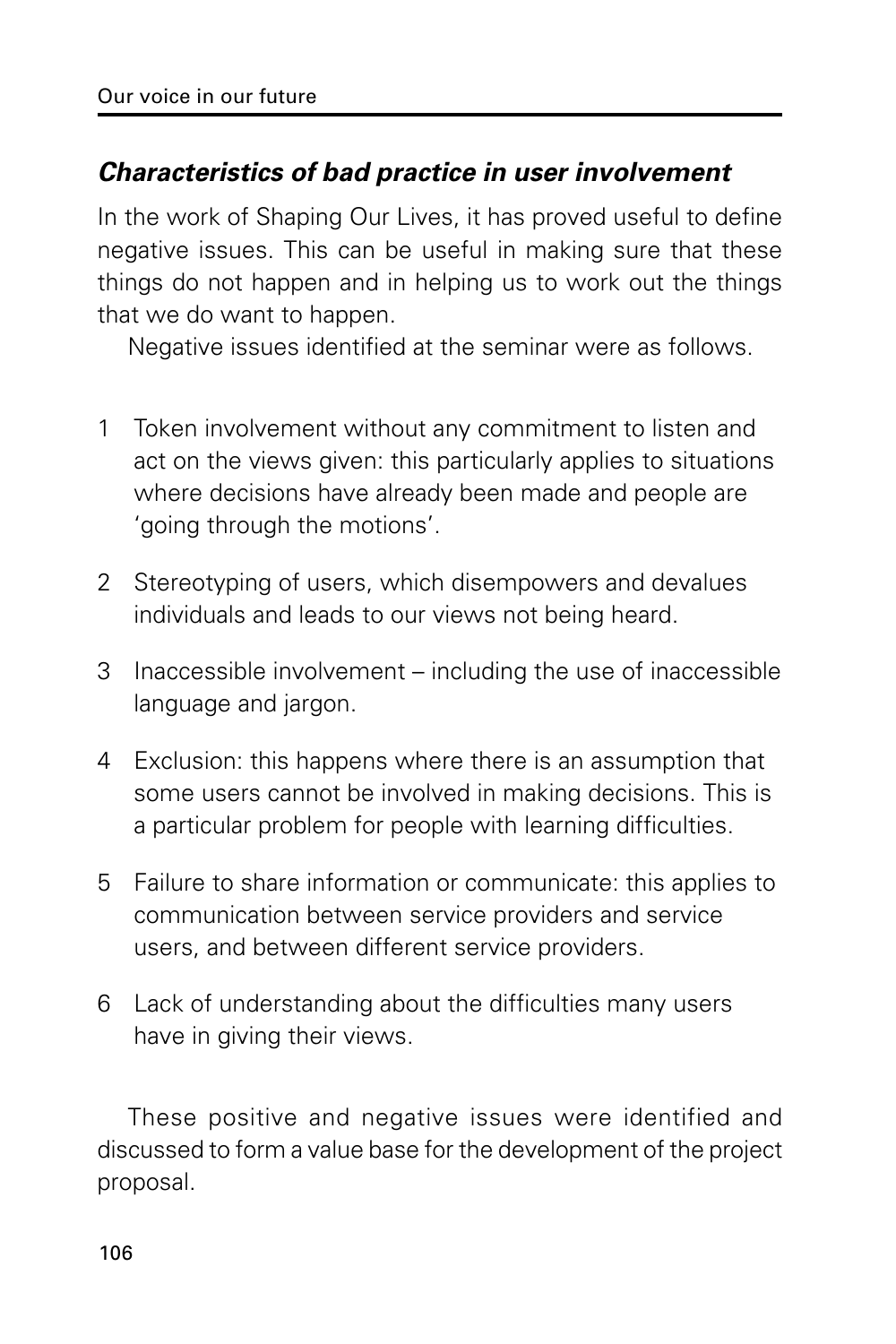### *Characteristics of bad practice in user involvement*

In the work of Shaping Our Lives, it has proved useful to define negative issues. This can be useful in making sure that these things do not happen and in helping us to work out the things that we do want to happen.

Negative issues identified at the seminar were as follows.

1. Token involvement without any commitment to listen and act on the views given: this particularly applies to situations where decisions have already been made and people are 'going through the motions'.
2. Stereotyping of users, which disempowers and devalues individuals and leads to our views not being heard.
3. Inaccessible involvement – including the use of inaccessible language and jargon.
4. Exclusion: this happens where there is an assumption that some users cannot be involved in making decisions. This is a particular problem for people with learning difficulties.
5. Failure to share information or communicate: this applies to communication between service providers and service users, and between different service providers.
6. Lack of understanding about the difficulties many users have in giving their views.

These positive and negative issues were identified and discussed to form a value base for the development of the project proposal.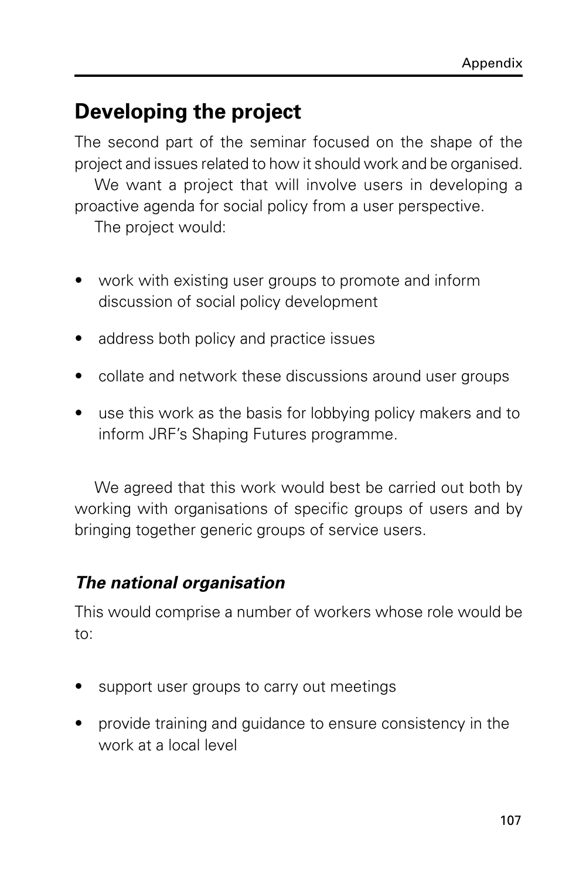## Developing the project

The second part of the seminar focused on the shape of the project and issues related to how it should work and be organised.

We want a project that will involve users in developing a proactive agenda for social policy from a user perspective.

The project would:

- work with existing user groups to promote and inform discussion of social policy development
- address both policy and practice issues
- collate and network these discussions around user groups
- use this work as the basis for lobbying policy makers and to inform JRF's Shaping Futures programme.

We agreed that this work would best be carried out both by working with organisations of specific groups of users and by bringing together generic groups of service users.

### *The national organisation*

This would comprise a number of workers whose role would be to:

- support user groups to carry out meetings
- provide training and guidance to ensure consistency in the work at a local level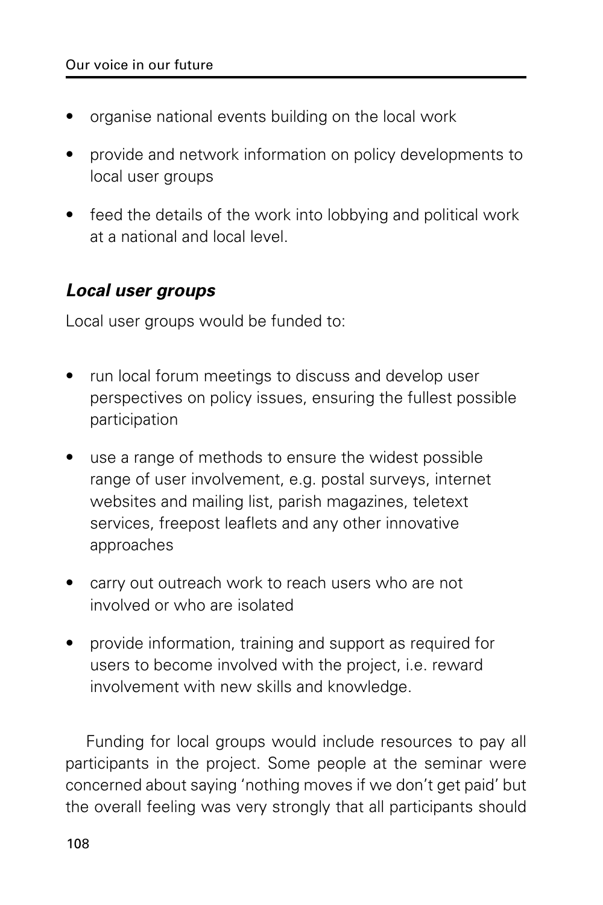- organise national events building on the local work
- provide and network information on policy developments to local user groups
- feed the details of the work into lobbying and political work at a national and local level.

### *Local user groups*

Local user groups would be funded to:

- run local forum meetings to discuss and develop user perspectives on policy issues, ensuring the fullest possible participation
- use a range of methods to ensure the widest possible range of user involvement, e.g. postal surveys, internet websites and mailing list, parish magazines, teletext services, freepost leaflets and any other innovative approaches
- carry out outreach work to reach users who are not involved or who are isolated
- provide information, training and support as required for users to become involved with the project, i.e. reward involvement with new skills and knowledge.

Funding for local groups would include resources to pay all participants in the project. Some people at the seminar were concerned about saying 'nothing moves if we don't get paid' but the overall feeling was very strongly that all participants should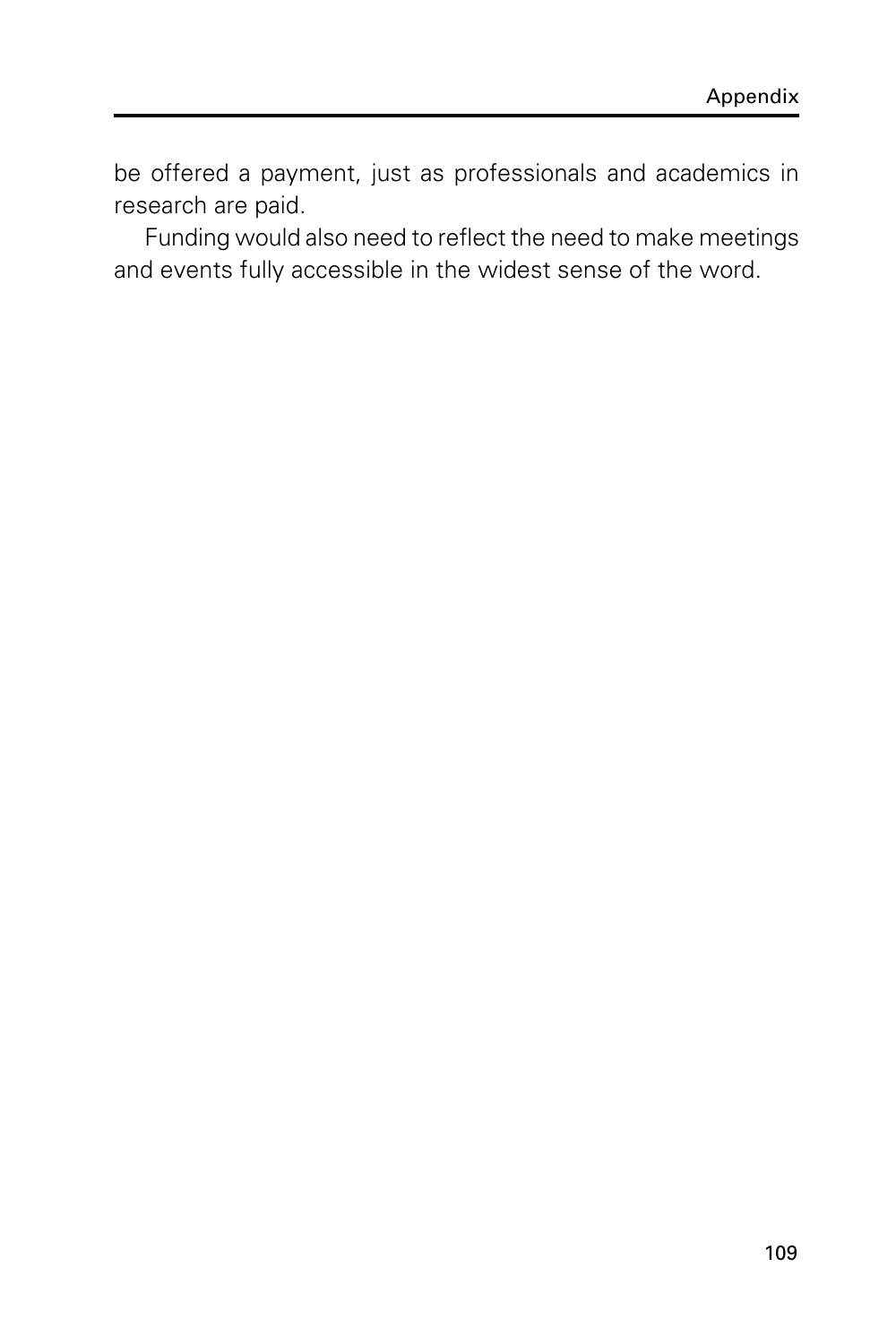be offered a payment, just as professionals and academics in research are paid.

Funding would also need to reflect the need to make meetings and events fully accessible in the widest sense of the word.